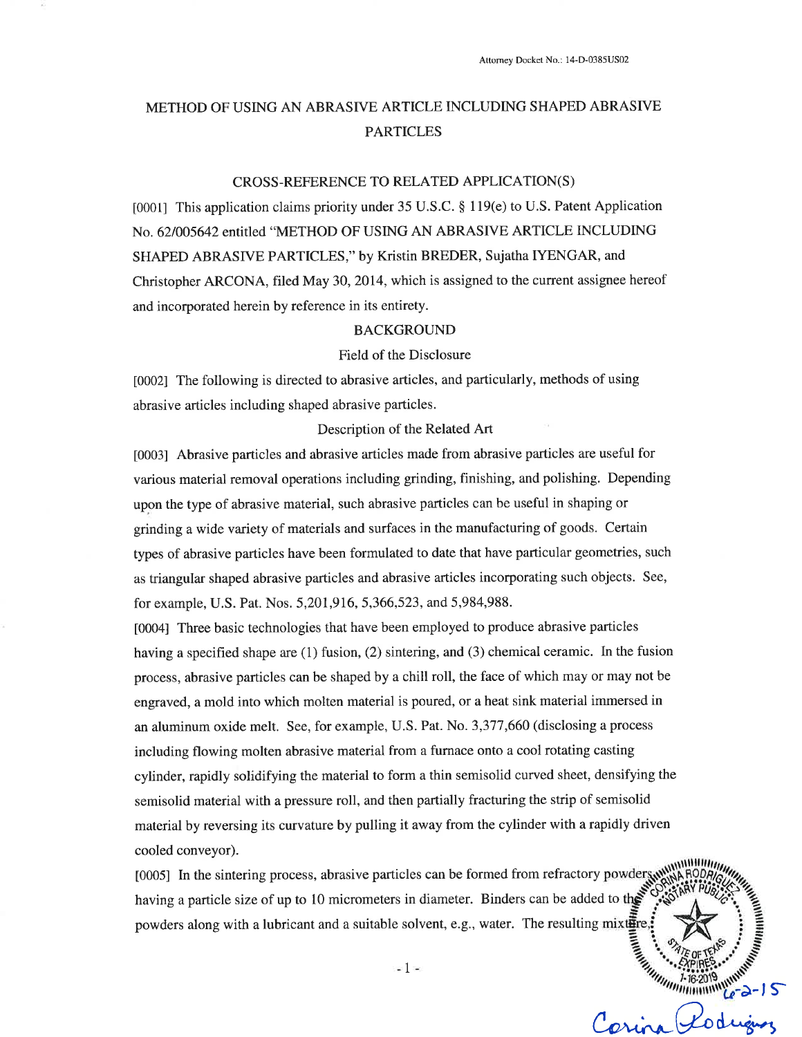Attorney Docket No.: 14-D-0385US02

# METHOD OF USING AN ABRASIVE ARTICLE INCLUDING SHAPED ABRASIVE PARTICLES

## CROSS-REFERENCE TO RELATED APPLICATION(S)

[0001] This application claims priority under 35 U.S.C. § 119(e) to U.S. Patent Application No. 62/005642 entitled "METHOD OF USING AN ABRASIVE ARTICLE INCLUDING SHAPED ABRASIVE PARTICLES," by Kristin BREDER, Sujatha IYENGAR, and Christopher ARCONA, filed May 30, 2014, which is assigned to the current assignee hereof and incorporated herein by reference in its entirety.

## BACKGROUND

### Field of the Disclosure

[0002] The following is directed to abrasive articles, and particularly, methods of using abrasive articles including shaped abrasive particles.

### Description of the Related Art

[0003] Abrasive particles and abrasive articles made from abrasive particles are useful for various material removal operations including grinding, finishing, and polishing. Depending upon the type of abrasive material, such abrasive particles can be useful in shaping or grinding a wide variety of materials and surfaces in the manufacturing of goods. Certain types of abrasive particles have been formulated to date that have particular geometries, such as triangular shaped abrasive particles and abrasive articles incorporating such objects. See, for example, U.S. Pat. Nos. 5,201,916, 5,366,523, and 5,984,988.

[0004] Three basic technologies that have been employed to produce abrasive particles having a specified shape are (1) fusion, (2) sintering, and (3) chemical ceramic. In the fusion process, abrasive particles can be shaped by a chill roll, the face of which may or may not be engraved, a mold into which molten material is poured, or a heat sink material immersed in an aluminum oxide melt. See, for example, U.S. Pat. No. 3,377,660 (disclosing a process including flowing molten abrasive material from a furnace onto a cool rotating casting cylinder, rapidly solidifying the material to form a thin semisolid curved sheet, densifying the semisolid material with a pressure roll, and then partially fracturing the strip of semisolid material by reversing its curvature by pulling it away from the cylinder with a rapidly driven cooled conveyor).

[0005] In the sintering process, abrasive particles can be formed from refractory powders having a particle size of up to 10 micrometers in diameter. Binders can be added to the powders along with a lubricant and a suitable solvent, e.g., water. The resulting mixture,

CORINA RODRIGUEZ NOTARY PUBLIC STATE OF TEXAS EXPIRES 1-16-2019

6-2-15

Corina Rodriguez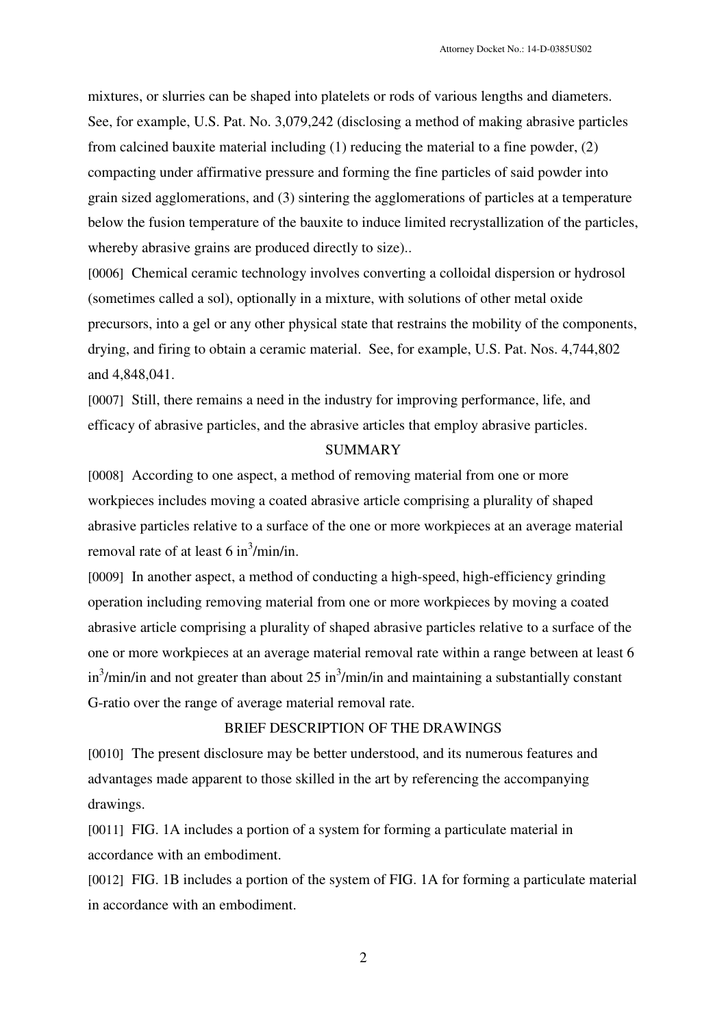mixtures, or slurries can be shaped into platelets or rods of various lengths and diameters. See, for example, U.S. Pat. No. 3,079,242 (disclosing a method of making abrasive particles from calcined bauxite material including (1) reducing the material to a fine powder, (2) compacting under affirmative pressure and forming the fine particles of said powder into grain sized agglomerations, and (3) sintering the agglomerations of particles at a temperature below the fusion temperature of the bauxite to induce limited recrystallization of the particles, whereby abrasive grains are produced directly to size)..

[0006] Chemical ceramic technology involves converting a colloidal dispersion or hydrosol (sometimes called a sol), optionally in a mixture, with solutions of other metal oxide precursors, into a gel or any other physical state that restrains the mobility of the components, drying, and firing to obtain a ceramic material. See, for example, U.S. Pat. Nos. 4,744,802 and 4,848,041.

[0007] Still, there remains a need in the industry for improving performance, life, and efficacy of abrasive particles, and the abrasive articles that employ abrasive particles.

## SUMMARY

[0008] According to one aspect, a method of removing material from one or more workpieces includes moving a coated abrasive article comprising a plurality of shaped abrasive particles relative to a surface of the one or more workpieces at an average material removal rate of at least 6 $in^3$/min/in.

[0009] In another aspect, a method of conducting a high-speed, high-efficiency grinding operation including removing material from one or more workpieces by moving a coated abrasive article comprising a plurality of shaped abrasive particles relative to a surface of the one or more workpieces at an average material removal rate within a range between at least 6 $in^3$/min/in and not greater than about 25 $in^3$/min/in and maintaining a substantially constant G-ratio over the range of average material removal rate.

## BRIEF DESCRIPTION OF THE DRAWINGS

[0010] The present disclosure may be better understood, and its numerous features and advantages made apparent to those skilled in the art by referencing the accompanying drawings.

[0011] FIG. 1A includes a portion of a system for forming a particulate material in accordance with an embodiment.

[0012] FIG. 1B includes a portion of the system of FIG. 1A for forming a particulate material in accordance with an embodiment.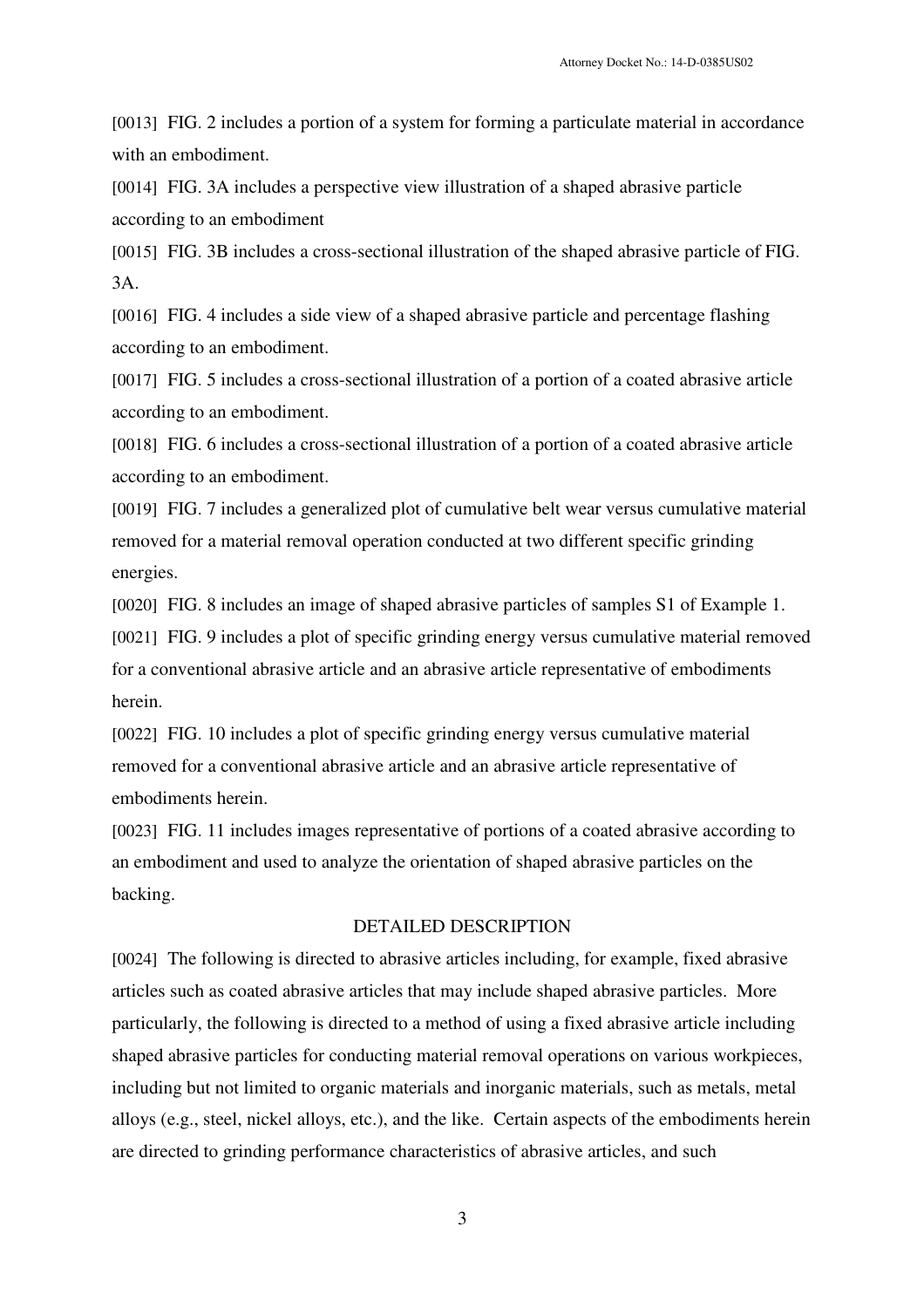[0013] FIG. 2 includes a portion of a system for forming a particulate material in accordance with an embodiment.

[0014] FIG. 3A includes a perspective view illustration of a shaped abrasive particle according to an embodiment

[0015] FIG. 3B includes a cross-sectional illustration of the shaped abrasive particle of FIG. 3A.

[0016] FIG. 4 includes a side view of a shaped abrasive particle and percentage flashing according to an embodiment.

[0017] FIG. 5 includes a cross-sectional illustration of a portion of a coated abrasive article according to an embodiment.

[0018] FIG. 6 includes a cross-sectional illustration of a portion of a coated abrasive article according to an embodiment.

[0019] FIG. 7 includes a generalized plot of cumulative belt wear versus cumulative material removed for a material removal operation conducted at two different specific grinding energies.

[0020] FIG. 8 includes an image of shaped abrasive particles of samples S1 of Example 1.

[0021] FIG. 9 includes a plot of specific grinding energy versus cumulative material removed for a conventional abrasive article and an abrasive article representative of embodiments herein.

[0022] FIG. 10 includes a plot of specific grinding energy versus cumulative material removed for a conventional abrasive article and an abrasive article representative of embodiments herein.

[0023] FIG. 11 includes images representative of portions of a coated abrasive according to an embodiment and used to analyze the orientation of shaped abrasive particles on the backing.

## DETAILED DESCRIPTION

[0024] The following is directed to abrasive articles including, for example, fixed abrasive articles such as coated abrasive articles that may include shaped abrasive particles. More particularly, the following is directed to a method of using a fixed abrasive article including shaped abrasive particles for conducting material removal operations on various workpieces, including but not limited to organic materials and inorganic materials, such as metals, metal alloys (e.g., steel, nickel alloys, etc.), and the like. Certain aspects of the embodiments herein are directed to grinding performance characteristics of abrasive articles, and such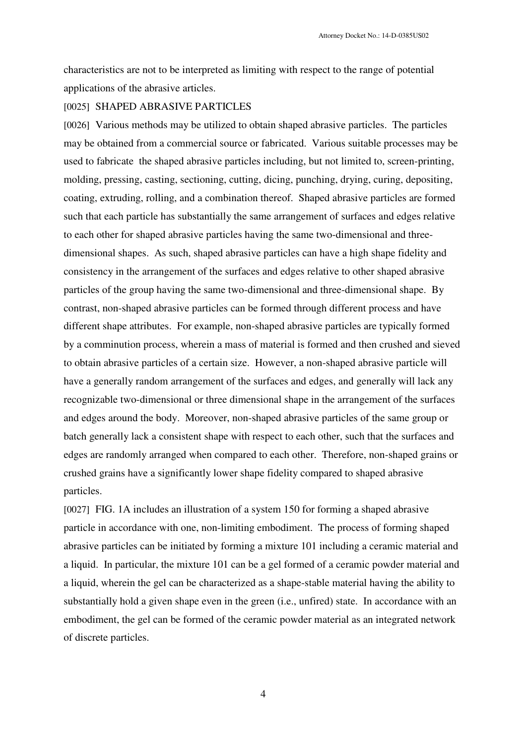characteristics are not to be interpreted as limiting with respect to the range of potential applications of the abrasive articles.

[0025] SHAPED ABRASIVE PARTICLES

[0026] Various methods may be utilized to obtain shaped abrasive particles. The particles may be obtained from a commercial source or fabricated. Various suitable processes may be used to fabricate the shaped abrasive particles including, but not limited to, screen-printing, molding, pressing, casting, sectioning, cutting, dicing, punching, drying, curing, depositing, coating, extruding, rolling, and a combination thereof. Shaped abrasive particles are formed such that each particle has substantially the same arrangement of surfaces and edges relative to each other for shaped abrasive particles having the same two-dimensional and three-dimensional shapes. As such, shaped abrasive particles can have a high shape fidelity and consistency in the arrangement of the surfaces and edges relative to other shaped abrasive particles of the group having the same two-dimensional and three-dimensional shape. By contrast, non-shaped abrasive particles can be formed through different process and have different shape attributes. For example, non-shaped abrasive particles are typically formed by a comminution process, wherein a mass of material is formed and then crushed and sieved to obtain abrasive particles of a certain size. However, a non-shaped abrasive particle will have a generally random arrangement of the surfaces and edges, and generally will lack any recognizable two-dimensional or three dimensional shape in the arrangement of the surfaces and edges around the body. Moreover, non-shaped abrasive particles of the same group or batch generally lack a consistent shape with respect to each other, such that the surfaces and edges are randomly arranged when compared to each other. Therefore, non-shaped grains or crushed grains have a significantly lower shape fidelity compared to shaped abrasive particles.

[0027] FIG. 1A includes an illustration of a system 150 for forming a shaped abrasive particle in accordance with one, non-limiting embodiment. The process of forming shaped abrasive particles can be initiated by forming a mixture 101 including a ceramic material and a liquid. In particular, the mixture 101 can be a gel formed of a ceramic powder material and a liquid, wherein the gel can be characterized as a shape-stable material having the ability to substantially hold a given shape even in the green (i.e., unfired) state. In accordance with an embodiment, the gel can be formed of the ceramic powder material as an integrated network of discrete particles.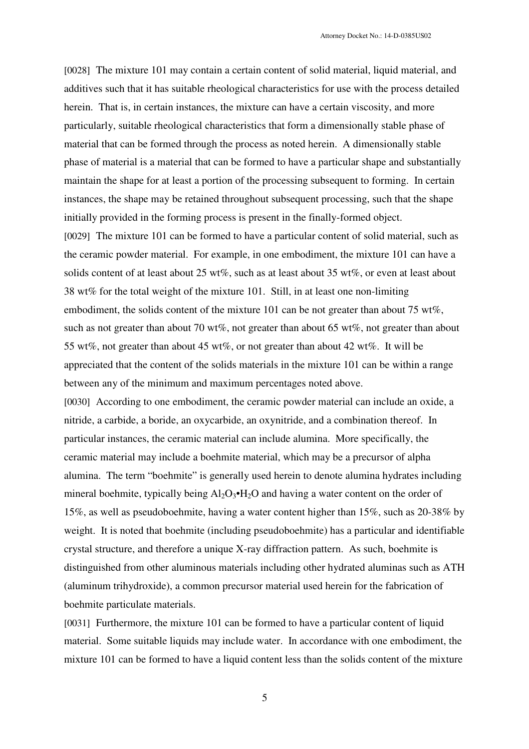[0028] The mixture 101 may contain a certain content of solid material, liquid material, and additives such that it has suitable rheological characteristics for use with the process detailed herein. That is, in certain instances, the mixture can have a certain viscosity, and more particularly, suitable rheological characteristics that form a dimensionally stable phase of material that can be formed through the process as noted herein. A dimensionally stable phase of material is a material that can be formed to have a particular shape and substantially maintain the shape for at least a portion of the processing subsequent to forming. In certain instances, the shape may be retained throughout subsequent processing, such that the shape initially provided in the forming process is present in the finally-formed object.

[0029] The mixture 101 can be formed to have a particular content of solid material, such as the ceramic powder material. For example, in one embodiment, the mixture 101 can have a solids content of at least about 25 wt%, such as at least about 35 wt%, or even at least about 38 wt% for the total weight of the mixture 101. Still, in at least one non-limiting embodiment, the solids content of the mixture 101 can be not greater than about 75 wt%, such as not greater than about 70 wt%, not greater than about 65 wt%, not greater than about 55 wt%, not greater than about 45 wt%, or not greater than about 42 wt%. It will be appreciated that the content of the solids materials in the mixture 101 can be within a range between any of the minimum and maximum percentages noted above.

[0030] According to one embodiment, the ceramic powder material can include an oxide, a nitride, a carbide, a boride, an oxycarbide, an oxynitride, and a combination thereof. In particular instances, the ceramic material can include alumina. More specifically, the ceramic material may include a boehmite material, which may be a precursor of alpha alumina. The term "boehmite" is generally used herein to denote alumina hydrates including mineral boehmite, typically being $Al_2O_3$•$H_2O$ and having a water content on the order of 15%, as well as pseudoboehmite, having a water content higher than 15%, such as 20-38% by weight. It is noted that boehmite (including pseudoboehmite) has a particular and identifiable crystal structure, and therefore a unique X-ray diffraction pattern. As such, boehmite is distinguished from other aluminous materials including other hydrated aluminas such as ATH (aluminum trihydroxide), a common precursor material used herein for the fabrication of boehmite particulate materials.

[0031] Furthermore, the mixture 101 can be formed to have a particular content of liquid material. Some suitable liquids may include water. In accordance with one embodiment, the mixture 101 can be formed to have a liquid content less than the solids content of the mixture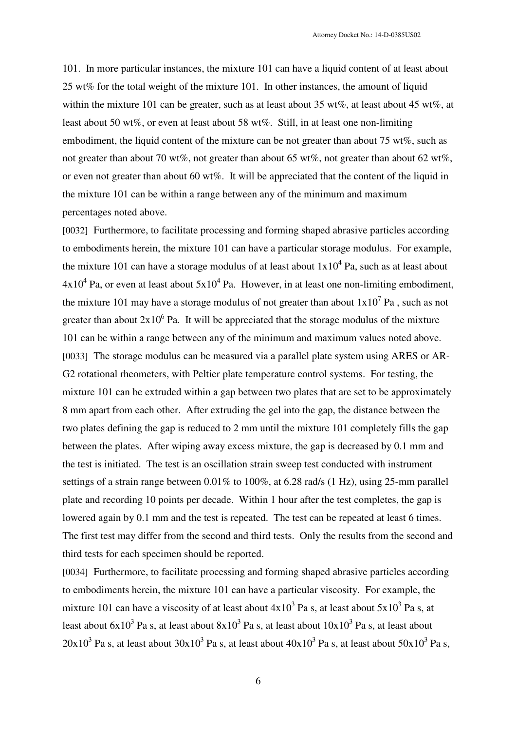101. In more particular instances, the mixture 101 can have a liquid content of at least about 25 wt% for the total weight of the mixture 101. In other instances, the amount of liquid within the mixture 101 can be greater, such as at least about 35 wt%, at least about 45 wt%, at least about 50 wt%, or even at least about 58 wt%. Still, in at least one non-limiting embodiment, the liquid content of the mixture can be not greater than about 75 wt%, such as not greater than about 70 wt%, not greater than about 65 wt%, not greater than about 62 wt%, or even not greater than about 60 wt%. It will be appreciated that the content of the liquid in the mixture 101 can be within a range between any of the minimum and maximum percentages noted above.

[0032] Furthermore, to facilitate processing and forming shaped abrasive particles according to embodiments herein, the mixture 101 can have a particular storage modulus. For example, the mixture 101 can have a storage modulus of at least about $1x10^4$ Pa, such as at least about $4x10^4$ Pa, or even at least about $5x10^4$ Pa. However, in at least one non-limiting embodiment, the mixture 101 may have a storage modulus of not greater than about $1x10^7$ Pa , such as not greater than about $2x10^6$ Pa. It will be appreciated that the storage modulus of the mixture 101 can be within a range between any of the minimum and maximum values noted above.

[0033] The storage modulus can be measured via a parallel plate system using ARES or AR-G2 rotational rheometers, with Peltier plate temperature control systems. For testing, the mixture 101 can be extruded within a gap between two plates that are set to be approximately 8 mm apart from each other. After extruding the gel into the gap, the distance between the two plates defining the gap is reduced to 2 mm until the mixture 101 completely fills the gap between the plates. After wiping away excess mixture, the gap is decreased by 0.1 mm and the test is initiated. The test is an oscillation strain sweep test conducted with instrument settings of a strain range between 0.01% to 100%, at 6.28 rad/s (1 Hz), using 25-mm parallel plate and recording 10 points per decade. Within 1 hour after the test completes, the gap is lowered again by 0.1 mm and the test is repeated. The test can be repeated at least 6 times. The first test may differ from the second and third tests. Only the results from the second and third tests for each specimen should be reported.

[0034] Furthermore, to facilitate processing and forming shaped abrasive particles according to embodiments herein, the mixture 101 can have a particular viscosity. For example, the mixture 101 can have a viscosity of at least about $4x10^3$ Pa s, at least about $5x10^3$ Pa s, at least about $6x10^3$ Pa s, at least about $8x10^3$ Pa s, at least about $10x10^3$ Pa s, at least about $20x10^3$ Pa s, at least about $30x10^3$ Pa s, at least about $40x10^3$ Pa s, at least about $50x10^3$ Pa s,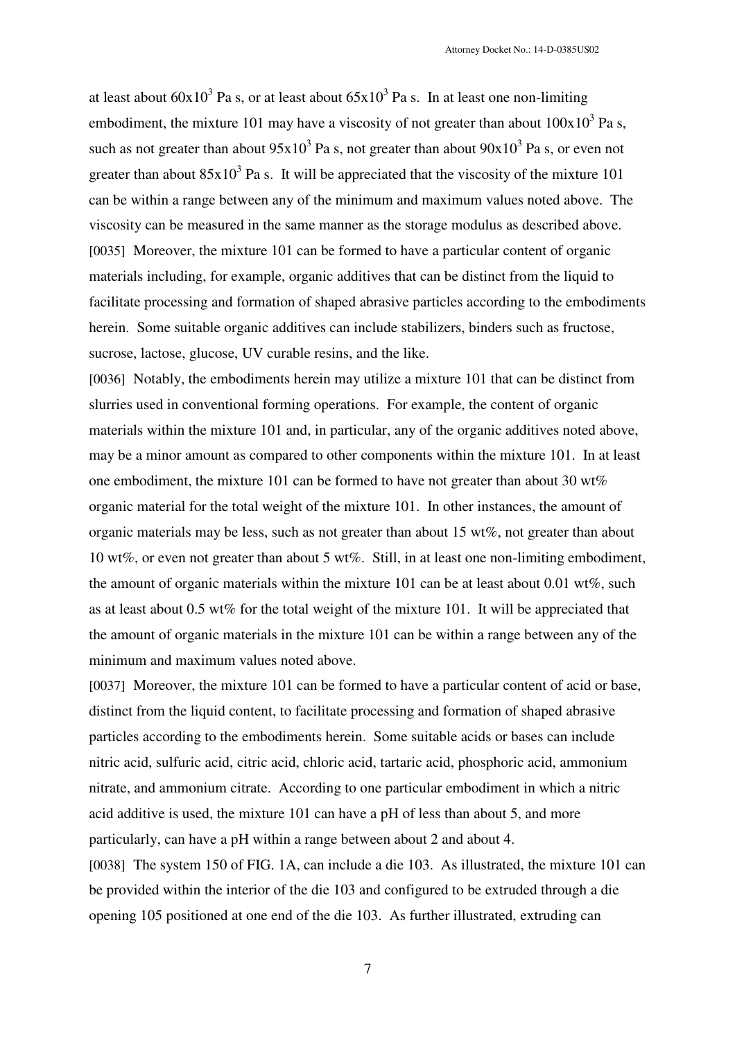at least about $60x10^3$ Pa s, or at least about $65x10^3$ Pa s. In at least one non-limiting embodiment, the mixture 101 may have a viscosity of not greater than about $100x10^3$ Pa s, such as not greater than about $95x10^3$ Pa s, not greater than about $90x10^3$ Pa s, or even not greater than about $85x10^3$ Pa s. It will be appreciated that the viscosity of the mixture 101 can be within a range between any of the minimum and maximum values noted above. The viscosity can be measured in the same manner as the storage modulus as described above.

[0035] Moreover, the mixture 101 can be formed to have a particular content of organic materials including, for example, organic additives that can be distinct from the liquid to facilitate processing and formation of shaped abrasive particles according to the embodiments herein. Some suitable organic additives can include stabilizers, binders such as fructose, sucrose, lactose, glucose, UV curable resins, and the like.

[0036] Notably, the embodiments herein may utilize a mixture 101 that can be distinct from slurries used in conventional forming operations. For example, the content of organic materials within the mixture 101 and, in particular, any of the organic additives noted above, may be a minor amount as compared to other components within the mixture 101. In at least one embodiment, the mixture 101 can be formed to have not greater than about 30 wt% organic material for the total weight of the mixture 101. In other instances, the amount of organic materials may be less, such as not greater than about 15 wt%, not greater than about 10 wt%, or even not greater than about 5 wt%. Still, in at least one non-limiting embodiment, the amount of organic materials within the mixture 101 can be at least about 0.01 wt%, such as at least about 0.5 wt% for the total weight of the mixture 101. It will be appreciated that the amount of organic materials in the mixture 101 can be within a range between any of the minimum and maximum values noted above.

[0037] Moreover, the mixture 101 can be formed to have a particular content of acid or base, distinct from the liquid content, to facilitate processing and formation of shaped abrasive particles according to the embodiments herein. Some suitable acids or bases can include nitric acid, sulfuric acid, citric acid, chloric acid, tartaric acid, phosphoric acid, ammonium nitrate, and ammonium citrate. According to one particular embodiment in which a nitric acid additive is used, the mixture 101 can have a pH of less than about 5, and more particularly, can have a pH within a range between about 2 and about 4.

[0038] The system 150 of FIG. 1A, can include a die 103. As illustrated, the mixture 101 can be provided within the interior of the die 103 and configured to be extruded through a die opening 105 positioned at one end of the die 103. As further illustrated, extruding can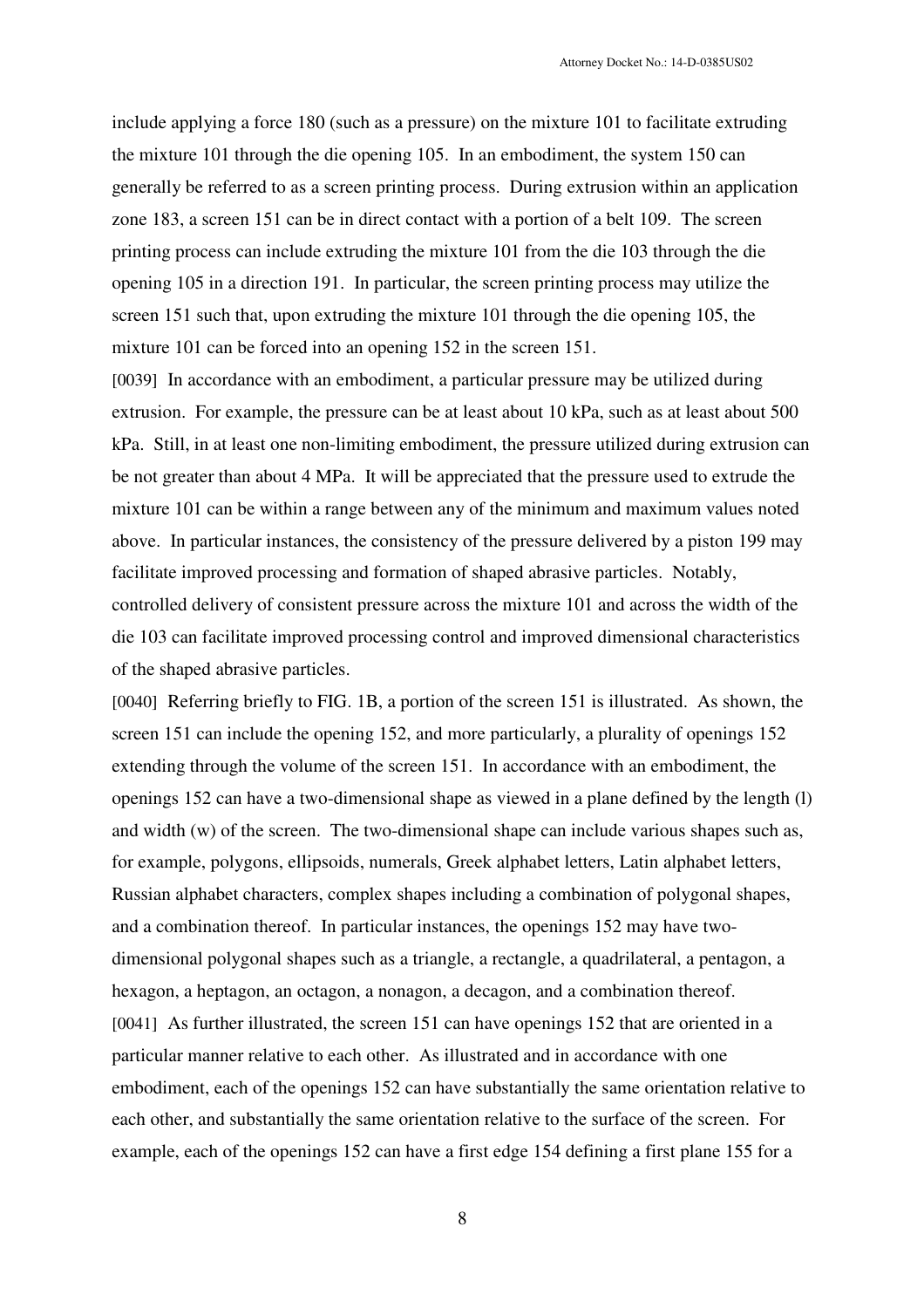include applying a force 180 (such as a pressure) on the mixture 101 to facilitate extruding the mixture 101 through the die opening 105. In an embodiment, the system 150 can generally be referred to as a screen printing process. During extrusion within an application zone 183, a screen 151 can be in direct contact with a portion of a belt 109. The screen printing process can include extruding the mixture 101 from the die 103 through the die opening 105 in a direction 191. In particular, the screen printing process may utilize the screen 151 such that, upon extruding the mixture 101 through the die opening 105, the mixture 101 can be forced into an opening 152 in the screen 151.

[0039] In accordance with an embodiment, a particular pressure may be utilized during extrusion. For example, the pressure can be at least about 10 kPa, such as at least about 500 kPa. Still, in at least one non-limiting embodiment, the pressure utilized during extrusion can be not greater than about 4 MPa. It will be appreciated that the pressure used to extrude the mixture 101 can be within a range between any of the minimum and maximum values noted above. In particular instances, the consistency of the pressure delivered by a piston 199 may facilitate improved processing and formation of shaped abrasive particles. Notably, controlled delivery of consistent pressure across the mixture 101 and across the width of the die 103 can facilitate improved processing control and improved dimensional characteristics of the shaped abrasive particles.

[0040] Referring briefly to FIG. 1B, a portion of the screen 151 is illustrated. As shown, the screen 151 can include the opening 152, and more particularly, a plurality of openings 152 extending through the volume of the screen 151. In accordance with an embodiment, the openings 152 can have a two-dimensional shape as viewed in a plane defined by the length (l) and width (w) of the screen. The two-dimensional shape can include various shapes such as, for example, polygons, ellipsoids, numerals, Greek alphabet letters, Latin alphabet letters, Russian alphabet characters, complex shapes including a combination of polygonal shapes, and a combination thereof. In particular instances, the openings 152 may have two-dimensional polygonal shapes such as a triangle, a rectangle, a quadrilateral, a pentagon, a hexagon, a heptagon, an octagon, a nonagon, a decagon, and a combination thereof.

[0041] As further illustrated, the screen 151 can have openings 152 that are oriented in a particular manner relative to each other. As illustrated and in accordance with one embodiment, each of the openings 152 can have substantially the same orientation relative to each other, and substantially the same orientation relative to the surface of the screen. For example, each of the openings 152 can have a first edge 154 defining a first plane 155 for a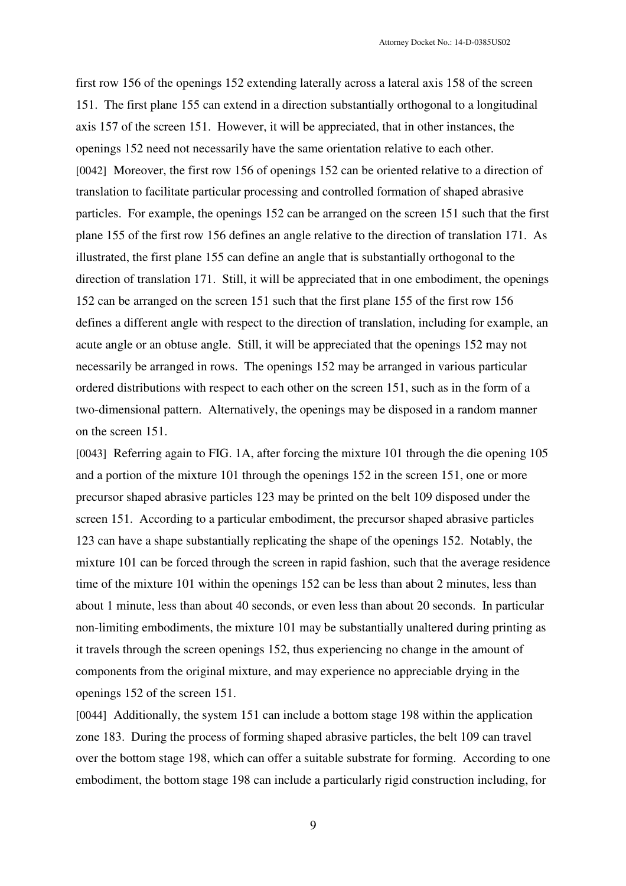first row 156 of the openings 152 extending laterally across a lateral axis 158 of the screen 151. The first plane 155 can extend in a direction substantially orthogonal to a longitudinal axis 157 of the screen 151. However, it will be appreciated, that in other instances, the openings 152 need not necessarily have the same orientation relative to each other.

[0042] Moreover, the first row 156 of openings 152 can be oriented relative to a direction of translation to facilitate particular processing and controlled formation of shaped abrasive particles. For example, the openings 152 can be arranged on the screen 151 such that the first plane 155 of the first row 156 defines an angle relative to the direction of translation 171. As illustrated, the first plane 155 can define an angle that is substantially orthogonal to the direction of translation 171. Still, it will be appreciated that in one embodiment, the openings 152 can be arranged on the screen 151 such that the first plane 155 of the first row 156 defines a different angle with respect to the direction of translation, including for example, an acute angle or an obtuse angle. Still, it will be appreciated that the openings 152 may not necessarily be arranged in rows. The openings 152 may be arranged in various particular ordered distributions with respect to each other on the screen 151, such as in the form of a two-dimensional pattern. Alternatively, the openings may be disposed in a random manner on the screen 151.

[0043] Referring again to FIG. 1A, after forcing the mixture 101 through the die opening 105 and a portion of the mixture 101 through the openings 152 in the screen 151, one or more precursor shaped abrasive particles 123 may be printed on the belt 109 disposed under the screen 151. According to a particular embodiment, the precursor shaped abrasive particles 123 can have a shape substantially replicating the shape of the openings 152. Notably, the mixture 101 can be forced through the screen in rapid fashion, such that the average residence time of the mixture 101 within the openings 152 can be less than about 2 minutes, less than about 1 minute, less than about 40 seconds, or even less than about 20 seconds. In particular non-limiting embodiments, the mixture 101 may be substantially unaltered during printing as it travels through the screen openings 152, thus experiencing no change in the amount of components from the original mixture, and may experience no appreciable drying in the openings 152 of the screen 151.

[0044] Additionally, the system 151 can include a bottom stage 198 within the application zone 183. During the process of forming shaped abrasive particles, the belt 109 can travel over the bottom stage 198, which can offer a suitable substrate for forming. According to one embodiment, the bottom stage 198 can include a particularly rigid construction including, for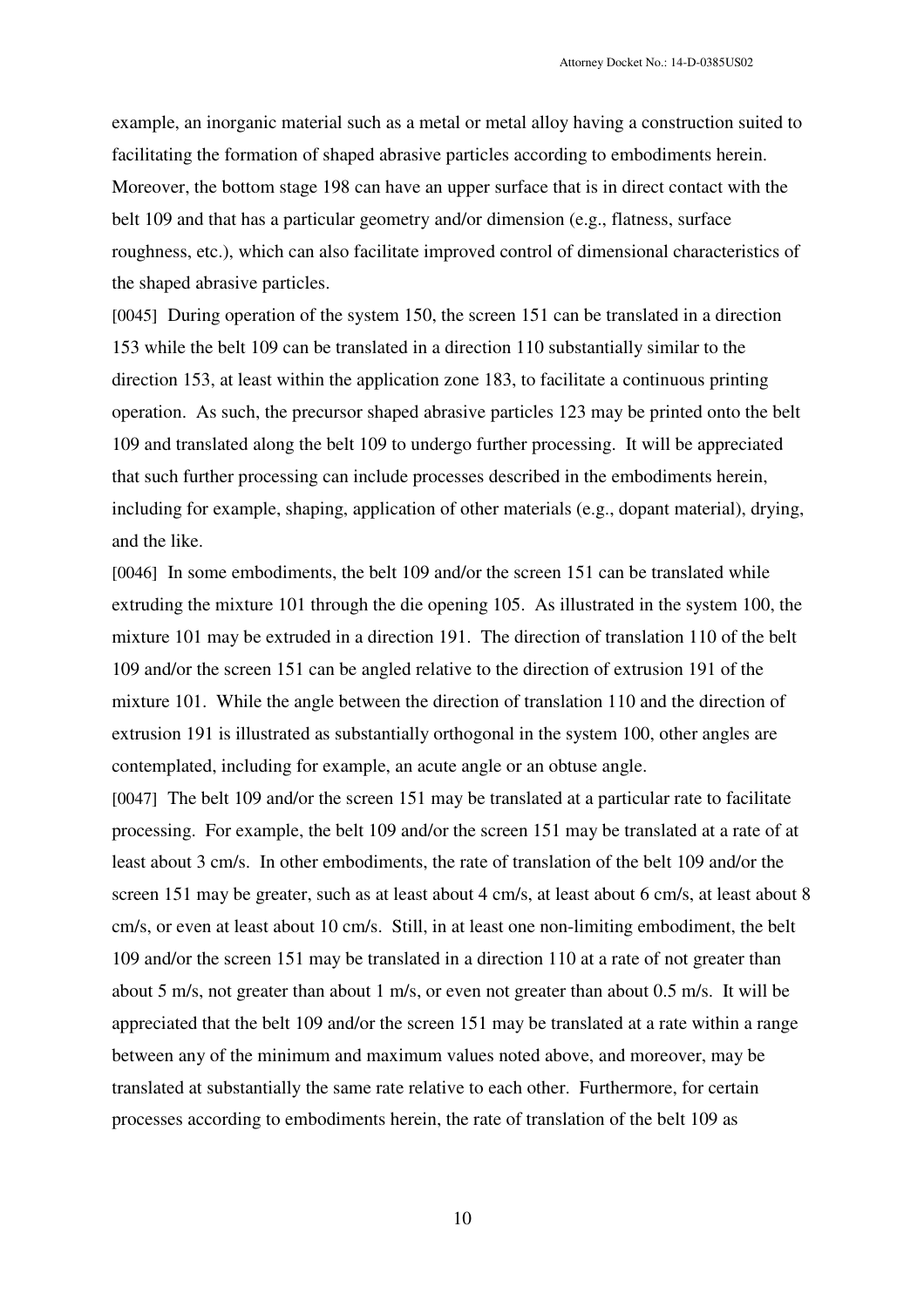example, an inorganic material such as a metal or metal alloy having a construction suited to facilitating the formation of shaped abrasive particles according to embodiments herein. Moreover, the bottom stage 198 can have an upper surface that is in direct contact with the belt 109 and that has a particular geometry and/or dimension (e.g., flatness, surface roughness, etc.), which can also facilitate improved control of dimensional characteristics of the shaped abrasive particles.

[0045] During operation of the system 150, the screen 151 can be translated in a direction 153 while the belt 109 can be translated in a direction 110 substantially similar to the direction 153, at least within the application zone 183, to facilitate a continuous printing operation. As such, the precursor shaped abrasive particles 123 may be printed onto the belt 109 and translated along the belt 109 to undergo further processing. It will be appreciated that such further processing can include processes described in the embodiments herein, including for example, shaping, application of other materials (e.g., dopant material), drying, and the like.

[0046] In some embodiments, the belt 109 and/or the screen 151 can be translated while extruding the mixture 101 through the die opening 105. As illustrated in the system 100, the mixture 101 may be extruded in a direction 191. The direction of translation 110 of the belt 109 and/or the screen 151 can be angled relative to the direction of extrusion 191 of the mixture 101. While the angle between the direction of translation 110 and the direction of extrusion 191 is illustrated as substantially orthogonal in the system 100, other angles are contemplated, including for example, an acute angle or an obtuse angle.

[0047] The belt 109 and/or the screen 151 may be translated at a particular rate to facilitate processing. For example, the belt 109 and/or the screen 151 may be translated at a rate of at least about 3 cm/s. In other embodiments, the rate of translation of the belt 109 and/or the screen 151 may be greater, such as at least about 4 cm/s, at least about 6 cm/s, at least about 8 cm/s, or even at least about 10 cm/s. Still, in at least one non-limiting embodiment, the belt 109 and/or the screen 151 may be translated in a direction 110 at a rate of not greater than about 5 m/s, not greater than about 1 m/s, or even not greater than about 0.5 m/s. It will be appreciated that the belt 109 and/or the screen 151 may be translated at a rate within a range between any of the minimum and maximum values noted above, and moreover, may be translated at substantially the same rate relative to each other. Furthermore, for certain processes according to embodiments herein, the rate of translation of the belt 109 as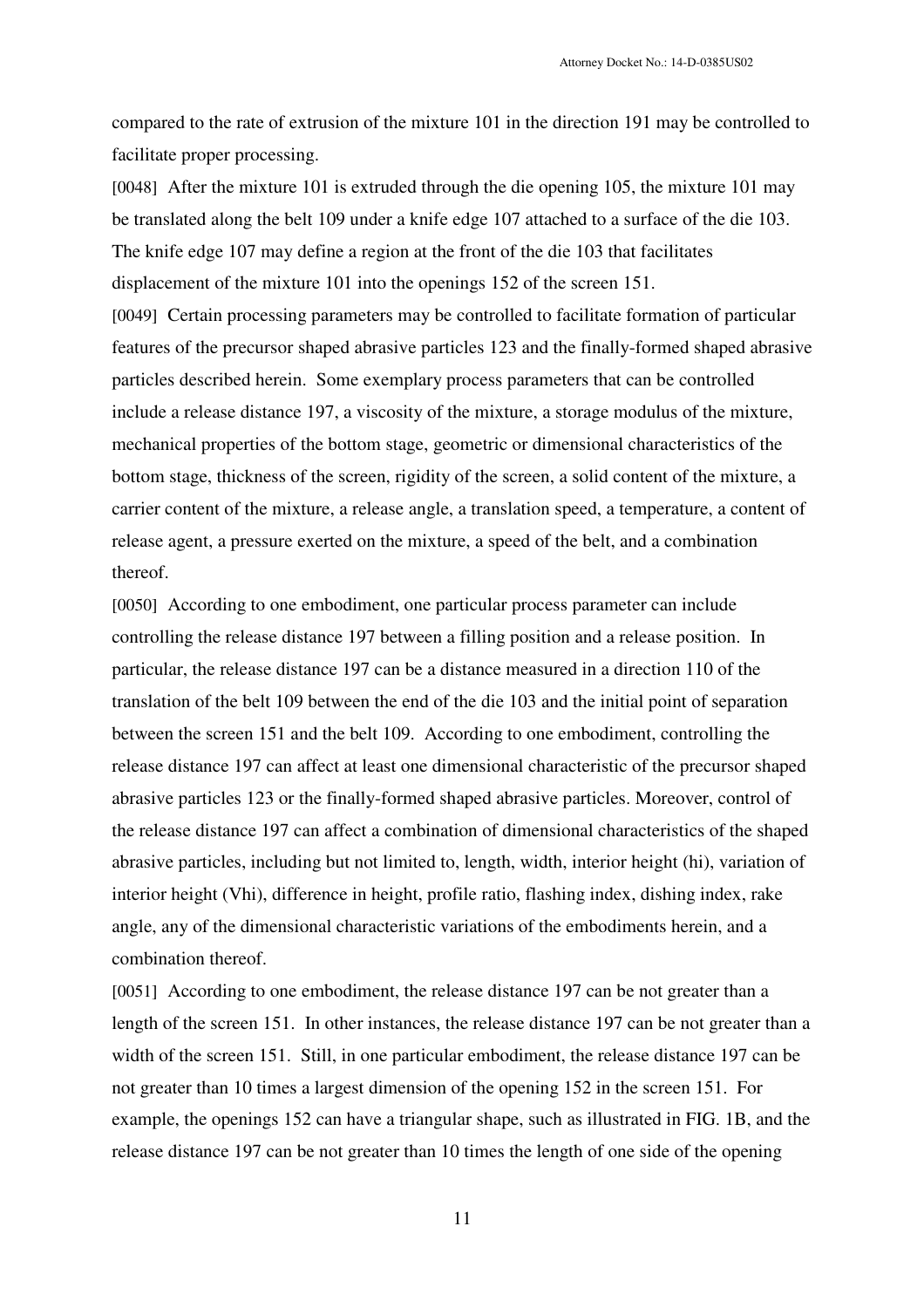compared to the rate of extrusion of the mixture 101 in the direction 191 may be controlled to facilitate proper processing.

[0048] After the mixture 101 is extruded through the die opening 105, the mixture 101 may be translated along the belt 109 under a knife edge 107 attached to a surface of the die 103. The knife edge 107 may define a region at the front of the die 103 that facilitates displacement of the mixture 101 into the openings 152 of the screen 151.

[0049] Certain processing parameters may be controlled to facilitate formation of particular features of the precursor shaped abrasive particles 123 and the finally-formed shaped abrasive particles described herein. Some exemplary process parameters that can be controlled include a release distance 197, a viscosity of the mixture, a storage modulus of the mixture, mechanical properties of the bottom stage, geometric or dimensional characteristics of the bottom stage, thickness of the screen, rigidity of the screen, a solid content of the mixture, a carrier content of the mixture, a release angle, a translation speed, a temperature, a content of release agent, a pressure exerted on the mixture, a speed of the belt, and a combination thereof.

[0050] According to one embodiment, one particular process parameter can include controlling the release distance 197 between a filling position and a release position. In particular, the release distance 197 can be a distance measured in a direction 110 of the translation of the belt 109 between the end of the die 103 and the initial point of separation between the screen 151 and the belt 109. According to one embodiment, controlling the release distance 197 can affect at least one dimensional characteristic of the precursor shaped abrasive particles 123 or the finally-formed shaped abrasive particles. Moreover, control of the release distance 197 can affect a combination of dimensional characteristics of the shaped abrasive particles, including but not limited to, length, width, interior height (hi), variation of interior height (Vhi), difference in height, profile ratio, flashing index, dishing index, rake angle, any of the dimensional characteristic variations of the embodiments herein, and a combination thereof.

[0051] According to one embodiment, the release distance 197 can be not greater than a length of the screen 151. In other instances, the release distance 197 can be not greater than a width of the screen 151. Still, in one particular embodiment, the release distance 197 can be not greater than 10 times a largest dimension of the opening 152 in the screen 151. For example, the openings 152 can have a triangular shape, such as illustrated in FIG. 1B, and the release distance 197 can be not greater than 10 times the length of one side of the opening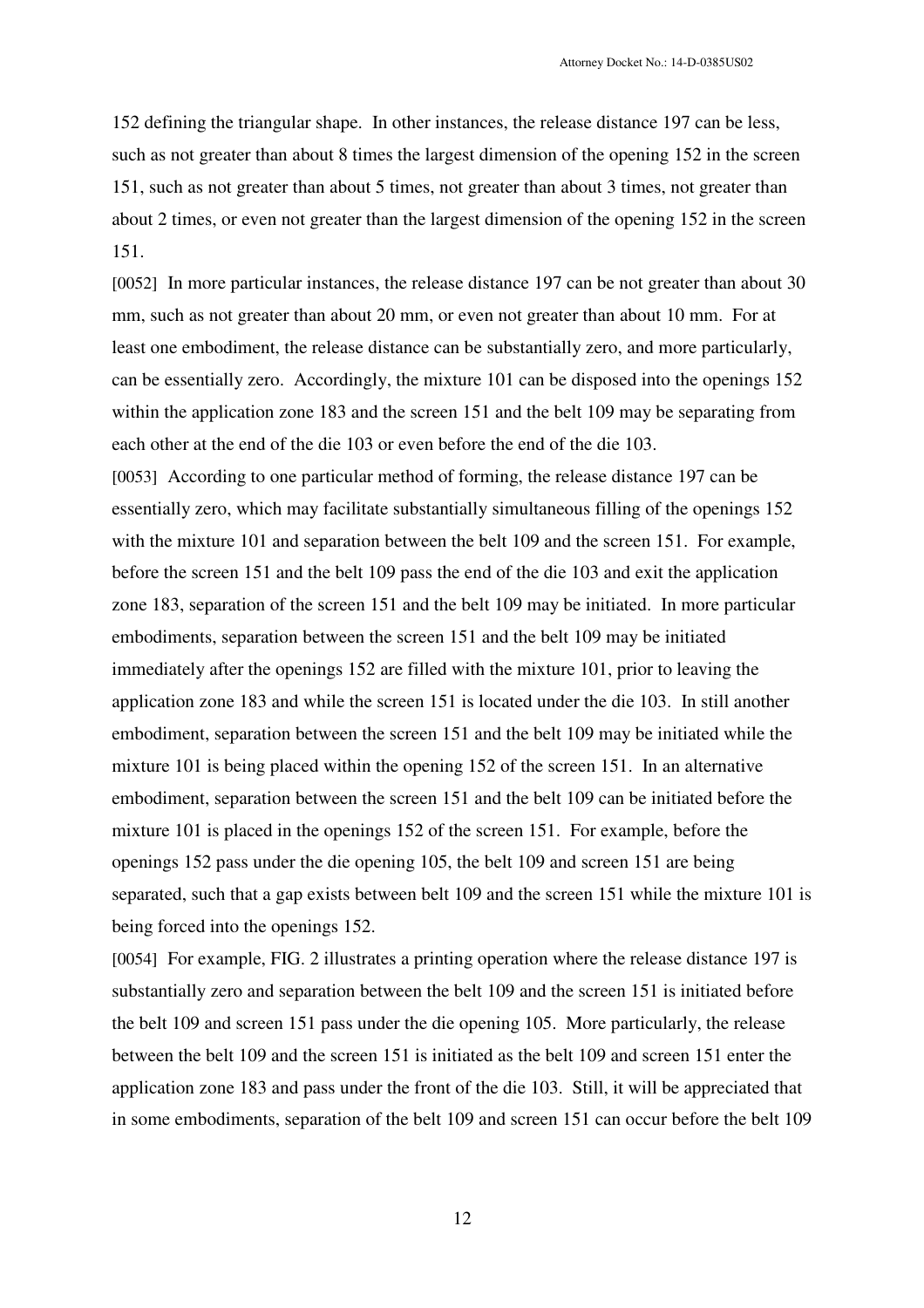152 defining the triangular shape. In other instances, the release distance 197 can be less, such as not greater than about 8 times the largest dimension of the opening 152 in the screen 151, such as not greater than about 5 times, not greater than about 3 times, not greater than about 2 times, or even not greater than the largest dimension of the opening 152 in the screen 151.

[0052] In more particular instances, the release distance 197 can be not greater than about 30 mm, such as not greater than about 20 mm, or even not greater than about 10 mm. For at least one embodiment, the release distance can be substantially zero, and more particularly, can be essentially zero. Accordingly, the mixture 101 can be disposed into the openings 152 within the application zone 183 and the screen 151 and the belt 109 may be separating from each other at the end of the die 103 or even before the end of the die 103.

[0053] According to one particular method of forming, the release distance 197 can be essentially zero, which may facilitate substantially simultaneous filling of the openings 152 with the mixture 101 and separation between the belt 109 and the screen 151. For example, before the screen 151 and the belt 109 pass the end of the die 103 and exit the application zone 183, separation of the screen 151 and the belt 109 may be initiated. In more particular embodiments, separation between the screen 151 and the belt 109 may be initiated immediately after the openings 152 are filled with the mixture 101, prior to leaving the application zone 183 and while the screen 151 is located under the die 103. In still another embodiment, separation between the screen 151 and the belt 109 may be initiated while the mixture 101 is being placed within the opening 152 of the screen 151. In an alternative embodiment, separation between the screen 151 and the belt 109 can be initiated before the mixture 101 is placed in the openings 152 of the screen 151. For example, before the openings 152 pass under the die opening 105, the belt 109 and screen 151 are being separated, such that a gap exists between belt 109 and the screen 151 while the mixture 101 is being forced into the openings 152.

[0054] For example, FIG. 2 illustrates a printing operation where the release distance 197 is substantially zero and separation between the belt 109 and the screen 151 is initiated before the belt 109 and screen 151 pass under the die opening 105. More particularly, the release between the belt 109 and the screen 151 is initiated as the belt 109 and screen 151 enter the application zone 183 and pass under the front of the die 103. Still, it will be appreciated that in some embodiments, separation of the belt 109 and screen 151 can occur before the belt 109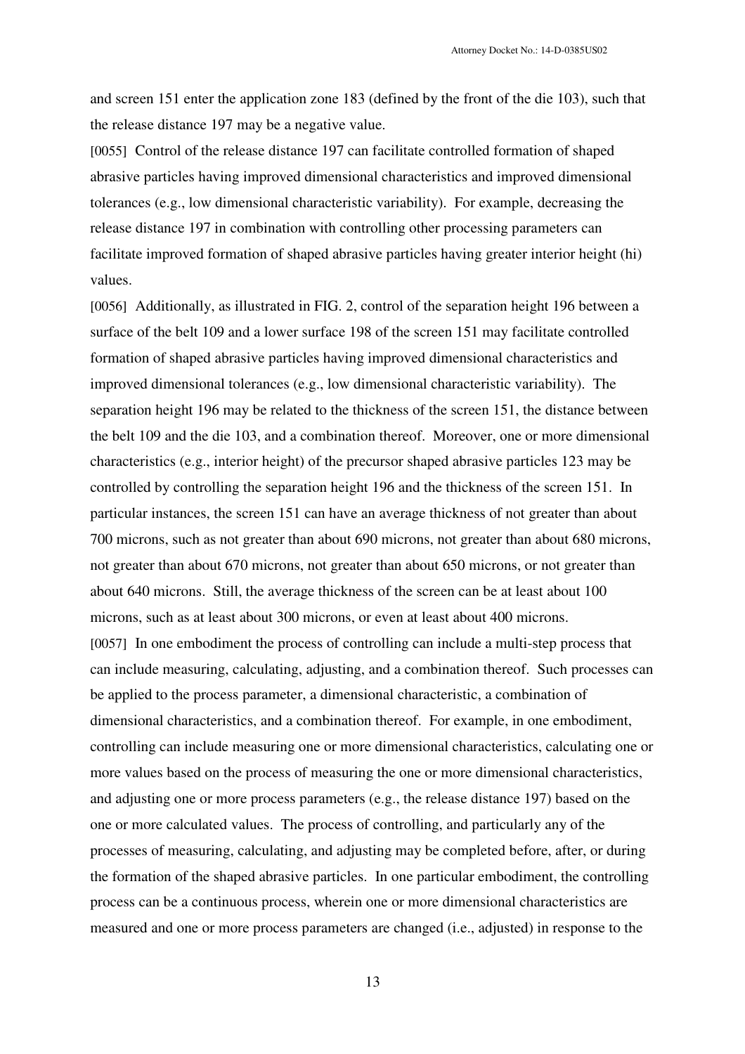and screen 151 enter the application zone 183 (defined by the front of the die 103), such that the release distance 197 may be a negative value.

[0055] Control of the release distance 197 can facilitate controlled formation of shaped abrasive particles having improved dimensional characteristics and improved dimensional tolerances (e.g., low dimensional characteristic variability). For example, decreasing the release distance 197 in combination with controlling other processing parameters can facilitate improved formation of shaped abrasive particles having greater interior height (hi) values.

[0056] Additionally, as illustrated in FIG. 2, control of the separation height 196 between a surface of the belt 109 and a lower surface 198 of the screen 151 may facilitate controlled formation of shaped abrasive particles having improved dimensional characteristics and improved dimensional tolerances (e.g., low dimensional characteristic variability). The separation height 196 may be related to the thickness of the screen 151, the distance between the belt 109 and the die 103, and a combination thereof. Moreover, one or more dimensional characteristics (e.g., interior height) of the precursor shaped abrasive particles 123 may be controlled by controlling the separation height 196 and the thickness of the screen 151. In particular instances, the screen 151 can have an average thickness of not greater than about 700 microns, such as not greater than about 690 microns, not greater than about 680 microns, not greater than about 670 microns, not greater than about 650 microns, or not greater than about 640 microns. Still, the average thickness of the screen can be at least about 100 microns, such as at least about 300 microns, or even at least about 400 microns.

[0057] In one embodiment the process of controlling can include a multi-step process that can include measuring, calculating, adjusting, and a combination thereof. Such processes can be applied to the process parameter, a dimensional characteristic, a combination of dimensional characteristics, and a combination thereof. For example, in one embodiment, controlling can include measuring one or more dimensional characteristics, calculating one or more values based on the process of measuring the one or more dimensional characteristics, and adjusting one or more process parameters (e.g., the release distance 197) based on the one or more calculated values. The process of controlling, and particularly any of the processes of measuring, calculating, and adjusting may be completed before, after, or during the formation of the shaped abrasive particles. In one particular embodiment, the controlling process can be a continuous process, wherein one or more dimensional characteristics are measured and one or more process parameters are changed (i.e., adjusted) in response to the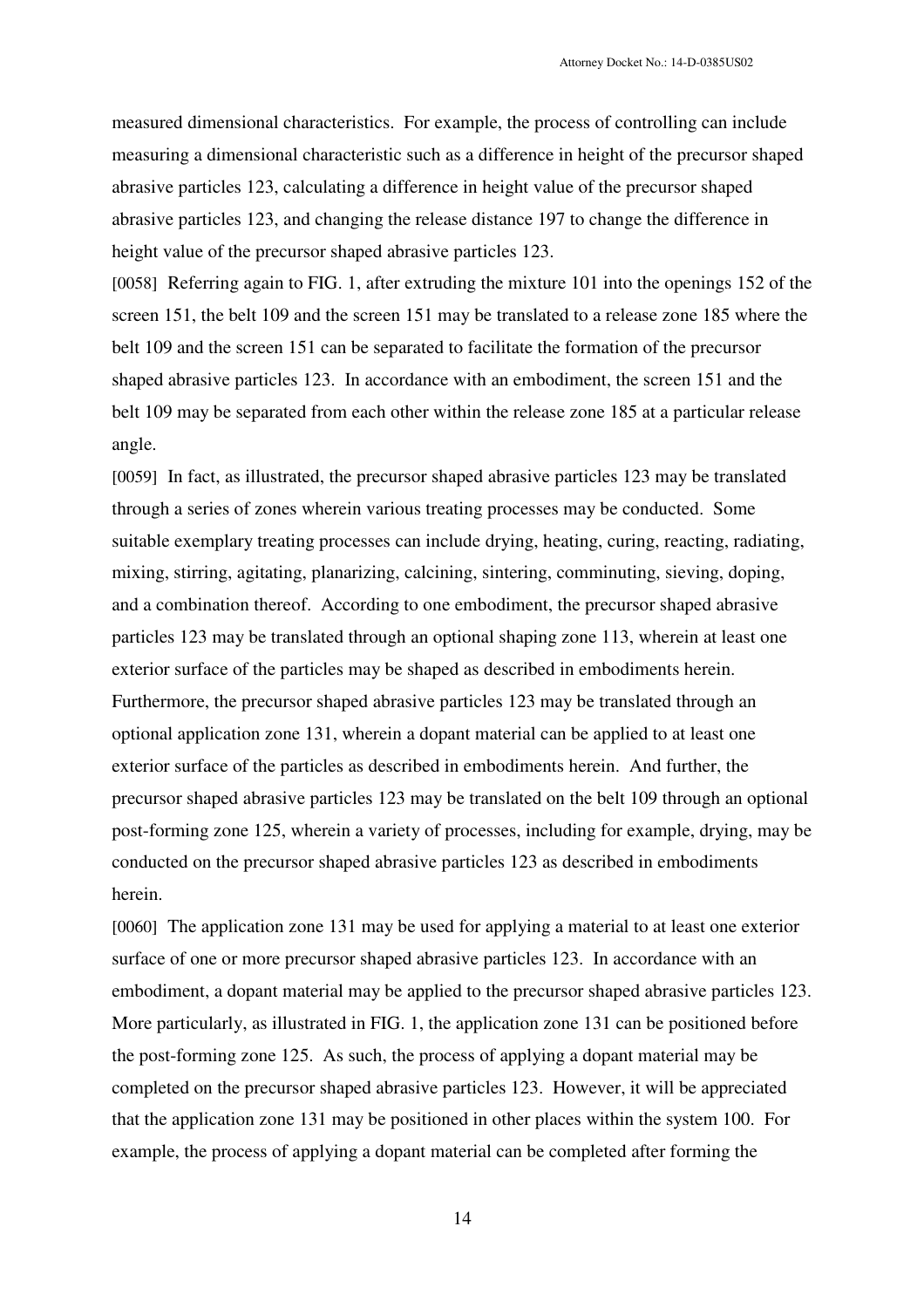measured dimensional characteristics. For example, the process of controlling can include measuring a dimensional characteristic such as a difference in height of the precursor shaped abrasive particles 123, calculating a difference in height value of the precursor shaped abrasive particles 123, and changing the release distance 197 to change the difference in height value of the precursor shaped abrasive particles 123.

[0058] Referring again to FIG. 1, after extruding the mixture 101 into the openings 152 of the screen 151, the belt 109 and the screen 151 may be translated to a release zone 185 where the belt 109 and the screen 151 can be separated to facilitate the formation of the precursor shaped abrasive particles 123. In accordance with an embodiment, the screen 151 and the belt 109 may be separated from each other within the release zone 185 at a particular release angle.

[0059] In fact, as illustrated, the precursor shaped abrasive particles 123 may be translated through a series of zones wherein various treating processes may be conducted. Some suitable exemplary treating processes can include drying, heating, curing, reacting, radiating, mixing, stirring, agitating, planarizing, calcining, sintering, comminuting, sieving, doping, and a combination thereof. According to one embodiment, the precursor shaped abrasive particles 123 may be translated through an optional shaping zone 113, wherein at least one exterior surface of the particles may be shaped as described in embodiments herein. Furthermore, the precursor shaped abrasive particles 123 may be translated through an optional application zone 131, wherein a dopant material can be applied to at least one exterior surface of the particles as described in embodiments herein. And further, the precursor shaped abrasive particles 123 may be translated on the belt 109 through an optional post-forming zone 125, wherein a variety of processes, including for example, drying, may be conducted on the precursor shaped abrasive particles 123 as described in embodiments herein.

[0060] The application zone 131 may be used for applying a material to at least one exterior surface of one or more precursor shaped abrasive particles 123. In accordance with an embodiment, a dopant material may be applied to the precursor shaped abrasive particles 123. More particularly, as illustrated in FIG. 1, the application zone 131 can be positioned before the post-forming zone 125. As such, the process of applying a dopant material may be completed on the precursor shaped abrasive particles 123. However, it will be appreciated that the application zone 131 may be positioned in other places within the system 100. For example, the process of applying a dopant material can be completed after forming the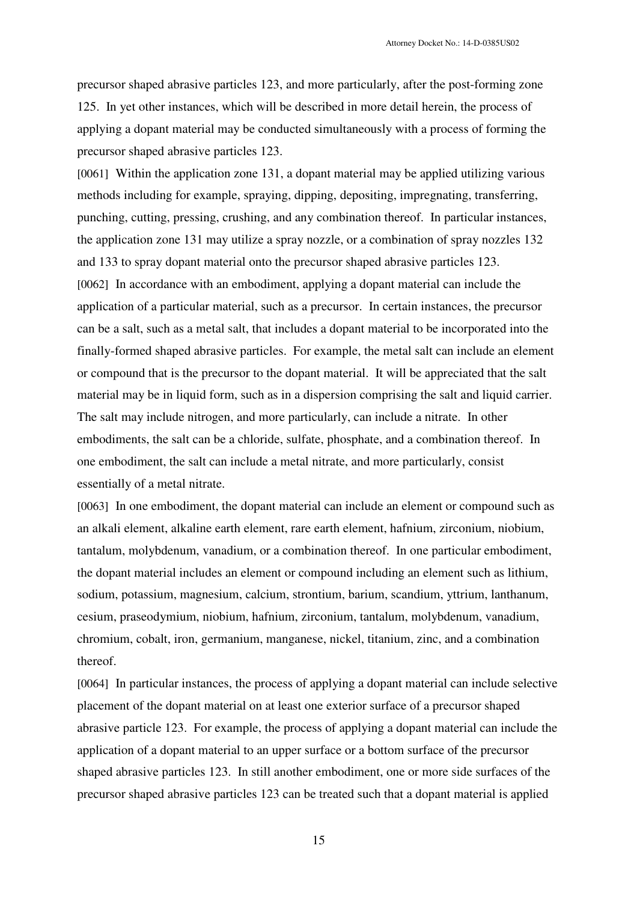precursor shaped abrasive particles 123, and more particularly, after the post-forming zone 125. In yet other instances, which will be described in more detail herein, the process of applying a dopant material may be conducted simultaneously with a process of forming the precursor shaped abrasive particles 123.

[0061] Within the application zone 131, a dopant material may be applied utilizing various methods including for example, spraying, dipping, depositing, impregnating, transferring, punching, cutting, pressing, crushing, and any combination thereof. In particular instances, the application zone 131 may utilize a spray nozzle, or a combination of spray nozzles 132 and 133 to spray dopant material onto the precursor shaped abrasive particles 123.

[0062] In accordance with an embodiment, applying a dopant material can include the application of a particular material, such as a precursor. In certain instances, the precursor can be a salt, such as a metal salt, that includes a dopant material to be incorporated into the finally-formed shaped abrasive particles. For example, the metal salt can include an element or compound that is the precursor to the dopant material. It will be appreciated that the salt material may be in liquid form, such as in a dispersion comprising the salt and liquid carrier. The salt may include nitrogen, and more particularly, can include a nitrate. In other embodiments, the salt can be a chloride, sulfate, phosphate, and a combination thereof. In one embodiment, the salt can include a metal nitrate, and more particularly, consist essentially of a metal nitrate.

[0063] In one embodiment, the dopant material can include an element or compound such as an alkali element, alkaline earth element, rare earth element, hafnium, zirconium, niobium, tantalum, molybdenum, vanadium, or a combination thereof. In one particular embodiment, the dopant material includes an element or compound including an element such as lithium, sodium, potassium, magnesium, calcium, strontium, barium, scandium, yttrium, lanthanum, cesium, praseodymium, niobium, hafnium, zirconium, tantalum, molybdenum, vanadium, chromium, cobalt, iron, germanium, manganese, nickel, titanium, zinc, and a combination thereof.

[0064] In particular instances, the process of applying a dopant material can include selective placement of the dopant material on at least one exterior surface of a precursor shaped abrasive particle 123. For example, the process of applying a dopant material can include the application of a dopant material to an upper surface or a bottom surface of the precursor shaped abrasive particles 123. In still another embodiment, one or more side surfaces of the precursor shaped abrasive particles 123 can be treated such that a dopant material is applied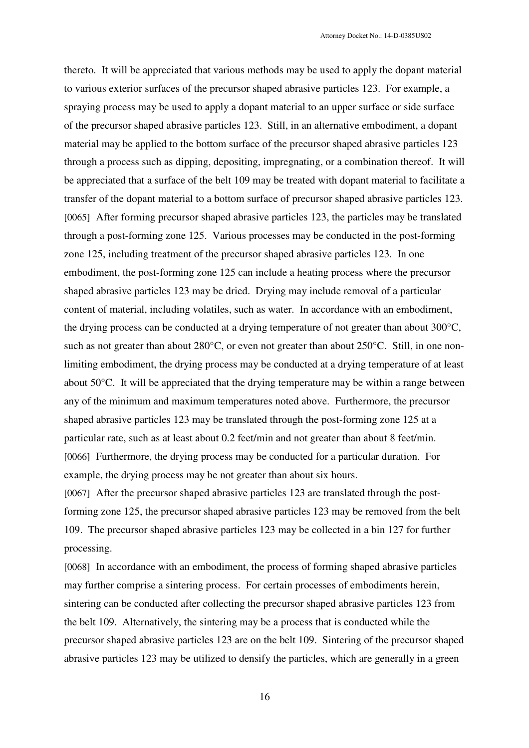thereto. It will be appreciated that various methods may be used to apply the dopant material to various exterior surfaces of the precursor shaped abrasive particles 123. For example, a spraying process may be used to apply a dopant material to an upper surface or side surface of the precursor shaped abrasive particles 123. Still, in an alternative embodiment, a dopant material may be applied to the bottom surface of the precursor shaped abrasive particles 123 through a process such as dipping, depositing, impregnating, or a combination thereof. It will be appreciated that a surface of the belt 109 may be treated with dopant material to facilitate a transfer of the dopant material to a bottom surface of precursor shaped abrasive particles 123.

[0065] After forming precursor shaped abrasive particles 123, the particles may be translated through a post-forming zone 125. Various processes may be conducted in the post-forming zone 125, including treatment of the precursor shaped abrasive particles 123. In one embodiment, the post-forming zone 125 can include a heating process where the precursor shaped abrasive particles 123 may be dried. Drying may include removal of a particular content of material, including volatiles, such as water. In accordance with an embodiment, the drying process can be conducted at a drying temperature of not greater than about 300°C, such as not greater than about 280°C, or even not greater than about 250°C. Still, in one non-limiting embodiment, the drying process may be conducted at a drying temperature of at least about 50°C. It will be appreciated that the drying temperature may be within a range between any of the minimum and maximum temperatures noted above. Furthermore, the precursor shaped abrasive particles 123 may be translated through the post-forming zone 125 at a particular rate, such as at least about 0.2 feet/min and not greater than about 8 feet/min.

[0066] Furthermore, the drying process may be conducted for a particular duration. For example, the drying process may be not greater than about six hours.

[0067] After the precursor shaped abrasive particles 123 are translated through the post-forming zone 125, the precursor shaped abrasive particles 123 may be removed from the belt 109. The precursor shaped abrasive particles 123 may be collected in a bin 127 for further processing.

[0068] In accordance with an embodiment, the process of forming shaped abrasive particles may further comprise a sintering process. For certain processes of embodiments herein, sintering can be conducted after collecting the precursor shaped abrasive particles 123 from the belt 109. Alternatively, the sintering may be a process that is conducted while the precursor shaped abrasive particles 123 are on the belt 109. Sintering of the precursor shaped abrasive particles 123 may be utilized to densify the particles, which are generally in a green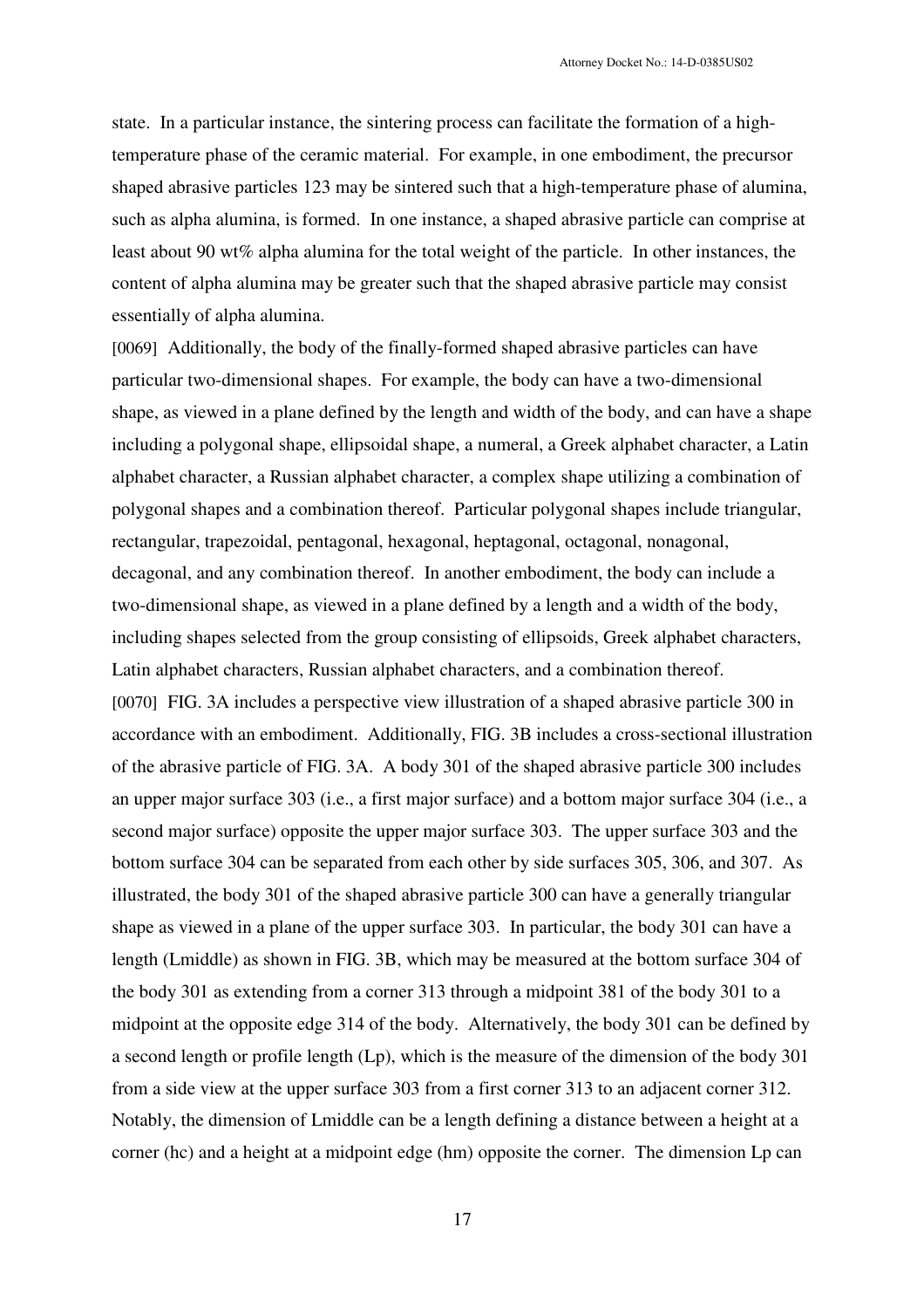state. In a particular instance, the sintering process can facilitate the formation of a high-temperature phase of the ceramic material. For example, in one embodiment, the precursor shaped abrasive particles 123 may be sintered such that a high-temperature phase of alumina, such as alpha alumina, is formed. In one instance, a shaped abrasive particle can comprise at least about 90 wt% alpha alumina for the total weight of the particle. In other instances, the content of alpha alumina may be greater such that the shaped abrasive particle may consist essentially of alpha alumina.

[0069] Additionally, the body of the finally-formed shaped abrasive particles can have particular two-dimensional shapes. For example, the body can have a two-dimensional shape, as viewed in a plane defined by the length and width of the body, and can have a shape including a polygonal shape, ellipsoidal shape, a numeral, a Greek alphabet character, a Latin alphabet character, a Russian alphabet character, a complex shape utilizing a combination of polygonal shapes and a combination thereof. Particular polygonal shapes include triangular, rectangular, trapezoidal, pentagonal, hexagonal, heptagonal, octagonal, nonagonal, decagonal, and any combination thereof. In another embodiment, the body can include a two-dimensional shape, as viewed in a plane defined by a length and a width of the body, including shapes selected from the group consisting of ellipsoids, Greek alphabet characters, Latin alphabet characters, Russian alphabet characters, and a combination thereof.

[0070] FIG. 3A includes a perspective view illustration of a shaped abrasive particle 300 in accordance with an embodiment. Additionally, FIG. 3B includes a cross-sectional illustration of the abrasive particle of FIG. 3A. A body 301 of the shaped abrasive particle 300 includes an upper major surface 303 (i.e., a first major surface) and a bottom major surface 304 (i.e., a second major surface) opposite the upper major surface 303. The upper surface 303 and the bottom surface 304 can be separated from each other by side surfaces 305, 306, and 307. As illustrated, the body 301 of the shaped abrasive particle 300 can have a generally triangular shape as viewed in a plane of the upper surface 303. In particular, the body 301 can have a length (Lmiddle) as shown in FIG. 3B, which may be measured at the bottom surface 304 of the body 301 as extending from a corner 313 through a midpoint 381 of the body 301 to a midpoint at the opposite edge 314 of the body. Alternatively, the body 301 can be defined by a second length or profile length (Lp), which is the measure of the dimension of the body 301 from a side view at the upper surface 303 from a first corner 313 to an adjacent corner 312. Notably, the dimension of Lmiddle can be a length defining a distance between a height at a corner (hc) and a height at a midpoint edge (hm) opposite the corner. The dimension Lp can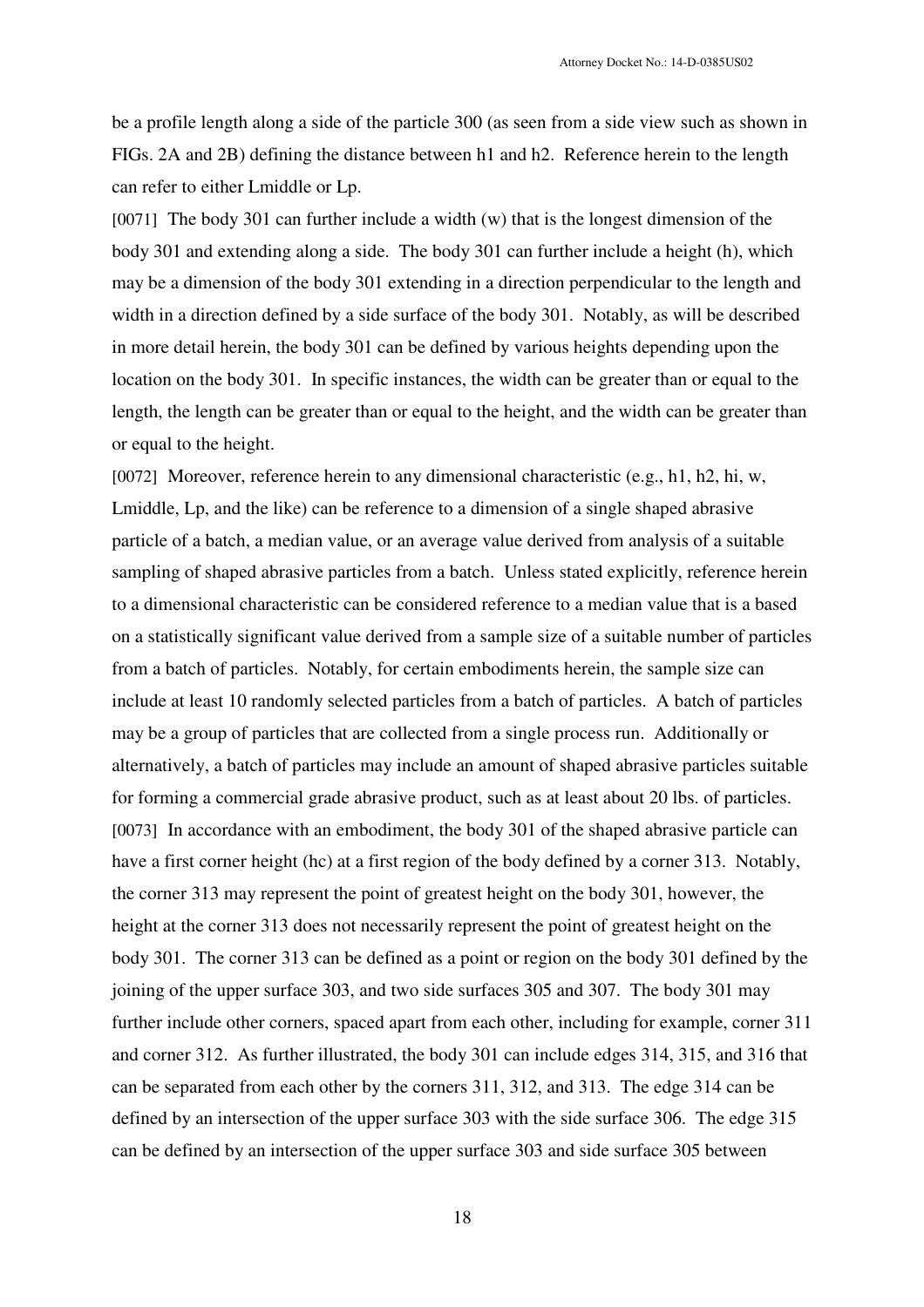be a profile length along a side of the particle 300 (as seen from a side view such as shown in FIGs. 2A and 2B) defining the distance between h1 and h2. Reference herein to the length can refer to either Lmiddle or Lp.

[0071] The body 301 can further include a width (w) that is the longest dimension of the body 301 and extending along a side. The body 301 can further include a height (h), which may be a dimension of the body 301 extending in a direction perpendicular to the length and width in a direction defined by a side surface of the body 301. Notably, as will be described in more detail herein, the body 301 can be defined by various heights depending upon the location on the body 301. In specific instances, the width can be greater than or equal to the length, the length can be greater than or equal to the height, and the width can be greater than or equal to the height.

[0072] Moreover, reference herein to any dimensional characteristic (e.g., h1, h2, hi, w, Lmiddle, Lp, and the like) can be reference to a dimension of a single shaped abrasive particle of a batch, a median value, or an average value derived from analysis of a suitable sampling of shaped abrasive particles from a batch. Unless stated explicitly, reference herein to a dimensional characteristic can be considered reference to a median value that is a based on a statistically significant value derived from a sample size of a suitable number of particles from a batch of particles. Notably, for certain embodiments herein, the sample size can include at least 10 randomly selected particles from a batch of particles. A batch of particles may be a group of particles that are collected from a single process run. Additionally or alternatively, a batch of particles may include an amount of shaped abrasive particles suitable for forming a commercial grade abrasive product, such as at least about 20 lbs. of particles.

[0073] In accordance with an embodiment, the body 301 of the shaped abrasive particle can have a first corner height (hc) at a first region of the body defined by a corner 313. Notably, the corner 313 may represent the point of greatest height on the body 301, however, the height at the corner 313 does not necessarily represent the point of greatest height on the body 301. The corner 313 can be defined as a point or region on the body 301 defined by the joining of the upper surface 303, and two side surfaces 305 and 307. The body 301 may further include other corners, spaced apart from each other, including for example, corner 311 and corner 312. As further illustrated, the body 301 can include edges 314, 315, and 316 that can be separated from each other by the corners 311, 312, and 313. The edge 314 can be defined by an intersection of the upper surface 303 with the side surface 306. The edge 315 can be defined by an intersection of the upper surface 303 and side surface 305 between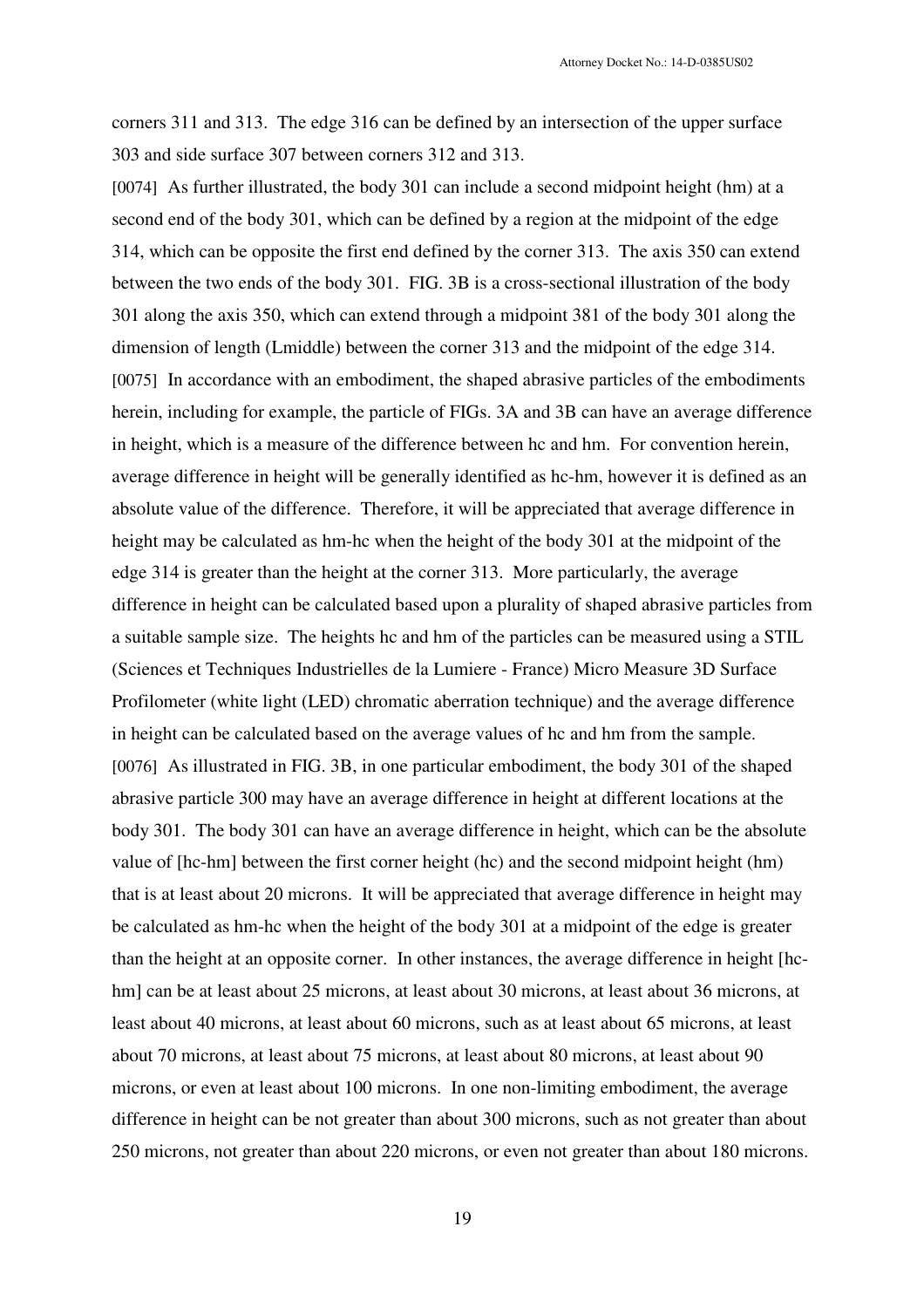corners 311 and 313. The edge 316 can be defined by an intersection of the upper surface 303 and side surface 307 between corners 312 and 313.

[0074] As further illustrated, the body 301 can include a second midpoint height (hm) at a second end of the body 301, which can be defined by a region at the midpoint of the edge 314, which can be opposite the first end defined by the corner 313. The axis 350 can extend between the two ends of the body 301. FIG. 3B is a cross-sectional illustration of the body 301 along the axis 350, which can extend through a midpoint 381 of the body 301 along the dimension of length (Lmiddle) between the corner 313 and the midpoint of the edge 314.

[0075] In accordance with an embodiment, the shaped abrasive particles of the embodiments herein, including for example, the particle of FIGs. 3A and 3B can have an average difference in height, which is a measure of the difference between hc and hm. For convention herein, average difference in height will be generally identified as hc-hm, however it is defined as an absolute value of the difference. Therefore, it will be appreciated that average difference in height may be calculated as hm-hc when the height of the body 301 at the midpoint of the edge 314 is greater than the height at the corner 313. More particularly, the average difference in height can be calculated based upon a plurality of shaped abrasive particles from a suitable sample size. The heights hc and hm of the particles can be measured using a STIL (Sciences et Techniques Industrielles de la Lumiere - France) Micro Measure 3D Surface Profilometer (white light (LED) chromatic aberration technique) and the average difference in height can be calculated based on the average values of hc and hm from the sample.

[0076] As illustrated in FIG. 3B, in one particular embodiment, the body 301 of the shaped abrasive particle 300 may have an average difference in height at different locations at the body 301. The body 301 can have an average difference in height, which can be the absolute value of [hc-hm] between the first corner height (hc) and the second midpoint height (hm) that is at least about 20 microns. It will be appreciated that average difference in height may be calculated as hm-hc when the height of the body 301 at a midpoint of the edge is greater than the height at an opposite corner. In other instances, the average difference in height [hc-hm] can be at least about 25 microns, at least about 30 microns, at least about 36 microns, at least about 40 microns, at least about 60 microns, such as at least about 65 microns, at least about 70 microns, at least about 75 microns, at least about 80 microns, at least about 90 microns, or even at least about 100 microns. In one non-limiting embodiment, the average difference in height can be not greater than about 300 microns, such as not greater than about 250 microns, not greater than about 220 microns, or even not greater than about 180 microns.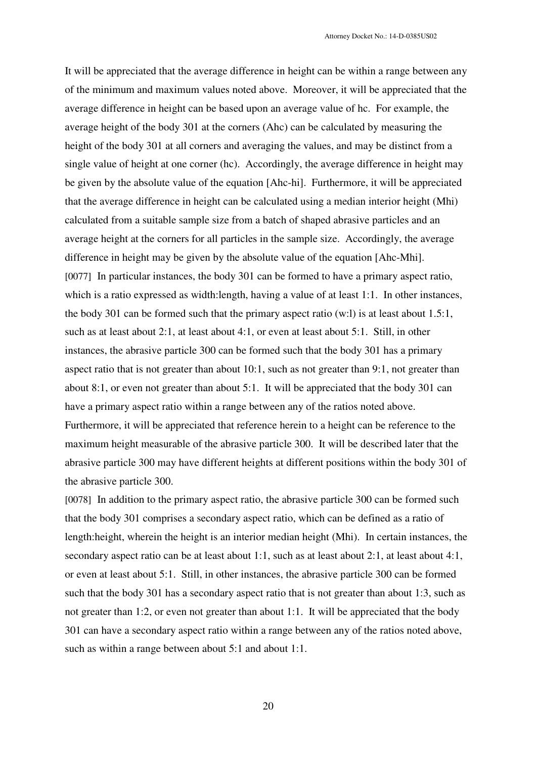It will be appreciated that the average difference in height can be within a range between any of the minimum and maximum values noted above. Moreover, it will be appreciated that the average difference in height can be based upon an average value of hc. For example, the average height of the body 301 at the corners (Ahc) can be calculated by measuring the height of the body 301 at all corners and averaging the values, and may be distinct from a single value of height at one corner (hc). Accordingly, the average difference in height may be given by the absolute value of the equation [Ahc-hi]. Furthermore, it will be appreciated that the average difference in height can be calculated using a median interior height (Mhi) calculated from a suitable sample size from a batch of shaped abrasive particles and an average height at the corners for all particles in the sample size. Accordingly, the average difference in height may be given by the absolute value of the equation [Ahc-Mhi].

[0077] In particular instances, the body 301 can be formed to have a primary aspect ratio, which is a ratio expressed as width:length, having a value of at least 1:1. In other instances, the body 301 can be formed such that the primary aspect ratio (w:l) is at least about 1.5:1, such as at least about 2:1, at least about 4:1, or even at least about 5:1. Still, in other instances, the abrasive particle 300 can be formed such that the body 301 has a primary aspect ratio that is not greater than about 10:1, such as not greater than 9:1, not greater than about 8:1, or even not greater than about 5:1. It will be appreciated that the body 301 can have a primary aspect ratio within a range between any of the ratios noted above. Furthermore, it will be appreciated that reference herein to a height can be reference to the maximum height measurable of the abrasive particle 300. It will be described later that the abrasive particle 300 may have different heights at different positions within the body 301 of the abrasive particle 300.

[0078] In addition to the primary aspect ratio, the abrasive particle 300 can be formed such that the body 301 comprises a secondary aspect ratio, which can be defined as a ratio of length:height, wherein the height is an interior median height (Mhi). In certain instances, the secondary aspect ratio can be at least about 1:1, such as at least about 2:1, at least about 4:1, or even at least about 5:1. Still, in other instances, the abrasive particle 300 can be formed such that the body 301 has a secondary aspect ratio that is not greater than about 1:3, such as not greater than 1:2, or even not greater than about 1:1. It will be appreciated that the body 301 can have a secondary aspect ratio within a range between any of the ratios noted above, such as within a range between about 5:1 and about 1:1.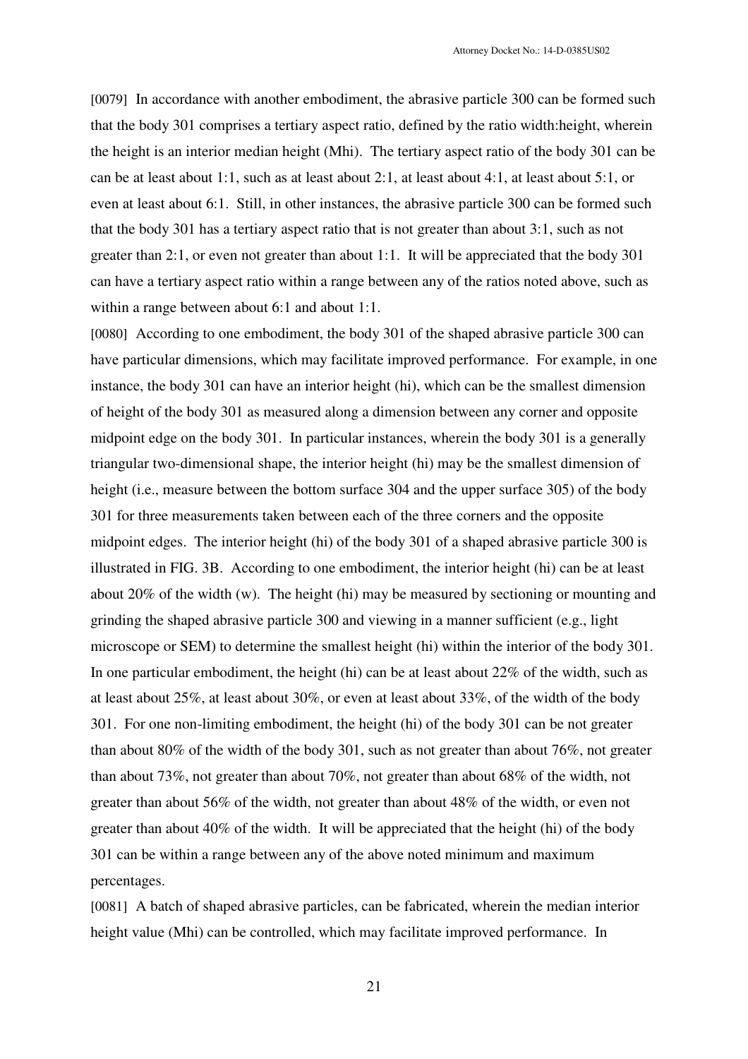[0079] In accordance with another embodiment, the abrasive particle 300 can be formed such that the body 301 comprises a tertiary aspect ratio, defined by the ratio width:height, wherein the height is an interior median height (Mhi). The tertiary aspect ratio of the body 301 can be can be at least about 1:1, such as at least about 2:1, at least about 4:1, at least about 5:1, or even at least about 6:1. Still, in other instances, the abrasive particle 300 can be formed such that the body 301 has a tertiary aspect ratio that is not greater than about 3:1, such as not greater than 2:1, or even not greater than about 1:1. It will be appreciated that the body 301 can have a tertiary aspect ratio within a range between any of the ratios noted above, such as within a range between about 6:1 and about 1:1.

[0080] According to one embodiment, the body 301 of the shaped abrasive particle 300 can have particular dimensions, which may facilitate improved performance. For example, in one instance, the body 301 can have an interior height (hi), which can be the smallest dimension of height of the body 301 as measured along a dimension between any corner and opposite midpoint edge on the body 301. In particular instances, wherein the body 301 is a generally triangular two-dimensional shape, the interior height (hi) may be the smallest dimension of height (i.e., measure between the bottom surface 304 and the upper surface 305) of the body 301 for three measurements taken between each of the three corners and the opposite midpoint edges. The interior height (hi) of the body 301 of a shaped abrasive particle 300 is illustrated in FIG. 3B. According to one embodiment, the interior height (hi) can be at least about 20% of the width (w). The height (hi) may be measured by sectioning or mounting and grinding the shaped abrasive particle 300 and viewing in a manner sufficient (e.g., light microscope or SEM) to determine the smallest height (hi) within the interior of the body 301. In one particular embodiment, the height (hi) can be at least about 22% of the width, such as at least about 25%, at least about 30%, or even at least about 33%, of the width of the body 301. For one non-limiting embodiment, the height (hi) of the body 301 can be not greater than about 80% of the width of the body 301, such as not greater than about 76%, not greater than about 73%, not greater than about 70%, not greater than about 68% of the width, not greater than about 56% of the width, not greater than about 48% of the width, or even not greater than about 40% of the width. It will be appreciated that the height (hi) of the body 301 can be within a range between any of the above noted minimum and maximum percentages.

[0081] A batch of shaped abrasive particles, can be fabricated, wherein the median interior height value (Mhi) can be controlled, which may facilitate improved performance. In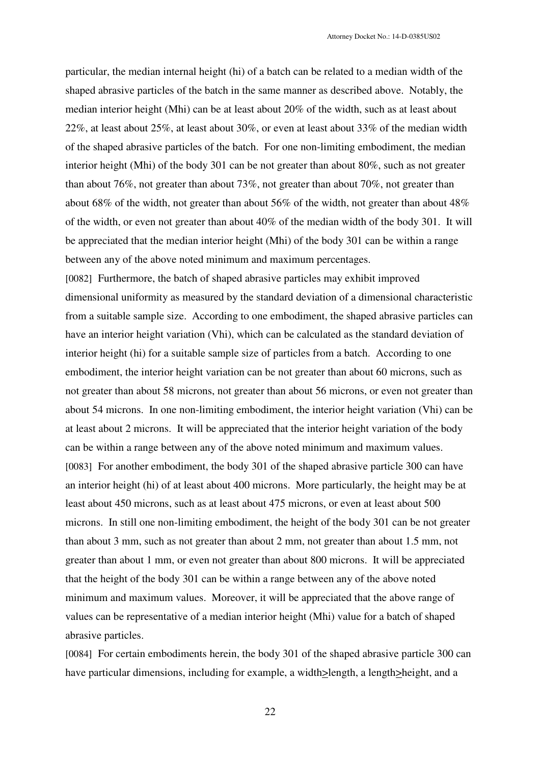particular, the median internal height (hi) of a batch can be related to a median width of the shaped abrasive particles of the batch in the same manner as described above. Notably, the median interior height (Mhi) can be at least about 20% of the width, such as at least about 22%, at least about 25%, at least about 30%, or even at least about 33% of the median width of the shaped abrasive particles of the batch. For one non-limiting embodiment, the median interior height (Mhi) of the body 301 can be not greater than about 80%, such as not greater than about 76%, not greater than about 73%, not greater than about 70%, not greater than about 68% of the width, not greater than about 56% of the width, not greater than about 48% of the width, or even not greater than about 40% of the median width of the body 301. It will be appreciated that the median interior height (Mhi) of the body 301 can be within a range between any of the above noted minimum and maximum percentages.

[0082] Furthermore, the batch of shaped abrasive particles may exhibit improved dimensional uniformity as measured by the standard deviation of a dimensional characteristic from a suitable sample size. According to one embodiment, the shaped abrasive particles can have an interior height variation (Vhi), which can be calculated as the standard deviation of interior height (hi) for a suitable sample size of particles from a batch. According to one embodiment, the interior height variation can be not greater than about 60 microns, such as not greater than about 58 microns, not greater than about 56 microns, or even not greater than about 54 microns. In one non-limiting embodiment, the interior height variation (Vhi) can be at least about 2 microns. It will be appreciated that the interior height variation of the body can be within a range between any of the above noted minimum and maximum values.

[0083] For another embodiment, the body 301 of the shaped abrasive particle 300 can have an interior height (hi) of at least about 400 microns. More particularly, the height may be at least about 450 microns, such as at least about 475 microns, or even at least about 500 microns. In still one non-limiting embodiment, the height of the body 301 can be not greater than about 3 mm, such as not greater than about 2 mm, not greater than about 1.5 mm, not greater than about 1 mm, or even not greater than about 800 microns. It will be appreciated that the height of the body 301 can be within a range between any of the above noted minimum and maximum values. Moreover, it will be appreciated that the above range of values can be representative of a median interior height (Mhi) value for a batch of shaped abrasive particles.

[0084] For certain embodiments herein, the body 301 of the shaped abrasive particle 300 can have particular dimensions, including for example, a width≥length, a length≥height, and a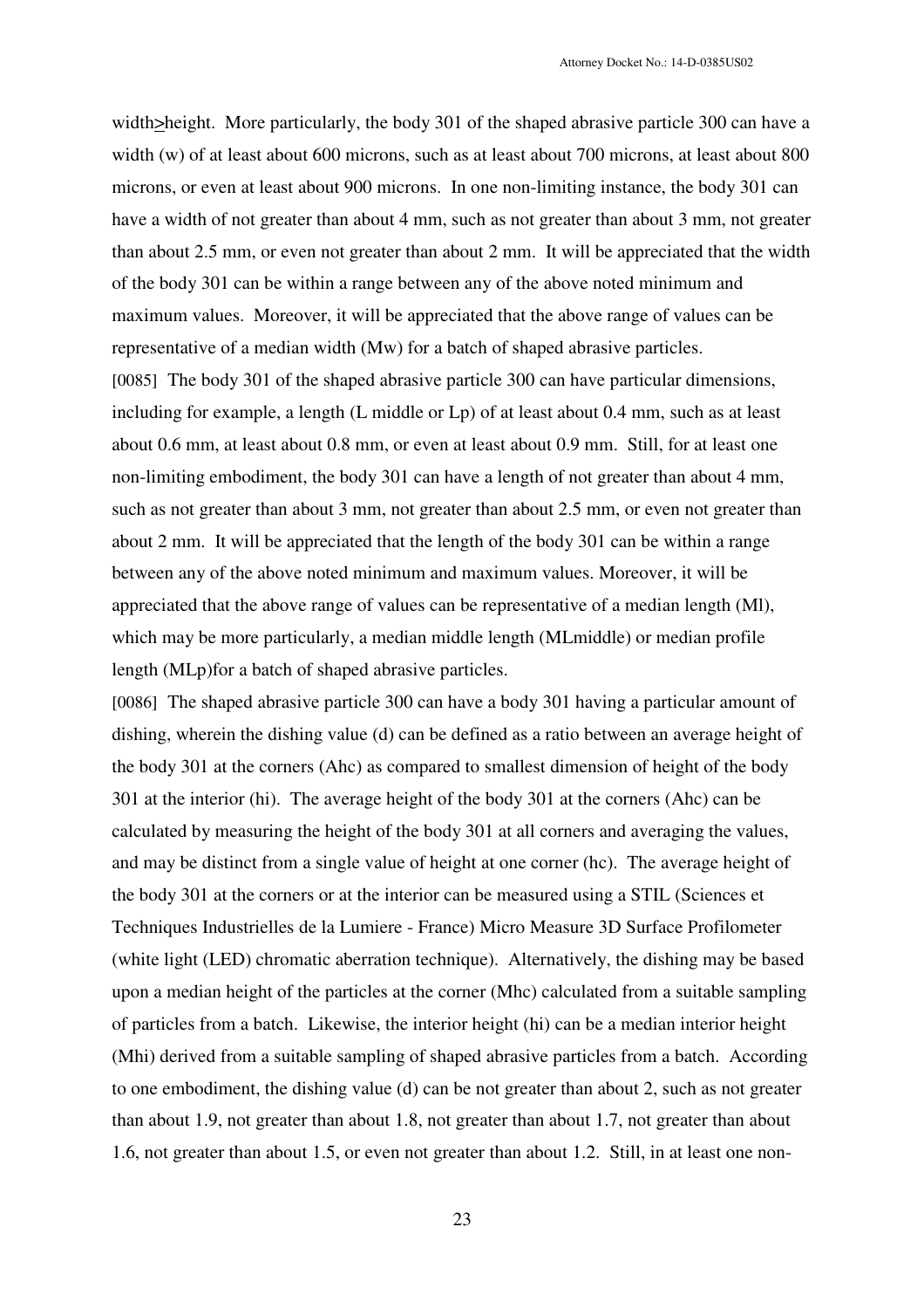width≥height. More particularly, the body 301 of the shaped abrasive particle 300 can have a width (w) of at least about 600 microns, such as at least about 700 microns, at least about 800 microns, or even at least about 900 microns. In one non-limiting instance, the body 301 can have a width of not greater than about 4 mm, such as not greater than about 3 mm, not greater than about 2.5 mm, or even not greater than about 2 mm. It will be appreciated that the width of the body 301 can be within a range between any of the above noted minimum and maximum values. Moreover, it will be appreciated that the above range of values can be representative of a median width (Mw) for a batch of shaped abrasive particles.

[0085] The body 301 of the shaped abrasive particle 300 can have particular dimensions, including for example, a length (L middle or Lp) of at least about 0.4 mm, such as at least about 0.6 mm, at least about 0.8 mm, or even at least about 0.9 mm. Still, for at least one non-limiting embodiment, the body 301 can have a length of not greater than about 4 mm, such as not greater than about 3 mm, not greater than about 2.5 mm, or even not greater than about 2 mm. It will be appreciated that the length of the body 301 can be within a range between any of the above noted minimum and maximum values. Moreover, it will be appreciated that the above range of values can be representative of a median length (Ml), which may be more particularly, a median middle length (MLmiddle) or median profile length (MLp)for a batch of shaped abrasive particles.

[0086] The shaped abrasive particle 300 can have a body 301 having a particular amount of dishing, wherein the dishing value (d) can be defined as a ratio between an average height of the body 301 at the corners (Ahc) as compared to smallest dimension of height of the body 301 at the interior (hi). The average height of the body 301 at the corners (Ahc) can be calculated by measuring the height of the body 301 at all corners and averaging the values, and may be distinct from a single value of height at one corner (hc). The average height of the body 301 at the corners or at the interior can be measured using a STIL (Sciences et Techniques Industrielles de la Lumiere - France) Micro Measure 3D Surface Profilometer (white light (LED) chromatic aberration technique). Alternatively, the dishing may be based upon a median height of the particles at the corner (Mhc) calculated from a suitable sampling of particles from a batch. Likewise, the interior height (hi) can be a median interior height (Mhi) derived from a suitable sampling of shaped abrasive particles from a batch. According to one embodiment, the dishing value (d) can be not greater than about 2, such as not greater than about 1.9, not greater than about 1.8, not greater than about 1.7, not greater than about 1.6, not greater than about 1.5, or even not greater than about 1.2. Still, in at least one non-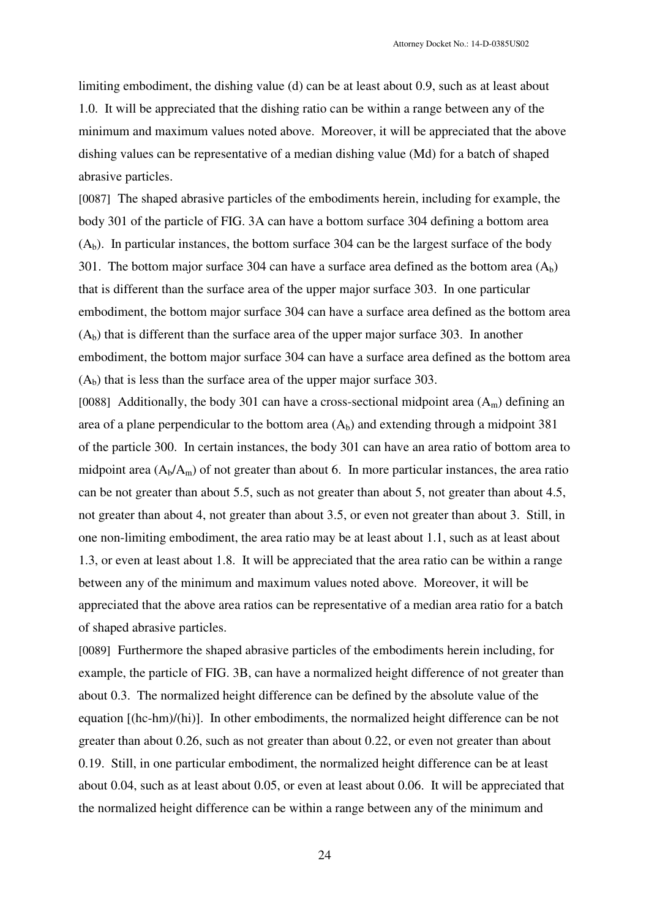limiting embodiment, the dishing value (d) can be at least about 0.9, such as at least about 1.0. It will be appreciated that the dishing ratio can be within a range between any of the minimum and maximum values noted above. Moreover, it will be appreciated that the above dishing values can be representative of a median dishing value (Md) for a batch of shaped abrasive particles.

[0087] The shaped abrasive particles of the embodiments herein, including for example, the body 301 of the particle of FIG. 3A can have a bottom surface 304 defining a bottom area ($A_b$). In particular instances, the bottom surface 304 can be the largest surface of the body 301. The bottom major surface 304 can have a surface area defined as the bottom area ($A_b$) that is different than the surface area of the upper major surface 303. In one particular embodiment, the bottom major surface 304 can have a surface area defined as the bottom area ($A_b$) that is different than the surface area of the upper major surface 303. In another embodiment, the bottom major surface 304 can have a surface area defined as the bottom area ($A_b$) that is less than the surface area of the upper major surface 303.

[0088] Additionally, the body 301 can have a cross-sectional midpoint area ($A_m$) defining an area of a plane perpendicular to the bottom area ($A_b$) and extending through a midpoint 381 of the particle 300. In certain instances, the body 301 can have an area ratio of bottom area to midpoint area ($A_b/A_m$) of not greater than about 6. In more particular instances, the area ratio can be not greater than about 5.5, such as not greater than about 5, not greater than about 4.5, not greater than about 4, not greater than about 3.5, or even not greater than about 3. Still, in one non-limiting embodiment, the area ratio may be at least about 1.1, such as at least about 1.3, or even at least about 1.8. It will be appreciated that the area ratio can be within a range between any of the minimum and maximum values noted above. Moreover, it will be appreciated that the above area ratios can be representative of a median area ratio for a batch of shaped abrasive particles.

[0089] Furthermore the shaped abrasive particles of the embodiments herein including, for example, the particle of FIG. 3B, can have a normalized height difference of not greater than about 0.3. The normalized height difference can be defined by the absolute value of the equation $[(hc-hm)/(hi)]$. In other embodiments, the normalized height difference can be not greater than about 0.26, such as not greater than about 0.22, or even not greater than about 0.19. Still, in one particular embodiment, the normalized height difference can be at least about 0.04, such as at least about 0.05, or even at least about 0.06. It will be appreciated that the normalized height difference can be within a range between any of the minimum and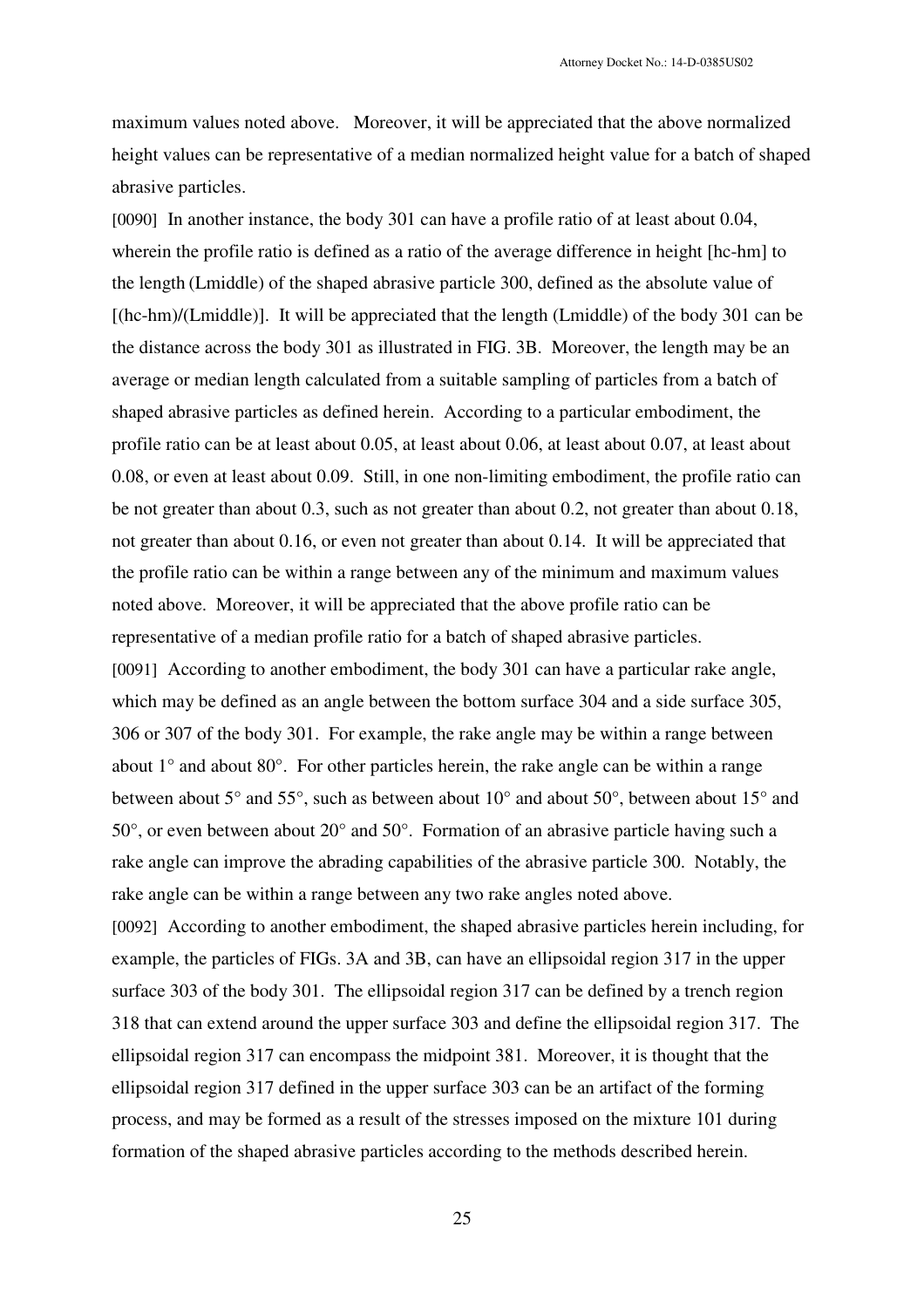maximum values noted above. Moreover, it will be appreciated that the above normalized height values can be representative of a median normalized height value for a batch of shaped abrasive particles.

[0090] In another instance, the body 301 can have a profile ratio of at least about 0.04, wherein the profile ratio is defined as a ratio of the average difference in height [hc-hm] to the length (Lmiddle) of the shaped abrasive particle 300, defined as the absolute value of [(hc-hm)/(Lmiddle)]. It will be appreciated that the length (Lmiddle) of the body 301 can be the distance across the body 301 as illustrated in FIG. 3B. Moreover, the length may be an average or median length calculated from a suitable sampling of particles from a batch of shaped abrasive particles as defined herein. According to a particular embodiment, the profile ratio can be at least about 0.05, at least about 0.06, at least about 0.07, at least about 0.08, or even at least about 0.09. Still, in one non-limiting embodiment, the profile ratio can be not greater than about 0.3, such as not greater than about 0.2, not greater than about 0.18, not greater than about 0.16, or even not greater than about 0.14. It will be appreciated that the profile ratio can be within a range between any of the minimum and maximum values noted above. Moreover, it will be appreciated that the above profile ratio can be representative of a median profile ratio for a batch of shaped abrasive particles.

[0091] According to another embodiment, the body 301 can have a particular rake angle, which may be defined as an angle between the bottom surface 304 and a side surface 305, 306 or 307 of the body 301. For example, the rake angle may be within a range between about 1° and about 80°. For other particles herein, the rake angle can be within a range between about 5° and 55°, such as between about 10° and about 50°, between about 15° and 50°, or even between about 20° and 50°. Formation of an abrasive particle having such a rake angle can improve the abrading capabilities of the abrasive particle 300. Notably, the rake angle can be within a range between any two rake angles noted above.

[0092] According to another embodiment, the shaped abrasive particles herein including, for example, the particles of FIGs. 3A and 3B, can have an ellipsoidal region 317 in the upper surface 303 of the body 301. The ellipsoidal region 317 can be defined by a trench region 318 that can extend around the upper surface 303 and define the ellipsoidal region 317. The ellipsoidal region 317 can encompass the midpoint 381. Moreover, it is thought that the ellipsoidal region 317 defined in the upper surface 303 can be an artifact of the forming process, and may be formed as a result of the stresses imposed on the mixture 101 during formation of the shaped abrasive particles according to the methods described herein.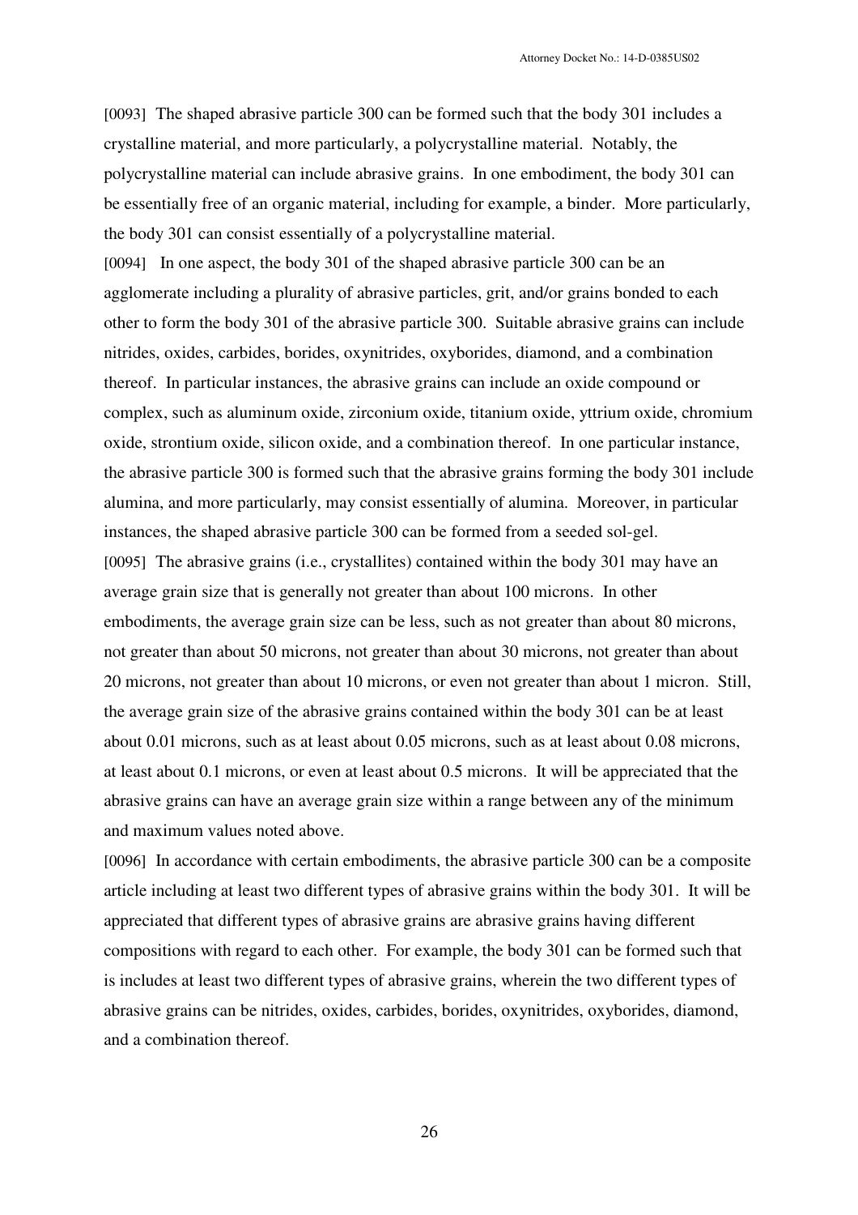[0093] The shaped abrasive particle 300 can be formed such that the body 301 includes a crystalline material, and more particularly, a polycrystalline material. Notably, the polycrystalline material can include abrasive grains. In one embodiment, the body 301 can be essentially free of an organic material, including for example, a binder. More particularly, the body 301 can consist essentially of a polycrystalline material.

[0094] In one aspect, the body 301 of the shaped abrasive particle 300 can be an agglomerate including a plurality of abrasive particles, grit, and/or grains bonded to each other to form the body 301 of the abrasive particle 300. Suitable abrasive grains can include nitrides, oxides, carbides, borides, oxynitrides, oxyborides, diamond, and a combination thereof. In particular instances, the abrasive grains can include an oxide compound or complex, such as aluminum oxide, zirconium oxide, titanium oxide, yttrium oxide, chromium oxide, strontium oxide, silicon oxide, and a combination thereof. In one particular instance, the abrasive particle 300 is formed such that the abrasive grains forming the body 301 include alumina, and more particularly, may consist essentially of alumina. Moreover, in particular instances, the shaped abrasive particle 300 can be formed from a seeded sol-gel.

[0095] The abrasive grains (i.e., crystallites) contained within the body 301 may have an average grain size that is generally not greater than about 100 microns. In other embodiments, the average grain size can be less, such as not greater than about 80 microns, not greater than about 50 microns, not greater than about 30 microns, not greater than about 20 microns, not greater than about 10 microns, or even not greater than about 1 micron. Still, the average grain size of the abrasive grains contained within the body 301 can be at least about 0.01 microns, such as at least about 0.05 microns, such as at least about 0.08 microns, at least about 0.1 microns, or even at least about 0.5 microns. It will be appreciated that the abrasive grains can have an average grain size within a range between any of the minimum and maximum values noted above.

[0096] In accordance with certain embodiments, the abrasive particle 300 can be a composite article including at least two different types of abrasive grains within the body 301. It will be appreciated that different types of abrasive grains are abrasive grains having different compositions with regard to each other. For example, the body 301 can be formed such that is includes at least two different types of abrasive grains, wherein the two different types of abrasive grains can be nitrides, oxides, carbides, borides, oxynitrides, oxyborides, diamond, and a combination thereof.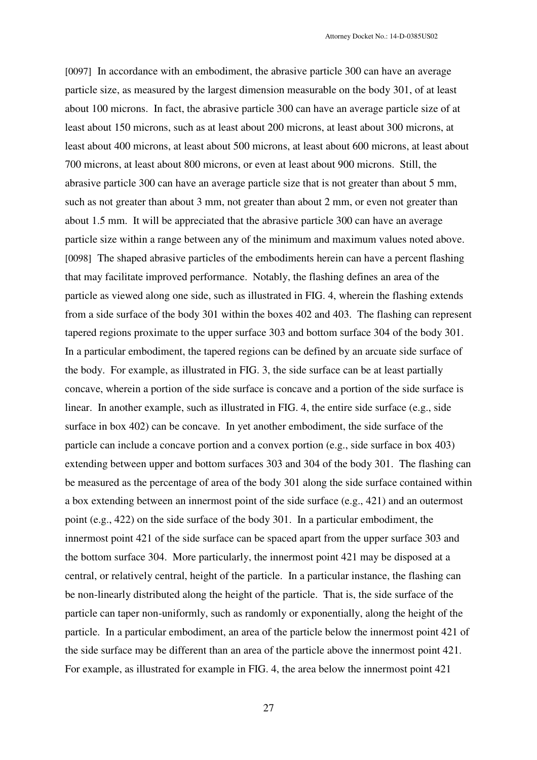[0097] In accordance with an embodiment, the abrasive particle 300 can have an average particle size, as measured by the largest dimension measurable on the body 301, of at least about 100 microns. In fact, the abrasive particle 300 can have an average particle size of at least about 150 microns, such as at least about 200 microns, at least about 300 microns, at least about 400 microns, at least about 500 microns, at least about 600 microns, at least about 700 microns, at least about 800 microns, or even at least about 900 microns. Still, the abrasive particle 300 can have an average particle size that is not greater than about 5 mm, such as not greater than about 3 mm, not greater than about 2 mm, or even not greater than about 1.5 mm. It will be appreciated that the abrasive particle 300 can have an average particle size within a range between any of the minimum and maximum values noted above.

[0098] The shaped abrasive particles of the embodiments herein can have a percent flashing that may facilitate improved performance. Notably, the flashing defines an area of the particle as viewed along one side, such as illustrated in FIG. 4, wherein the flashing extends from a side surface of the body 301 within the boxes 402 and 403. The flashing can represent tapered regions proximate to the upper surface 303 and bottom surface 304 of the body 301. In a particular embodiment, the tapered regions can be defined by an arcuate side surface of the body. For example, as illustrated in FIG. 3, the side surface can be at least partially concave, wherein a portion of the side surface is concave and a portion of the side surface is linear. In another example, such as illustrated in FIG. 4, the entire side surface (e.g., side surface in box 402) can be concave. In yet another embodiment, the side surface of the particle can include a concave portion and a convex portion (e.g., side surface in box 403) extending between upper and bottom surfaces 303 and 304 of the body 301. The flashing can be measured as the percentage of area of the body 301 along the side surface contained within a box extending between an innermost point of the side surface (e.g., 421) and an outermost point (e.g., 422) on the side surface of the body 301. In a particular embodiment, the innermost point 421 of the side surface can be spaced apart from the upper surface 303 and the bottom surface 304. More particularly, the innermost point 421 may be disposed at a central, or relatively central, height of the particle. In a particular instance, the flashing can be non-linearly distributed along the height of the particle. That is, the side surface of the particle can taper non-uniformly, such as randomly or exponentially, along the height of the particle. In a particular embodiment, an area of the particle below the innermost point 421 of the side surface may be different than an area of the particle above the innermost point 421. For example, as illustrated for example in FIG. 4, the area below the innermost point 421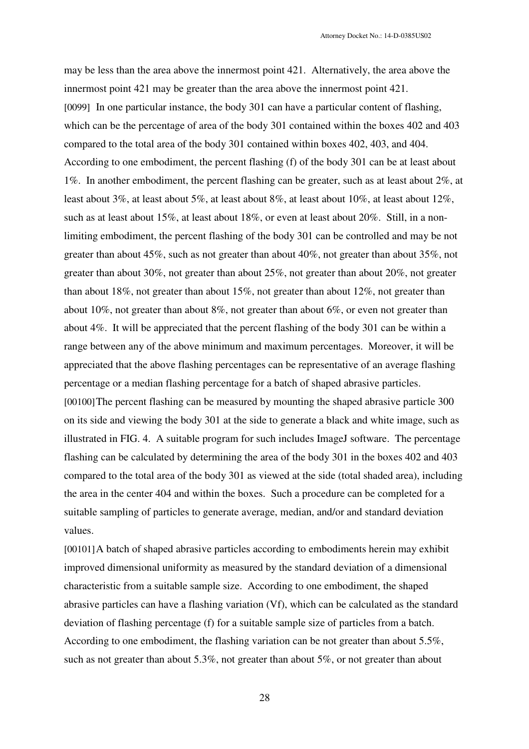may be less than the area above the innermost point 421. Alternatively, the area above the innermost point 421 may be greater than the area above the innermost point 421.

[0099] In one particular instance, the body 301 can have a particular content of flashing, which can be the percentage of area of the body 301 contained within the boxes 402 and 403 compared to the total area of the body 301 contained within boxes 402, 403, and 404. According to one embodiment, the percent flashing (f) of the body 301 can be at least about 1%. In another embodiment, the percent flashing can be greater, such as at least about 2%, at least about 3%, at least about 5%, at least about 8%, at least about 10%, at least about 12%, such as at least about 15%, at least about 18%, or even at least about 20%. Still, in a non-limiting embodiment, the percent flashing of the body 301 can be controlled and may be not greater than about 45%, such as not greater than about 40%, not greater than about 35%, not greater than about 30%, not greater than about 25%, not greater than about 20%, not greater than about 18%, not greater than about 15%, not greater than about 12%, not greater than about 10%, not greater than about 8%, not greater than about 6%, or even not greater than about 4%. It will be appreciated that the percent flashing of the body 301 can be within a range between any of the above minimum and maximum percentages. Moreover, it will be appreciated that the above flashing percentages can be representative of an average flashing percentage or a median flashing percentage for a batch of shaped abrasive particles.

[00100] The percent flashing can be measured by mounting the shaped abrasive particle 300 on its side and viewing the body 301 at the side to generate a black and white image, such as illustrated in FIG. 4. A suitable program for such includes ImageJ software. The percentage flashing can be calculated by determining the area of the body 301 in the boxes 402 and 403 compared to the total area of the body 301 as viewed at the side (total shaded area), including the area in the center 404 and within the boxes. Such a procedure can be completed for a suitable sampling of particles to generate average, median, and/or and standard deviation values.

[00101] A batch of shaped abrasive particles according to embodiments herein may exhibit improved dimensional uniformity as measured by the standard deviation of a dimensional characteristic from a suitable sample size. According to one embodiment, the shaped abrasive particles can have a flashing variation (Vf), which can be calculated as the standard deviation of flashing percentage (f) for a suitable sample size of particles from a batch. According to one embodiment, the flashing variation can be not greater than about 5.5%, such as not greater than about 5.3%, not greater than about 5%, or not greater than about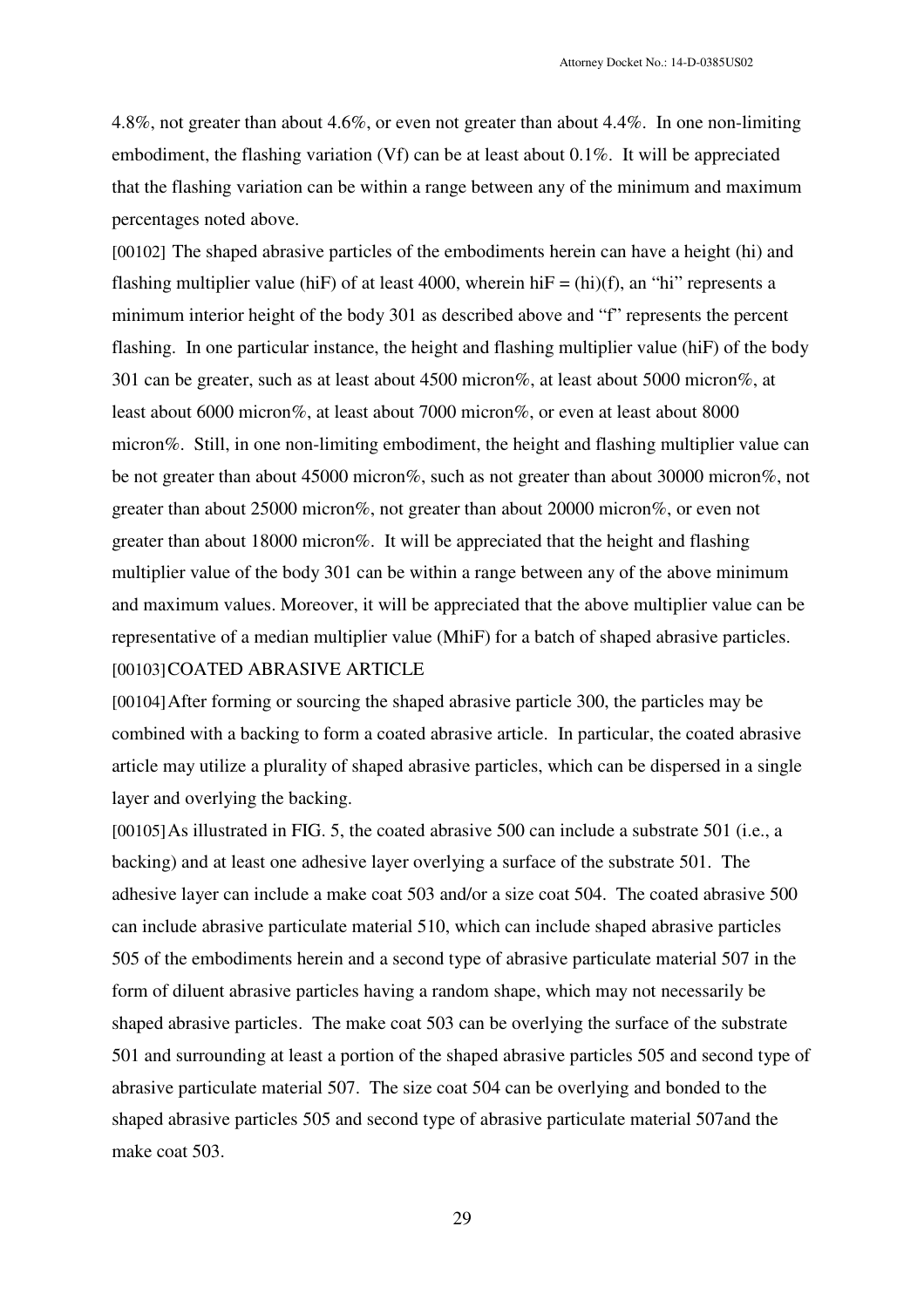4.8%, not greater than about 4.6%, or even not greater than about 4.4%. In one non-limiting embodiment, the flashing variation (Vf) can be at least about 0.1%. It will be appreciated that the flashing variation can be within a range between any of the minimum and maximum percentages noted above.

[00102] The shaped abrasive particles of the embodiments herein can have a height (hi) and flashing multiplier value (hiF) of at least 4000, wherein hiF = (hi)(f), an "hi" represents a minimum interior height of the body 301 as described above and "f" represents the percent flashing. In one particular instance, the height and flashing multiplier value (hiF) of the body 301 can be greater, such as at least about 4500 micron%, at least about 5000 micron%, at least about 6000 micron%, at least about 7000 micron%, or even at least about 8000 micron%. Still, in one non-limiting embodiment, the height and flashing multiplier value can be not greater than about 45000 micron%, such as not greater than about 30000 micron%, not greater than about 25000 micron%, not greater than about 20000 micron%, or even not greater than about 18000 micron%. It will be appreciated that the height and flashing multiplier value of the body 301 can be within a range between any of the above minimum and maximum values. Moreover, it will be appreciated that the above multiplier value can be representative of a median multiplier value (MhiF) for a batch of shaped abrasive particles.

[00103] COATED ABRASIVE ARTICLE

[00104] After forming or sourcing the shaped abrasive particle 300, the particles may be combined with a backing to form a coated abrasive article. In particular, the coated abrasive article may utilize a plurality of shaped abrasive particles, which can be dispersed in a single layer and overlying the backing.

[00105] As illustrated in FIG. 5, the coated abrasive 500 can include a substrate 501 (i.e., a backing) and at least one adhesive layer overlying a surface of the substrate 501. The adhesive layer can include a make coat 503 and/or a size coat 504. The coated abrasive 500 can include abrasive particulate material 510, which can include shaped abrasive particles 505 of the embodiments herein and a second type of abrasive particulate material 507 in the form of diluent abrasive particles having a random shape, which may not necessarily be shaped abrasive particles. The make coat 503 can be overlying the surface of the substrate 501 and surrounding at least a portion of the shaped abrasive particles 505 and second type of abrasive particulate material 507. The size coat 504 can be overlying and bonded to the shaped abrasive particles 505 and second type of abrasive particulate material 507and the make coat 503.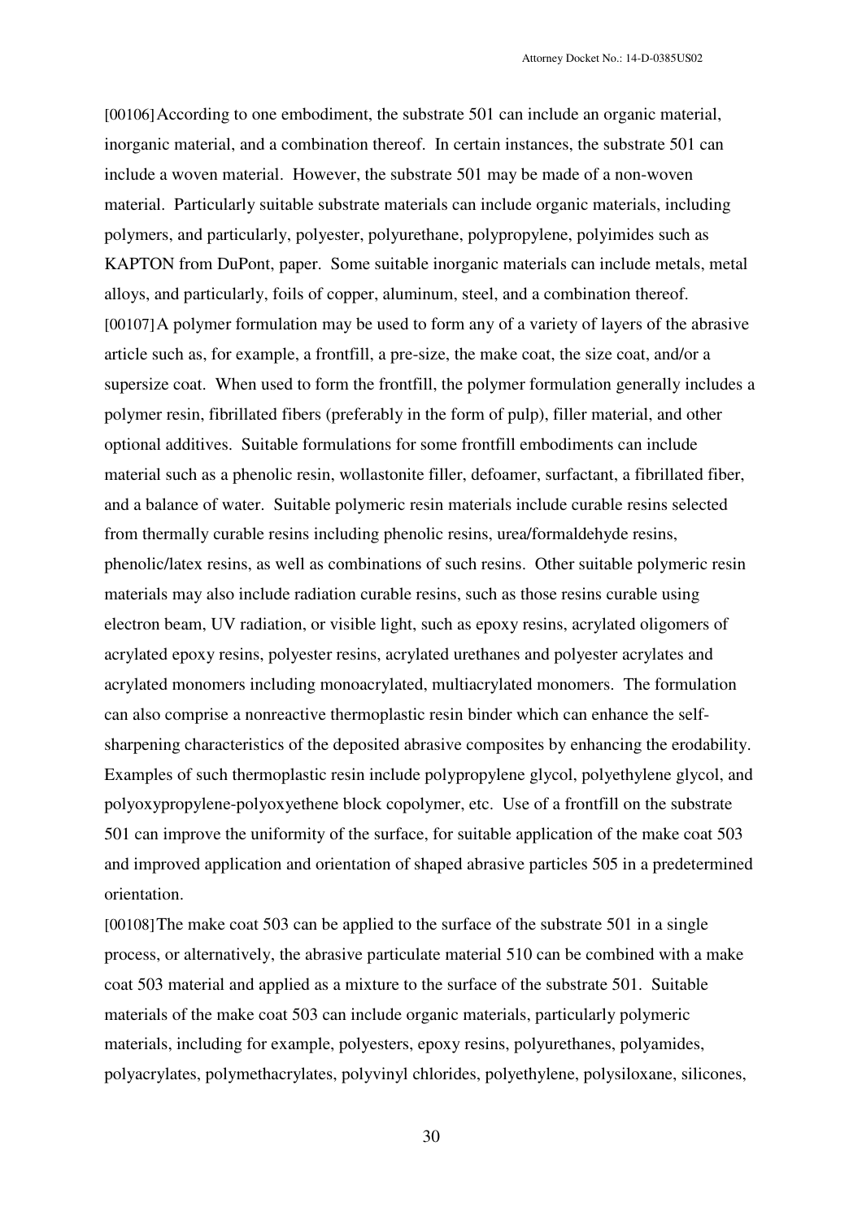[00106] According to one embodiment, the substrate 501 can include an organic material, inorganic material, and a combination thereof. In certain instances, the substrate 501 can include a woven material. However, the substrate 501 may be made of a non-woven material. Particularly suitable substrate materials can include organic materials, including polymers, and particularly, polyester, polyurethane, polypropylene, polyimides such as KAPTON from DuPont, paper. Some suitable inorganic materials can include metals, metal alloys, and particularly, foils of copper, aluminum, steel, and a combination thereof.

[00107] A polymer formulation may be used to form any of a variety of layers of the abrasive article such as, for example, a frontfill, a pre-size, the make coat, the size coat, and/or a supersize coat. When used to form the frontfill, the polymer formulation generally includes a polymer resin, fibrillated fibers (preferably in the form of pulp), filler material, and other optional additives. Suitable formulations for some frontfill embodiments can include material such as a phenolic resin, wollastonite filler, defoamer, surfactant, a fibrillated fiber, and a balance of water. Suitable polymeric resin materials include curable resins selected from thermally curable resins including phenolic resins, urea/formaldehyde resins, phenolic/latex resins, as well as combinations of such resins. Other suitable polymeric resin materials may also include radiation curable resins, such as those resins curable using electron beam, UV radiation, or visible light, such as epoxy resins, acrylated oligomers of acrylated epoxy resins, polyester resins, acrylated urethanes and polyester acrylates and acrylated monomers including monoacrylated, multiacrylated monomers. The formulation can also comprise a nonreactive thermoplastic resin binder which can enhance the self-sharpening characteristics of the deposited abrasive composites by enhancing the erodability. Examples of such thermoplastic resin include polypropylene glycol, polyethylene glycol, and polyoxypropylene-polyoxyethene block copolymer, etc. Use of a frontfill on the substrate 501 can improve the uniformity of the surface, for suitable application of the make coat 503 and improved application and orientation of shaped abrasive particles 505 in a predetermined orientation.

[00108] The make coat 503 can be applied to the surface of the substrate 501 in a single process, or alternatively, the abrasive particulate material 510 can be combined with a make coat 503 material and applied as a mixture to the surface of the substrate 501. Suitable materials of the make coat 503 can include organic materials, particularly polymeric materials, including for example, polyesters, epoxy resins, polyurethanes, polyamides, polyacrylates, polymethacrylates, polyvinyl chlorides, polyethylene, polysiloxane, silicones,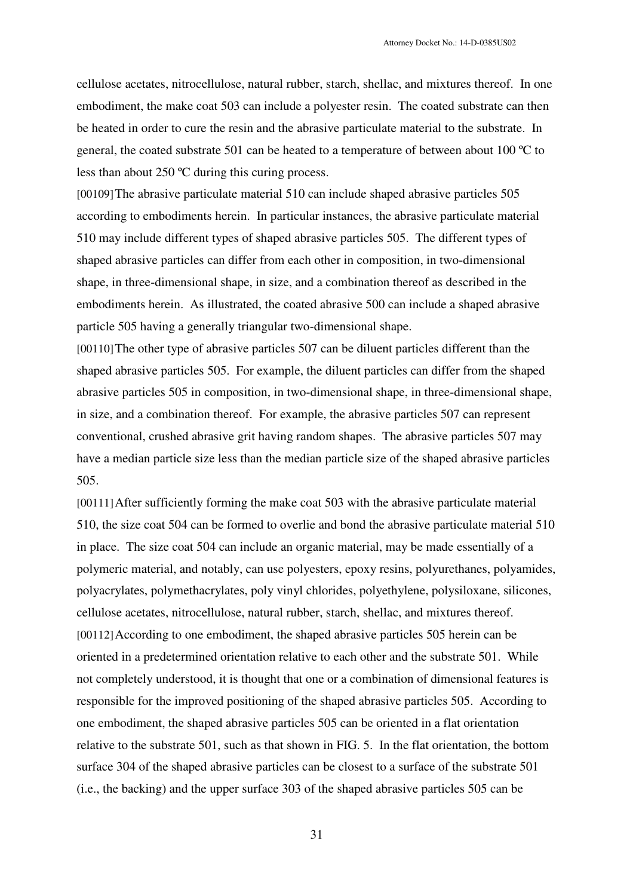cellulose acetates, nitrocellulose, natural rubber, starch, shellac, and mixtures thereof. In one embodiment, the make coat 503 can include a polyester resin. The coated substrate can then be heated in order to cure the resin and the abrasive particulate material to the substrate. In general, the coated substrate 501 can be heated to a temperature of between about 100 ºC to less than about 250 ºC during this curing process.

[00109] The abrasive particulate material 510 can include shaped abrasive particles 505 according to embodiments herein. In particular instances, the abrasive particulate material 510 may include different types of shaped abrasive particles 505. The different types of shaped abrasive particles can differ from each other in composition, in two-dimensional shape, in three-dimensional shape, in size, and a combination thereof as described in the embodiments herein. As illustrated, the coated abrasive 500 can include a shaped abrasive particle 505 having a generally triangular two-dimensional shape.

[00110] The other type of abrasive particles 507 can be diluent particles different than the shaped abrasive particles 505. For example, the diluent particles can differ from the shaped abrasive particles 505 in composition, in two-dimensional shape, in three-dimensional shape, in size, and a combination thereof. For example, the abrasive particles 507 can represent conventional, crushed abrasive grit having random shapes. The abrasive particles 507 may have a median particle size less than the median particle size of the shaped abrasive particles 505.

[00111] After sufficiently forming the make coat 503 with the abrasive particulate material 510, the size coat 504 can be formed to overlie and bond the abrasive particulate material 510 in place. The size coat 504 can include an organic material, may be made essentially of a polymeric material, and notably, can use polyesters, epoxy resins, polyurethanes, polyamides, polyacrylates, polymethacrylates, poly vinyl chlorides, polyethylene, polysiloxane, silicones, cellulose acetates, nitrocellulose, natural rubber, starch, shellac, and mixtures thereof.

[00112] According to one embodiment, the shaped abrasive particles 505 herein can be oriented in a predetermined orientation relative to each other and the substrate 501. While not completely understood, it is thought that one or a combination of dimensional features is responsible for the improved positioning of the shaped abrasive particles 505. According to one embodiment, the shaped abrasive particles 505 can be oriented in a flat orientation relative to the substrate 501, such as that shown in FIG. 5. In the flat orientation, the bottom surface 304 of the shaped abrasive particles can be closest to a surface of the substrate 501 (i.e., the backing) and the upper surface 303 of the shaped abrasive particles 505 can be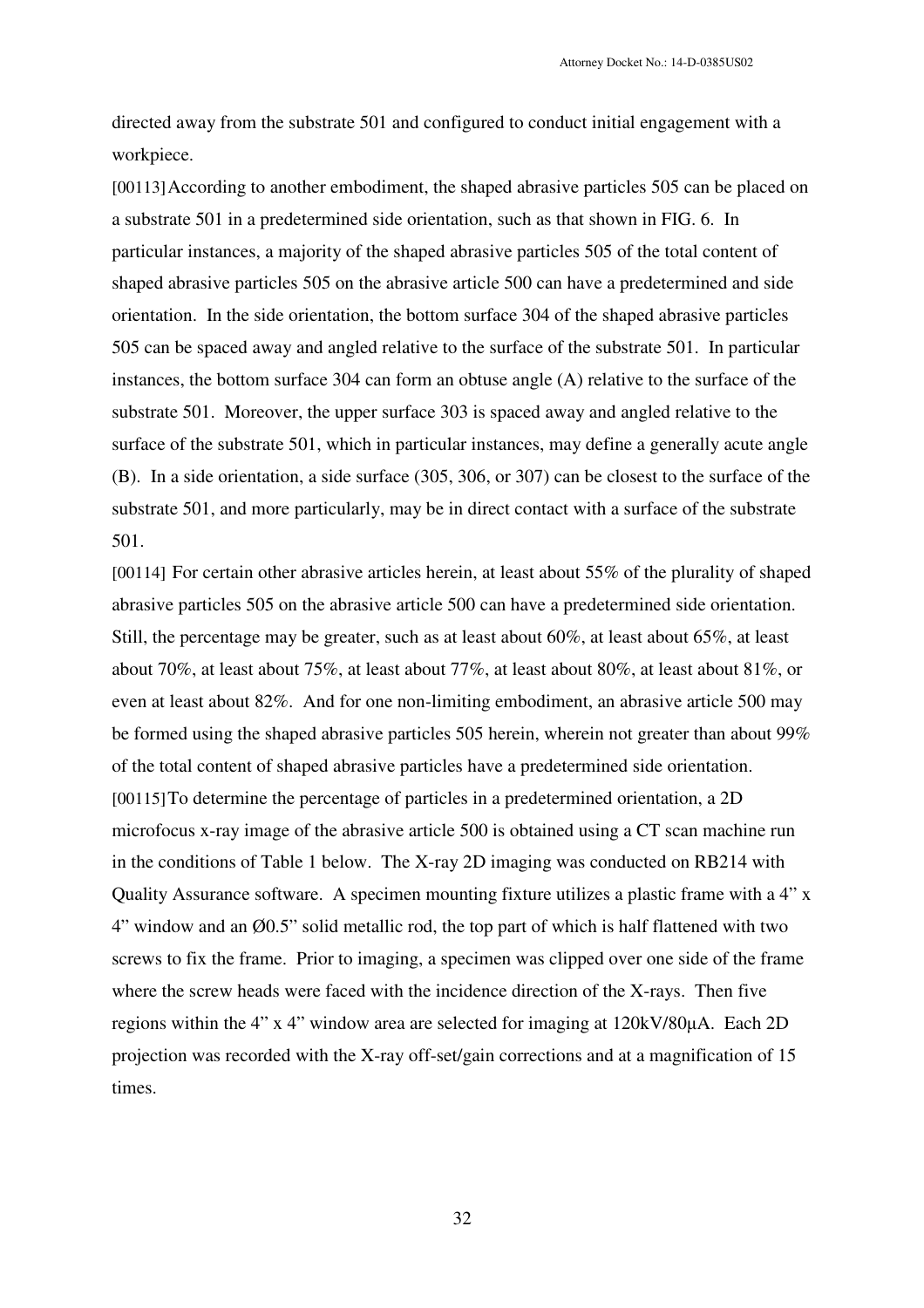directed away from the substrate 501 and configured to conduct initial engagement with a workpiece.

[00113] According to another embodiment, the shaped abrasive particles 505 can be placed on a substrate 501 in a predetermined side orientation, such as that shown in FIG. 6. In particular instances, a majority of the shaped abrasive particles 505 of the total content of shaped abrasive particles 505 on the abrasive article 500 can have a predetermined and side orientation. In the side orientation, the bottom surface 304 of the shaped abrasive particles 505 can be spaced away and angled relative to the surface of the substrate 501. In particular instances, the bottom surface 304 can form an obtuse angle (A) relative to the surface of the substrate 501. Moreover, the upper surface 303 is spaced away and angled relative to the surface of the substrate 501, which in particular instances, may define a generally acute angle (B). In a side orientation, a side surface (305, 306, or 307) can be closest to the surface of the substrate 501, and more particularly, may be in direct contact with a surface of the substrate 501.

[00114] For certain other abrasive articles herein, at least about 55% of the plurality of shaped abrasive particles 505 on the abrasive article 500 can have a predetermined side orientation. Still, the percentage may be greater, such as at least about 60%, at least about 65%, at least about 70%, at least about 75%, at least about 77%, at least about 80%, at least about 81%, or even at least about 82%. And for one non-limiting embodiment, an abrasive article 500 may be formed using the shaped abrasive particles 505 herein, wherein not greater than about 99% of the total content of shaped abrasive particles have a predetermined side orientation.

[00115] To determine the percentage of particles in a predetermined orientation, a 2D microfocus x-ray image of the abrasive article 500 is obtained using a CT scan machine run in the conditions of Table 1 below. The X-ray 2D imaging was conducted on RB214 with Quality Assurance software. A specimen mounting fixture utilizes a plastic frame with a 4" x 4" window and an Ø0.5" solid metallic rod, the top part of which is half flattened with two screws to fix the frame. Prior to imaging, a specimen was clipped over one side of the frame where the screw heads were faced with the incidence direction of the X-rays. Then five regions within the 4" x 4" window area are selected for imaging at 120kV/80μA. Each 2D projection was recorded with the X-ray off-set/gain corrections and at a magnification of 15 times.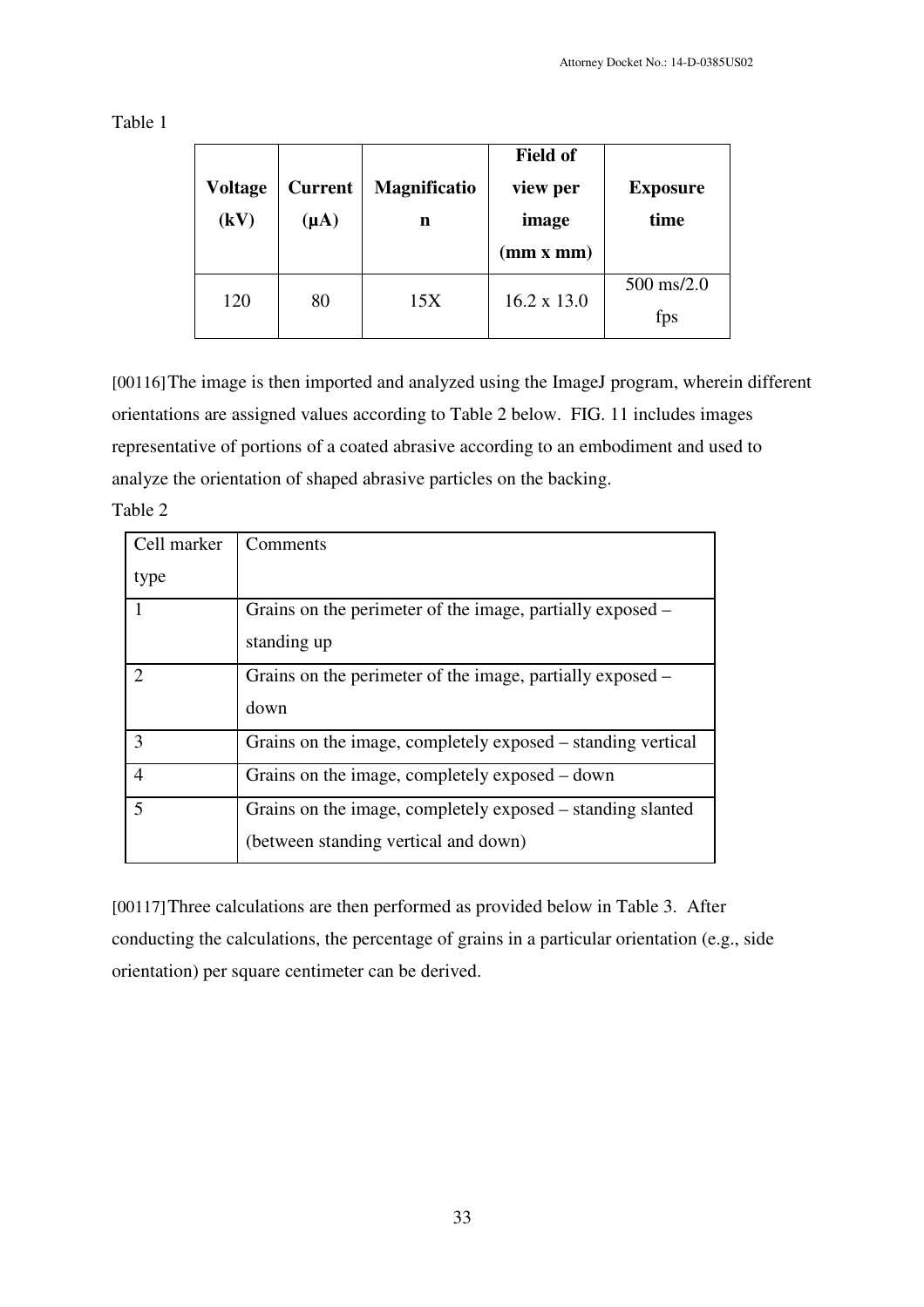Table 1

| **Voltage (kV)** | **Current (μA)** | **Magnification** | **Field of view per image (mm x mm)** | **Exposure time** |
|---|---|---|---|---|
| 120 | 80 | 15X | 16.2 x 13.0 | 500 ms/2.0 fps |

[00116] The image is then imported and analyzed using the ImageJ program, wherein different orientations are assigned values according to Table 2 below. FIG. 11 includes images representative of portions of a coated abrasive according to an embodiment and used to analyze the orientation of shaped abrasive particles on the backing.

Table 2

| Cell marker type | Comments |
|---|---|
| 1 | Grains on the perimeter of the image, partially exposed – standing up |
| 2 | Grains on the perimeter of the image, partially exposed – down |
| 3 | Grains on the image, completely exposed – standing vertical |
| 4 | Grains on the image, completely exposed – down |
| 5 | Grains on the image, completely exposed – standing slanted (between standing vertical and down) |

[00117] Three calculations are then performed as provided below in Table 3. After conducting the calculations, the percentage of grains in a particular orientation (e.g., side orientation) per square centimeter can be derived.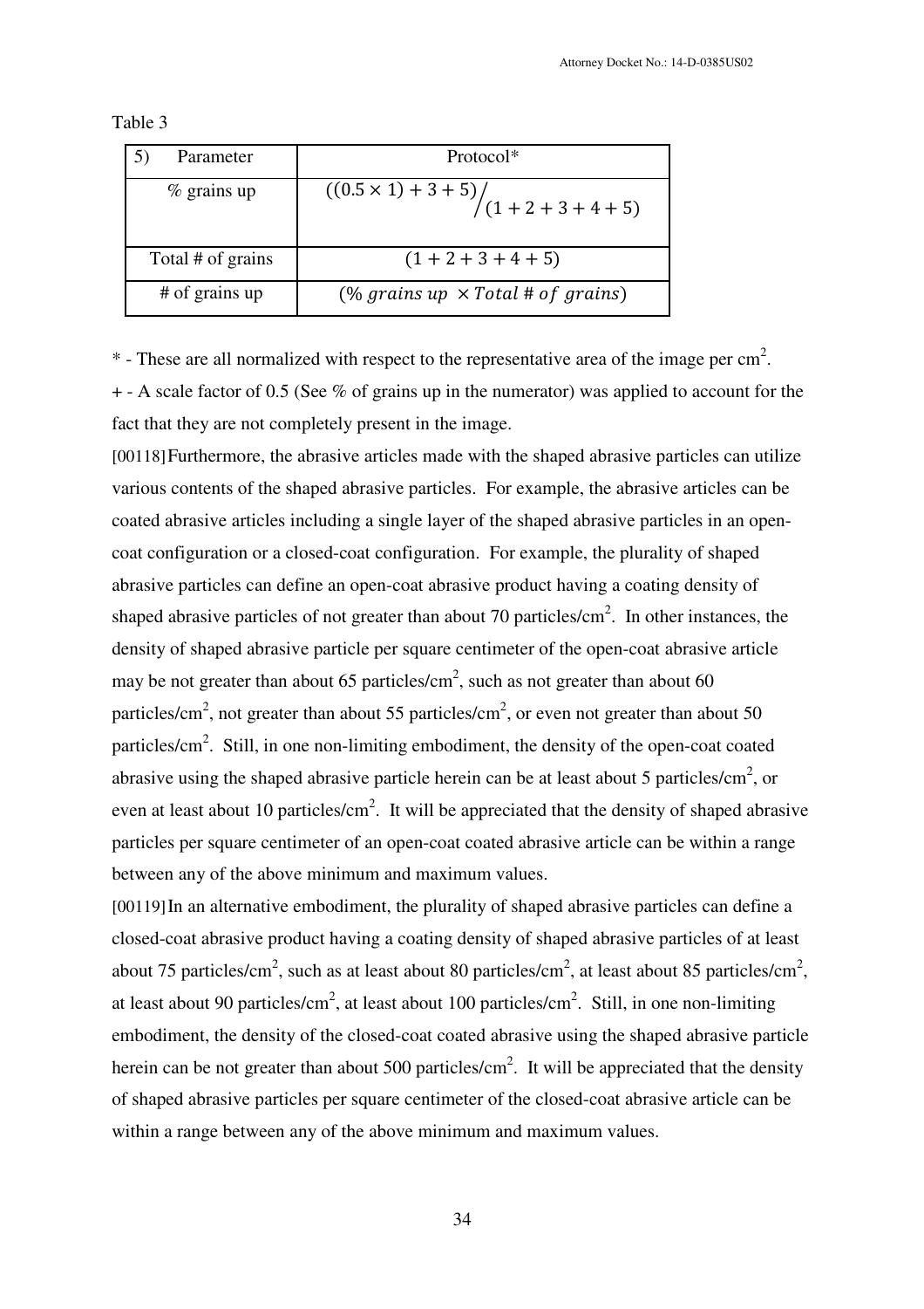Table 3

| 5) Parameter | Protocol* |
|---|---|
| % grains up | $((0.5 \times 1) + 3 + 5) \Big/ (1 + 2 + 3 + 4 + 5)$ |
| Total # of grains | $(1 + 2 + 3 + 4 + 5)$ |
| # of grains up | $(\%\ grains\ up\ \times Total\ \#\ of\ grains)$ |

* - These are all normalized with respect to the representative area of the image per $cm^2$.

+ - A scale factor of 0.5 (See % of grains up in the numerator) was applied to account for the fact that they are not completely present in the image.

[00118] Furthermore, the abrasive articles made with the shaped abrasive particles can utilize various contents of the shaped abrasive particles. For example, the abrasive articles can be coated abrasive articles including a single layer of the shaped abrasive particles in an open-coat configuration or a closed-coat configuration. For example, the plurality of shaped abrasive particles can define an open-coat abrasive product having a coating density of shaped abrasive particles of not greater than about 70 particles/$cm^2$. In other instances, the density of shaped abrasive particle per square centimeter of the open-coat abrasive article may be not greater than about 65 particles/$cm^2$, such as not greater than about 60 particles/$cm^2$, not greater than about 55 particles/$cm^2$, or even not greater than about 50 particles/$cm^2$. Still, in one non-limiting embodiment, the density of the open-coat coated abrasive using the shaped abrasive particle herein can be at least about 5 particles/$cm^2$, or even at least about 10 particles/$cm^2$. It will be appreciated that the density of shaped abrasive particles per square centimeter of an open-coat coated abrasive article can be within a range between any of the above minimum and maximum values.

[00119] In an alternative embodiment, the plurality of shaped abrasive particles can define a closed-coat abrasive product having a coating density of shaped abrasive particles of at least about 75 particles/$cm^2$, such as at least about 80 particles/$cm^2$, at least about 85 particles/$cm^2$, at least about 90 particles/$cm^2$, at least about 100 particles/$cm^2$. Still, in one non-limiting embodiment, the density of the closed-coat coated abrasive using the shaped abrasive particle herein can be not greater than about 500 particles/$cm^2$. It will be appreciated that the density of shaped abrasive particles per square centimeter of the closed-coat abrasive article can be within a range between any of the above minimum and maximum values.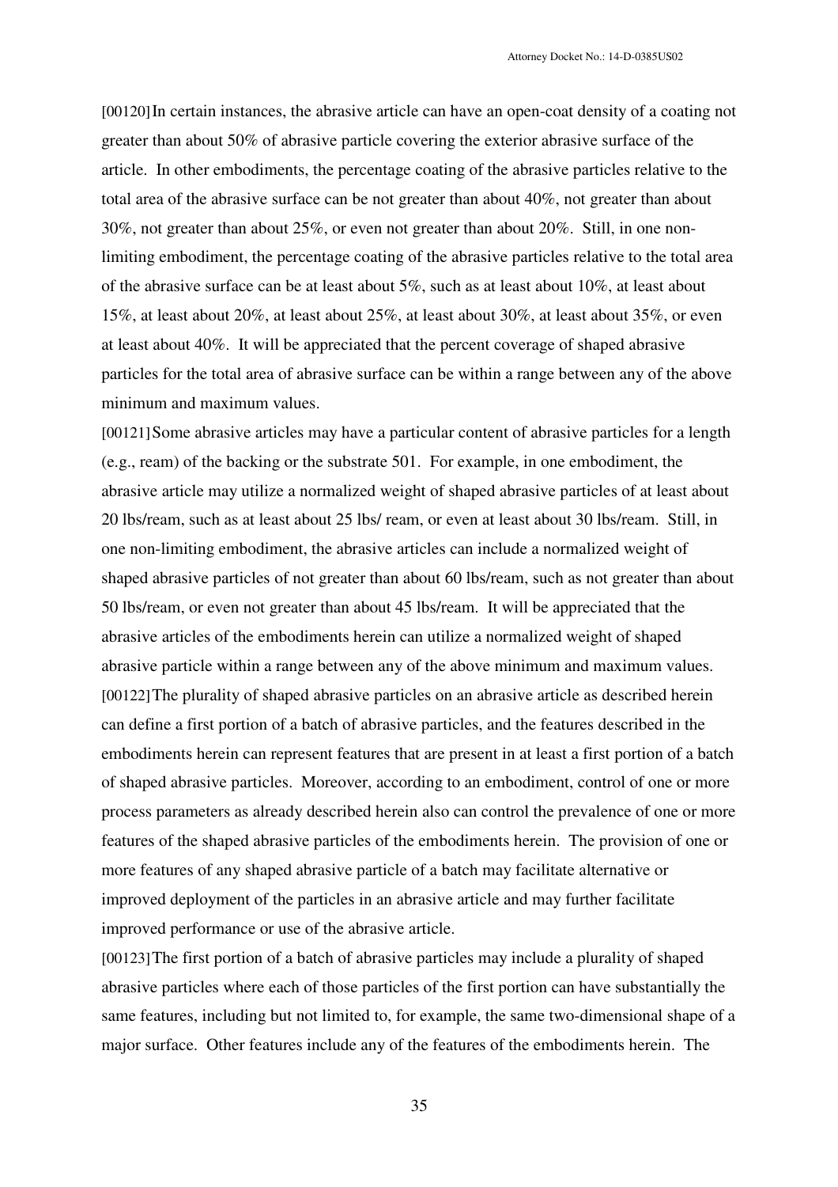[00120] In certain instances, the abrasive article can have an open-coat density of a coating not greater than about 50% of abrasive particle covering the exterior abrasive surface of the article. In other embodiments, the percentage coating of the abrasive particles relative to the total area of the abrasive surface can be not greater than about 40%, not greater than about 30%, not greater than about 25%, or even not greater than about 20%. Still, in one non-limiting embodiment, the percentage coating of the abrasive particles relative to the total area of the abrasive surface can be at least about 5%, such as at least about 10%, at least about 15%, at least about 20%, at least about 25%, at least about 30%, at least about 35%, or even at least about 40%. It will be appreciated that the percent coverage of shaped abrasive particles for the total area of abrasive surface can be within a range between any of the above minimum and maximum values.

[00121] Some abrasive articles may have a particular content of abrasive particles for a length (e.g., ream) of the backing or the substrate 501. For example, in one embodiment, the abrasive article may utilize a normalized weight of shaped abrasive particles of at least about 20 lbs/ream, such as at least about 25 lbs/ ream, or even at least about 30 lbs/ream. Still, in one non-limiting embodiment, the abrasive articles can include a normalized weight of shaped abrasive particles of not greater than about 60 lbs/ream, such as not greater than about 50 lbs/ream, or even not greater than about 45 lbs/ream. It will be appreciated that the abrasive articles of the embodiments herein can utilize a normalized weight of shaped abrasive particle within a range between any of the above minimum and maximum values.

[00122] The plurality of shaped abrasive particles on an abrasive article as described herein can define a first portion of a batch of abrasive particles, and the features described in the embodiments herein can represent features that are present in at least a first portion of a batch of shaped abrasive particles. Moreover, according to an embodiment, control of one or more process parameters as already described herein also can control the prevalence of one or more features of the shaped abrasive particles of the embodiments herein. The provision of one or more features of any shaped abrasive particle of a batch may facilitate alternative or improved deployment of the particles in an abrasive article and may further facilitate improved performance or use of the abrasive article.

[00123] The first portion of a batch of abrasive particles may include a plurality of shaped abrasive particles where each of those particles of the first portion can have substantially the same features, including but not limited to, for example, the same two-dimensional shape of a major surface. Other features include any of the features of the embodiments herein. The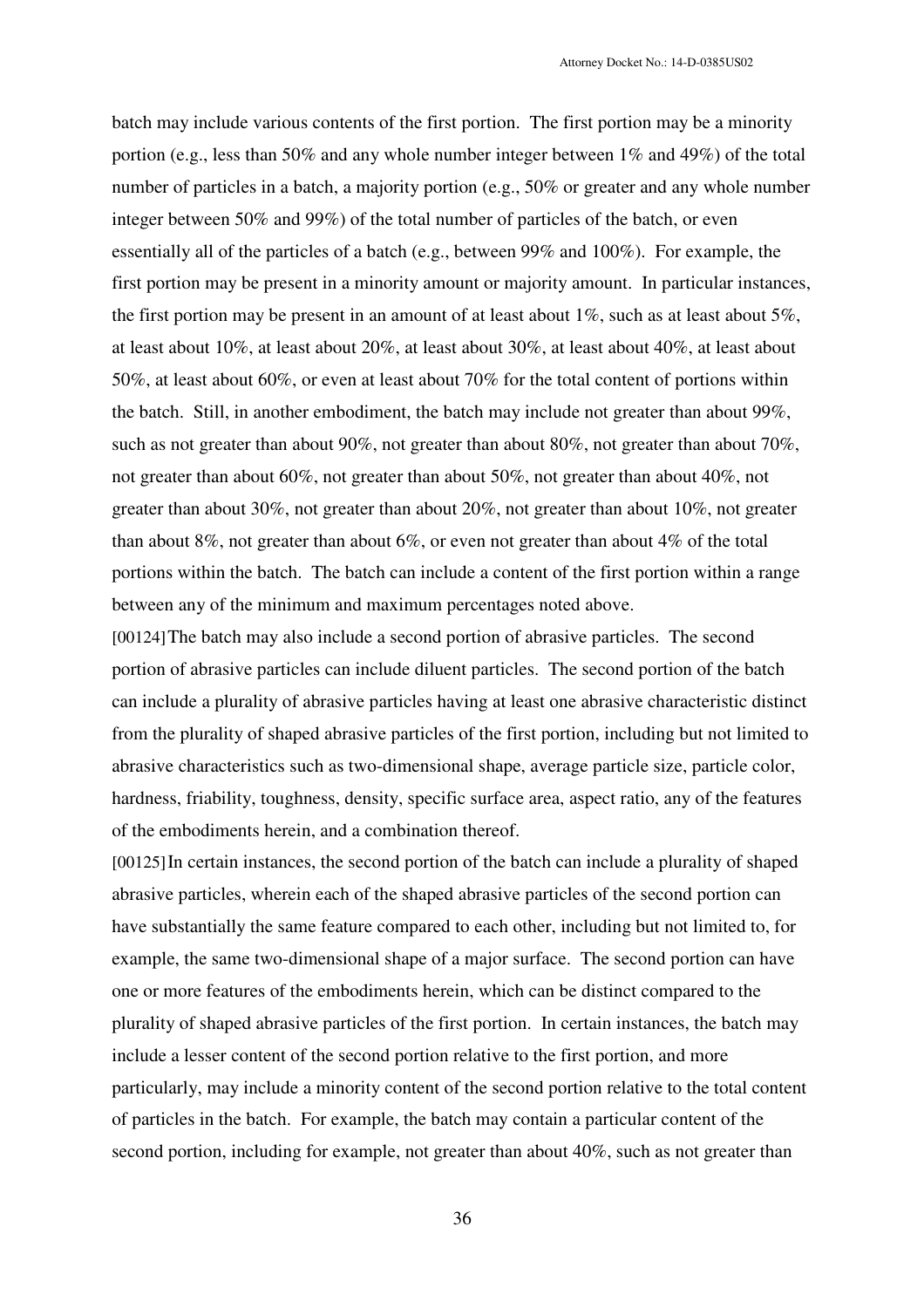batch may include various contents of the first portion. The first portion may be a minority portion (e.g., less than 50% and any whole number integer between 1% and 49%) of the total number of particles in a batch, a majority portion (e.g., 50% or greater and any whole number integer between 50% and 99%) of the total number of particles of the batch, or even essentially all of the particles of a batch (e.g., between 99% and 100%). For example, the first portion may be present in a minority amount or majority amount. In particular instances, the first portion may be present in an amount of at least about 1%, such as at least about 5%, at least about 10%, at least about 20%, at least about 30%, at least about 40%, at least about 50%, at least about 60%, or even at least about 70% for the total content of portions within the batch. Still, in another embodiment, the batch may include not greater than about 99%, such as not greater than about 90%, not greater than about 80%, not greater than about 70%, not greater than about 60%, not greater than about 50%, not greater than about 40%, not greater than about 30%, not greater than about 20%, not greater than about 10%, not greater than about 8%, not greater than about 6%, or even not greater than about 4% of the total portions within the batch. The batch can include a content of the first portion within a range between any of the minimum and maximum percentages noted above.

[00124] The batch may also include a second portion of abrasive particles. The second portion of abrasive particles can include diluent particles. The second portion of the batch can include a plurality of abrasive particles having at least one abrasive characteristic distinct from the plurality of shaped abrasive particles of the first portion, including but not limited to abrasive characteristics such as two-dimensional shape, average particle size, particle color, hardness, friability, toughness, density, specific surface area, aspect ratio, any of the features of the embodiments herein, and a combination thereof.

[00125] In certain instances, the second portion of the batch can include a plurality of shaped abrasive particles, wherein each of the shaped abrasive particles of the second portion can have substantially the same feature compared to each other, including but not limited to, for example, the same two-dimensional shape of a major surface. The second portion can have one or more features of the embodiments herein, which can be distinct compared to the plurality of shaped abrasive particles of the first portion. In certain instances, the batch may include a lesser content of the second portion relative to the first portion, and more particularly, may include a minority content of the second portion relative to the total content of particles in the batch. For example, the batch may contain a particular content of the second portion, including for example, not greater than about 40%, such as not greater than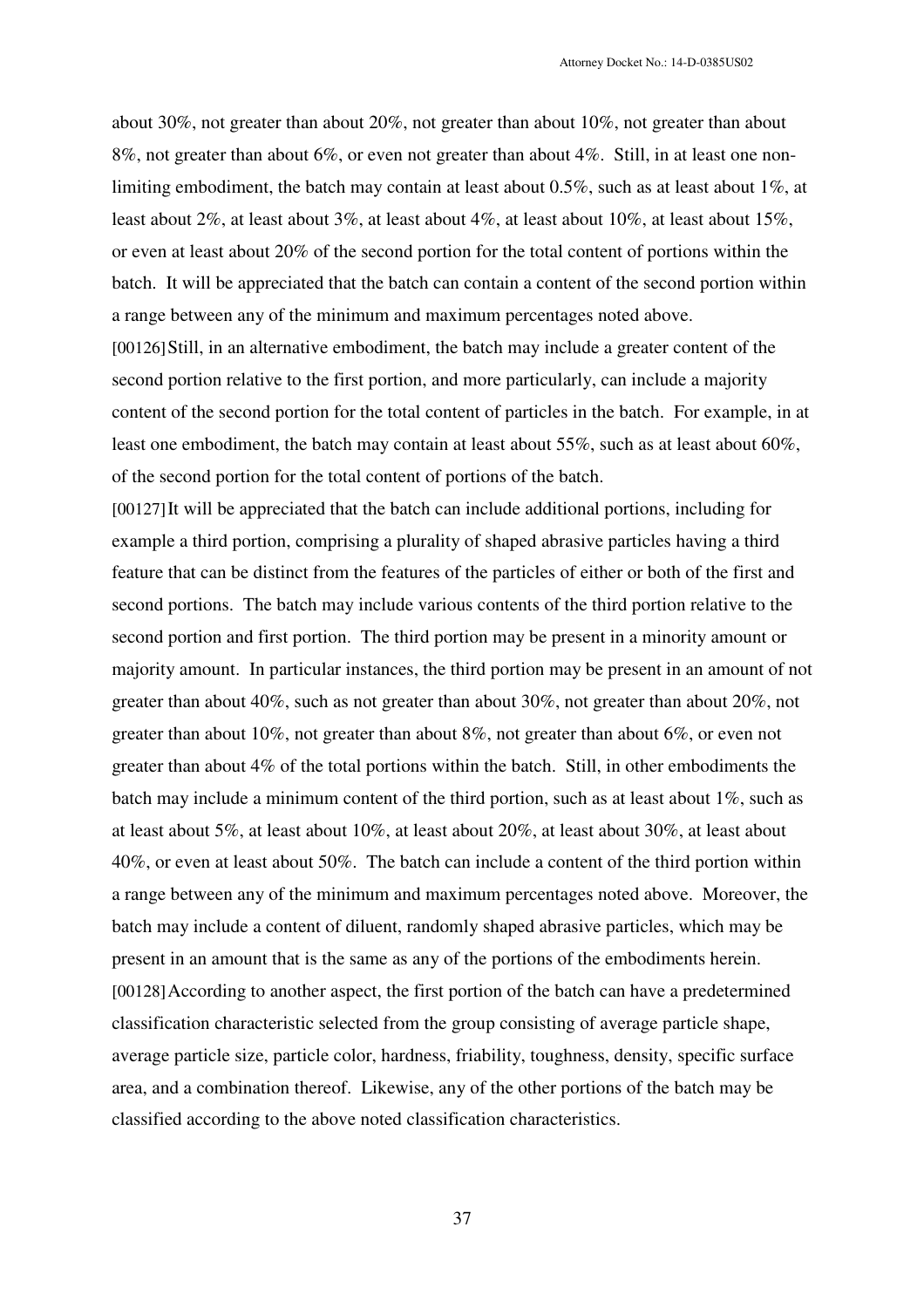about 30%, not greater than about 20%, not greater than about 10%, not greater than about 8%, not greater than about 6%, or even not greater than about 4%. Still, in at least one non-limiting embodiment, the batch may contain at least about 0.5%, such as at least about 1%, at least about 2%, at least about 3%, at least about 4%, at least about 10%, at least about 15%, or even at least about 20% of the second portion for the total content of portions within the batch. It will be appreciated that the batch can contain a content of the second portion within a range between any of the minimum and maximum percentages noted above.

[00126] Still, in an alternative embodiment, the batch may include a greater content of the second portion relative to the first portion, and more particularly, can include a majority content of the second portion for the total content of particles in the batch. For example, in at least one embodiment, the batch may contain at least about 55%, such as at least about 60%, of the second portion for the total content of portions of the batch.

[00127] It will be appreciated that the batch can include additional portions, including for example a third portion, comprising a plurality of shaped abrasive particles having a third feature that can be distinct from the features of the particles of either or both of the first and second portions. The batch may include various contents of the third portion relative to the second portion and first portion. The third portion may be present in a minority amount or majority amount. In particular instances, the third portion may be present in an amount of not greater than about 40%, such as not greater than about 30%, not greater than about 20%, not greater than about 10%, not greater than about 8%, not greater than about 6%, or even not greater than about 4% of the total portions within the batch. Still, in other embodiments the batch may include a minimum content of the third portion, such as at least about 1%, such as at least about 5%, at least about 10%, at least about 20%, at least about 30%, at least about 40%, or even at least about 50%. The batch can include a content of the third portion within a range between any of the minimum and maximum percentages noted above. Moreover, the batch may include a content of diluent, randomly shaped abrasive particles, which may be present in an amount that is the same as any of the portions of the embodiments herein.

[00128] According to another aspect, the first portion of the batch can have a predetermined classification characteristic selected from the group consisting of average particle shape, average particle size, particle color, hardness, friability, toughness, density, specific surface area, and a combination thereof. Likewise, any of the other portions of the batch may be classified according to the above noted classification characteristics.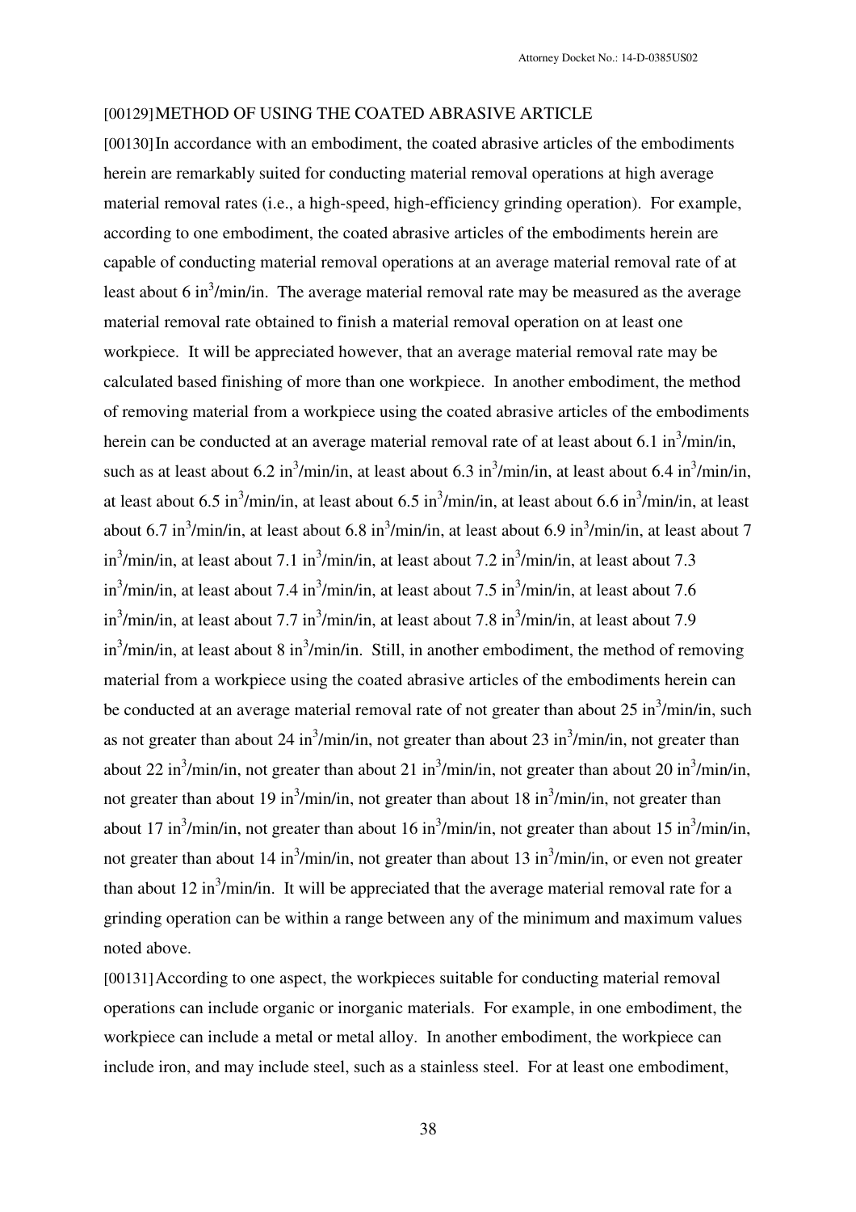[00129] METHOD OF USING THE COATED ABRASIVE ARTICLE

[00130] In accordance with an embodiment, the coated abrasive articles of the embodiments herein are remarkably suited for conducting material removal operations at high average material removal rates (i.e., a high-speed, high-efficiency grinding operation). For example, according to one embodiment, the coated abrasive articles of the embodiments herein are capable of conducting material removal operations at an average material removal rate of at least about 6 $in^3$/min/in. The average material removal rate may be measured as the average material removal rate obtained to finish a material removal operation on at least one workpiece. It will be appreciated however, that an average material removal rate may be calculated based finishing of more than one workpiece. In another embodiment, the method of removing material from a workpiece using the coated abrasive articles of the embodiments herein can be conducted at an average material removal rate of at least about 6.1 $in^3$/min/in, such as at least about 6.2 $in^3$/min/in, at least about 6.3 $in^3$/min/in, at least about 6.4 $in^3$/min/in, at least about 6.5 $in^3$/min/in, at least about 6.5 $in^3$/min/in, at least about 6.6 $in^3$/min/in, at least about 6.7 $in^3$/min/in, at least about 6.8 $in^3$/min/in, at least about 6.9 $in^3$/min/in, at least about 7 $in^3$/min/in, at least about 7.1 $in^3$/min/in, at least about 7.2 $in^3$/min/in, at least about 7.3 $in^3$/min/in, at least about 7.4 $in^3$/min/in, at least about 7.5 $in^3$/min/in, at least about 7.6 $in^3$/min/in, at least about 7.7 $in^3$/min/in, at least about 7.8 $in^3$/min/in, at least about 7.9 $in^3$/min/in, at least about 8 $in^3$/min/in. Still, in another embodiment, the method of removing material from a workpiece using the coated abrasive articles of the embodiments herein can be conducted at an average material removal rate of not greater than about 25 $in^3$/min/in, such as not greater than about 24 $in^3$/min/in, not greater than about 23 $in^3$/min/in, not greater than about 22 $in^3$/min/in, not greater than about 21 $in^3$/min/in, not greater than about 20 $in^3$/min/in, not greater than about 19 $in^3$/min/in, not greater than about 18 $in^3$/min/in, not greater than about 17 $in^3$/min/in, not greater than about 16 $in^3$/min/in, not greater than about 15 $in^3$/min/in, not greater than about 14 $in^3$/min/in, not greater than about 13 $in^3$/min/in, or even not greater than about 12 $in^3$/min/in. It will be appreciated that the average material removal rate for a grinding operation can be within a range between any of the minimum and maximum values noted above.

[00131] According to one aspect, the workpieces suitable for conducting material removal operations can include organic or inorganic materials. For example, in one embodiment, the workpiece can include a metal or metal alloy. In another embodiment, the workpiece can include iron, and may include steel, such as a stainless steel. For at least one embodiment,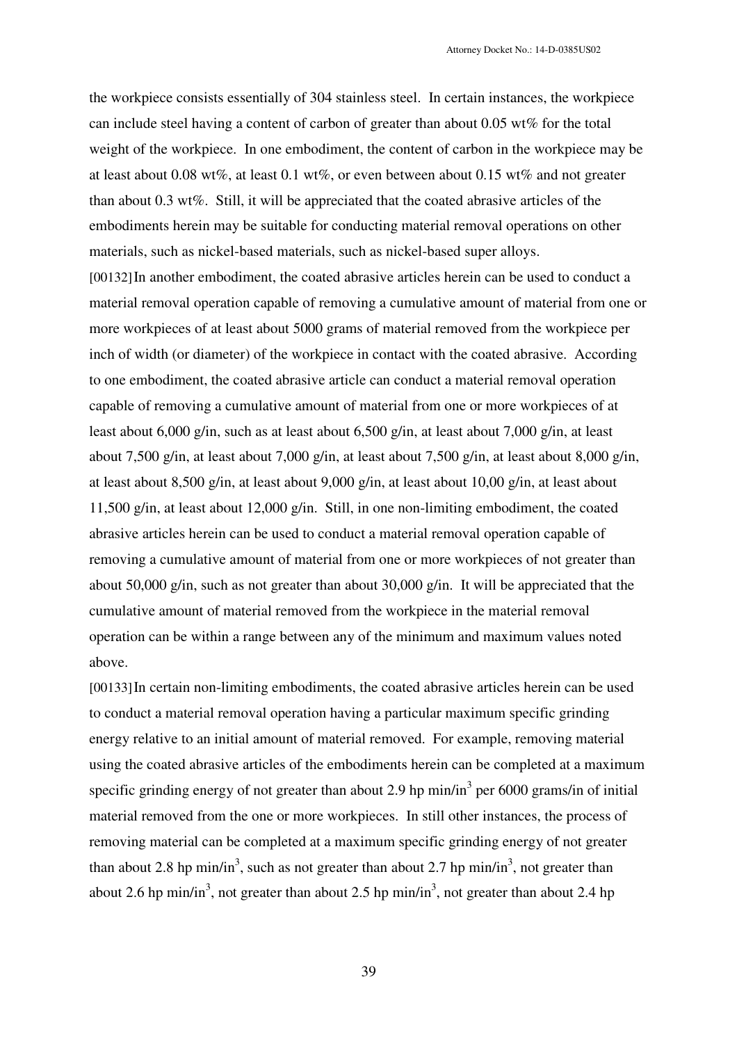the workpiece consists essentially of 304 stainless steel. In certain instances, the workpiece can include steel having a content of carbon of greater than about 0.05 wt% for the total weight of the workpiece. In one embodiment, the content of carbon in the workpiece may be at least about 0.08 wt%, at least 0.1 wt%, or even between about 0.15 wt% and not greater than about 0.3 wt%. Still, it will be appreciated that the coated abrasive articles of the embodiments herein may be suitable for conducting material removal operations on other materials, such as nickel-based materials, such as nickel-based super alloys.

[00132] In another embodiment, the coated abrasive articles herein can be used to conduct a material removal operation capable of removing a cumulative amount of material from one or more workpieces of at least about 5000 grams of material removed from the workpiece per inch of width (or diameter) of the workpiece in contact with the coated abrasive. According to one embodiment, the coated abrasive article can conduct a material removal operation capable of removing a cumulative amount of material from one or more workpieces of at least about 6,000 g/in, such as at least about 6,500 g/in, at least about 7,000 g/in, at least about 7,500 g/in, at least about 7,000 g/in, at least about 7,500 g/in, at least about 8,000 g/in, at least about 8,500 g/in, at least about 9,000 g/in, at least about 10,00 g/in, at least about 11,500 g/in, at least about 12,000 g/in. Still, in one non-limiting embodiment, the coated abrasive articles herein can be used to conduct a material removal operation capable of removing a cumulative amount of material from one or more workpieces of not greater than about 50,000 g/in, such as not greater than about 30,000 g/in. It will be appreciated that the cumulative amount of material removed from the workpiece in the material removal operation can be within a range between any of the minimum and maximum values noted above.

[00133] In certain non-limiting embodiments, the coated abrasive articles herein can be used to conduct a material removal operation having a particular maximum specific grinding energy relative to an initial amount of material removed. For example, removing material using the coated abrasive articles of the embodiments herein can be completed at a maximum specific grinding energy of not greater than about 2.9 hp min/in$^3$ per 6000 grams/in of initial material removed from the one or more workpieces. In still other instances, the process of removing material can be completed at a maximum specific grinding energy of not greater than about 2.8 hp min/in$^3$, such as not greater than about 2.7 hp min/in$^3$, not greater than about 2.6 hp min/in$^3$, not greater than about 2.5 hp min/in$^3$, not greater than about 2.4 hp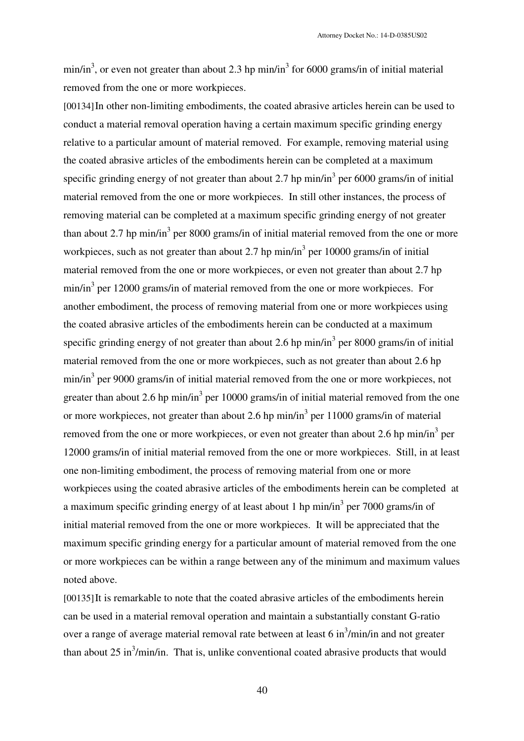$min/in^3$, or even not greater than about 2.3 hp $min/in^3$ for 6000 grams/in of initial material removed from the one or more workpieces.

[00134] In other non-limiting embodiments, the coated abrasive articles herein can be used to conduct a material removal operation having a certain maximum specific grinding energy relative to a particular amount of material removed. For example, removing material using the coated abrasive articles of the embodiments herein can be completed at a maximum specific grinding energy of not greater than about 2.7 hp $min/in^3$ per 6000 grams/in of initial material removed from the one or more workpieces. In still other instances, the process of removing material can be completed at a maximum specific grinding energy of not greater than about 2.7 hp $min/in^3$ per 8000 grams/in of initial material removed from the one or more workpieces, such as not greater than about 2.7 hp $min/in^3$ per 10000 grams/in of initial material removed from the one or more workpieces, or even not greater than about 2.7 hp $min/in^3$ per 12000 grams/in of material removed from the one or more workpieces. For another embodiment, the process of removing material from one or more workpieces using the coated abrasive articles of the embodiments herein can be conducted at a maximum specific grinding energy of not greater than about 2.6 hp $min/in^3$ per 8000 grams/in of initial material removed from the one or more workpieces, such as not greater than about 2.6 hp $min/in^3$ per 9000 grams/in of initial material removed from the one or more workpieces, not greater than about 2.6 hp $min/in^3$ per 10000 grams/in of initial material removed from the one or more workpieces, not greater than about 2.6 hp $min/in^3$ per 11000 grams/in of material removed from the one or more workpieces, or even not greater than about 2.6 hp $min/in^3$ per 12000 grams/in of initial material removed from the one or more workpieces. Still, in at least one non-limiting embodiment, the process of removing material from one or more workpieces using the coated abrasive articles of the embodiments herein can be completed at a maximum specific grinding energy of at least about 1 hp $min/in^3$ per 7000 grams/in of initial material removed from the one or more workpieces. It will be appreciated that the maximum specific grinding energy for a particular amount of material removed from the one or more workpieces can be within a range between any of the minimum and maximum values noted above.

[00135] It is remarkable to note that the coated abrasive articles of the embodiments herein can be used in a material removal operation and maintain a substantially constant G-ratio over a range of average material removal rate between at least 6 $in^3/min/in$ and not greater than about 25 $in^3/min/in$. That is, unlike conventional coated abrasive products that would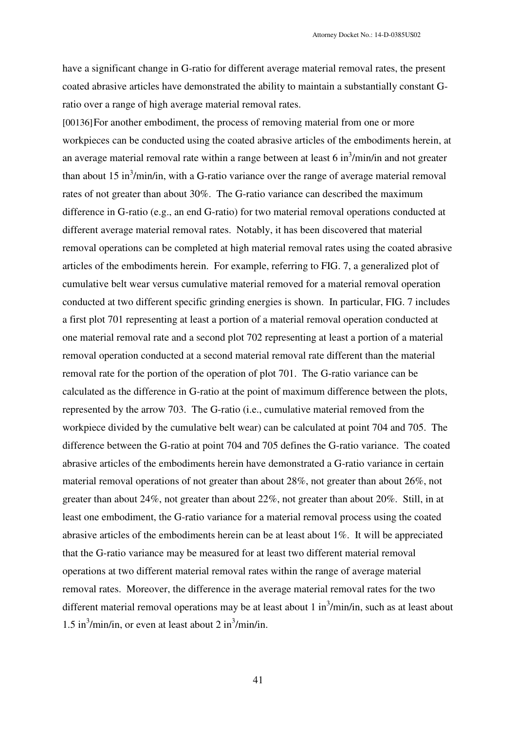have a significant change in G-ratio for different average material removal rates, the present coated abrasive articles have demonstrated the ability to maintain a substantially constant G-ratio over a range of high average material removal rates.

[00136] For another embodiment, the process of removing material from one or more workpieces can be conducted using the coated abrasive articles of the embodiments herein, at an average material removal rate within a range between at least 6 $in^3$/min/in and not greater than about 15 $in^3$/min/in, with a G-ratio variance over the range of average material removal rates of not greater than about 30%. The G-ratio variance can described the maximum difference in G-ratio (e.g., an end G-ratio) for two material removal operations conducted at different average material removal rates. Notably, it has been discovered that material removal operations can be completed at high material removal rates using the coated abrasive articles of the embodiments herein. For example, referring to FIG. 7, a generalized plot of cumulative belt wear versus cumulative material removed for a material removal operation conducted at two different specific grinding energies is shown. In particular, FIG. 7 includes a first plot 701 representing at least a portion of a material removal operation conducted at one material removal rate and a second plot 702 representing at least a portion of a material removal operation conducted at a second material removal rate different than the material removal rate for the portion of the operation of plot 701. The G-ratio variance can be calculated as the difference in G-ratio at the point of maximum difference between the plots, represented by the arrow 703. The G-ratio (i.e., cumulative material removed from the workpiece divided by the cumulative belt wear) can be calculated at point 704 and 705. The difference between the G-ratio at point 704 and 705 defines the G-ratio variance. The coated abrasive articles of the embodiments herein have demonstrated a G-ratio variance in certain material removal operations of not greater than about 28%, not greater than about 26%, not greater than about 24%, not greater than about 22%, not greater than about 20%. Still, in at least one embodiment, the G-ratio variance for a material removal process using the coated abrasive articles of the embodiments herein can be at least about 1%. It will be appreciated that the G-ratio variance may be measured for at least two different material removal operations at two different material removal rates within the range of average material removal rates. Moreover, the difference in the average material removal rates for the two different material removal operations may be at least about 1 $in^3$/min/in, such as at least about 1.5 $in^3$/min/in, or even at least about 2 $in^3$/min/in.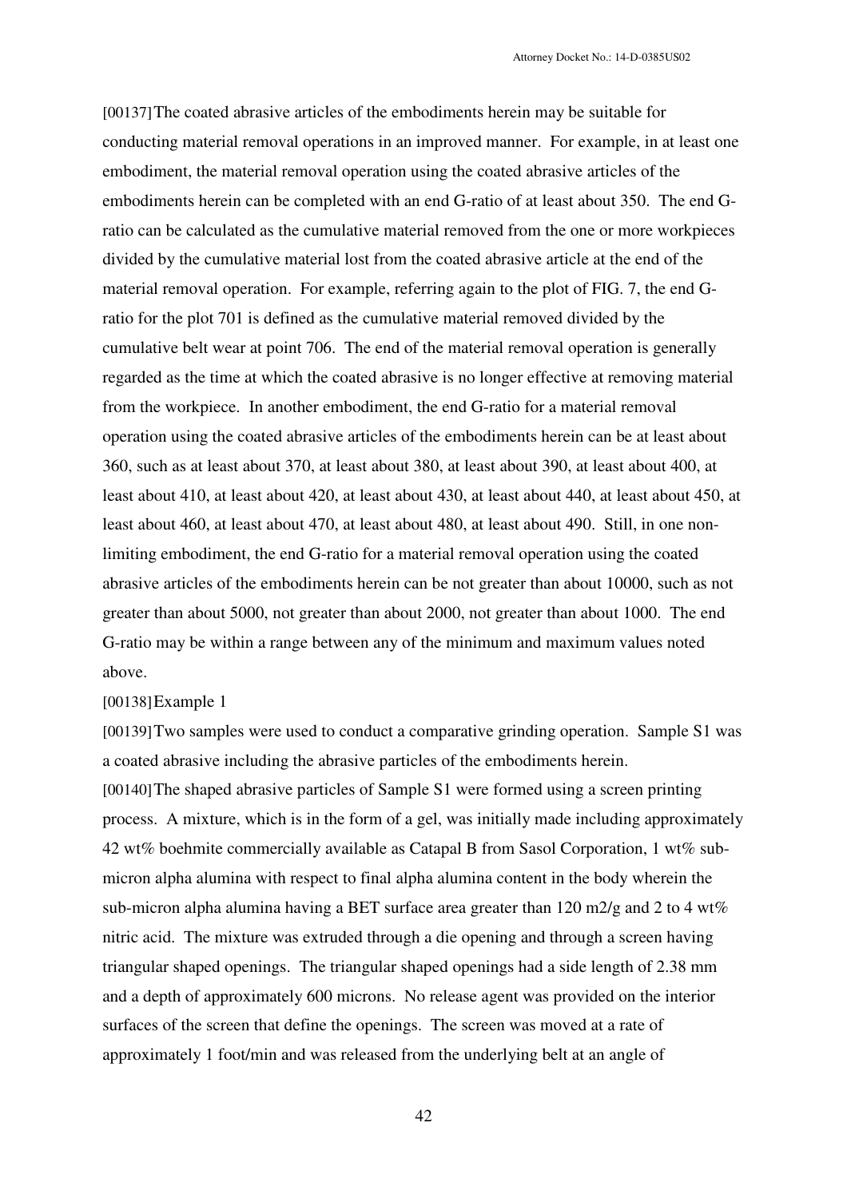[00137]The coated abrasive articles of the embodiments herein may be suitable for conducting material removal operations in an improved manner. For example, in at least one embodiment, the material removal operation using the coated abrasive articles of the embodiments herein can be completed with an end G-ratio of at least about 350. The end G-ratio can be calculated as the cumulative material removed from the one or more workpieces divided by the cumulative material lost from the coated abrasive article at the end of the material removal operation. For example, referring again to the plot of FIG. 7, the end G-ratio for the plot 701 is defined as the cumulative material removed divided by the cumulative belt wear at point 706. The end of the material removal operation is generally regarded as the time at which the coated abrasive is no longer effective at removing material from the workpiece. In another embodiment, the end G-ratio for a material removal operation using the coated abrasive articles of the embodiments herein can be at least about 360, such as at least about 370, at least about 380, at least about 390, at least about 400, at least about 410, at least about 420, at least about 430, at least about 440, at least about 450, at least about 460, at least about 470, at least about 480, at least about 490. Still, in one non-limiting embodiment, the end G-ratio for a material removal operation using the coated abrasive articles of the embodiments herein can be not greater than about 10000, such as not greater than about 5000, not greater than about 2000, not greater than about 1000. The end G-ratio may be within a range between any of the minimum and maximum values noted above.

[00138]Example 1

[00139]Two samples were used to conduct a comparative grinding operation. Sample S1 was a coated abrasive including the abrasive particles of the embodiments herein.

[00140]The shaped abrasive particles of Sample S1 were formed using a screen printing process. A mixture, which is in the form of a gel, was initially made including approximately 42 wt% boehmite commercially available as Catapal B from Sasol Corporation, 1 wt% sub-micron alpha alumina with respect to final alpha alumina content in the body wherein the sub-micron alpha alumina having a BET surface area greater than 120 m2/g and 2 to 4 wt% nitric acid. The mixture was extruded through a die opening and through a screen having triangular shaped openings. The triangular shaped openings had a side length of 2.38 mm and a depth of approximately 600 microns. No release agent was provided on the interior surfaces of the screen that define the openings. The screen was moved at a rate of approximately 1 foot/min and was released from the underlying belt at an angle of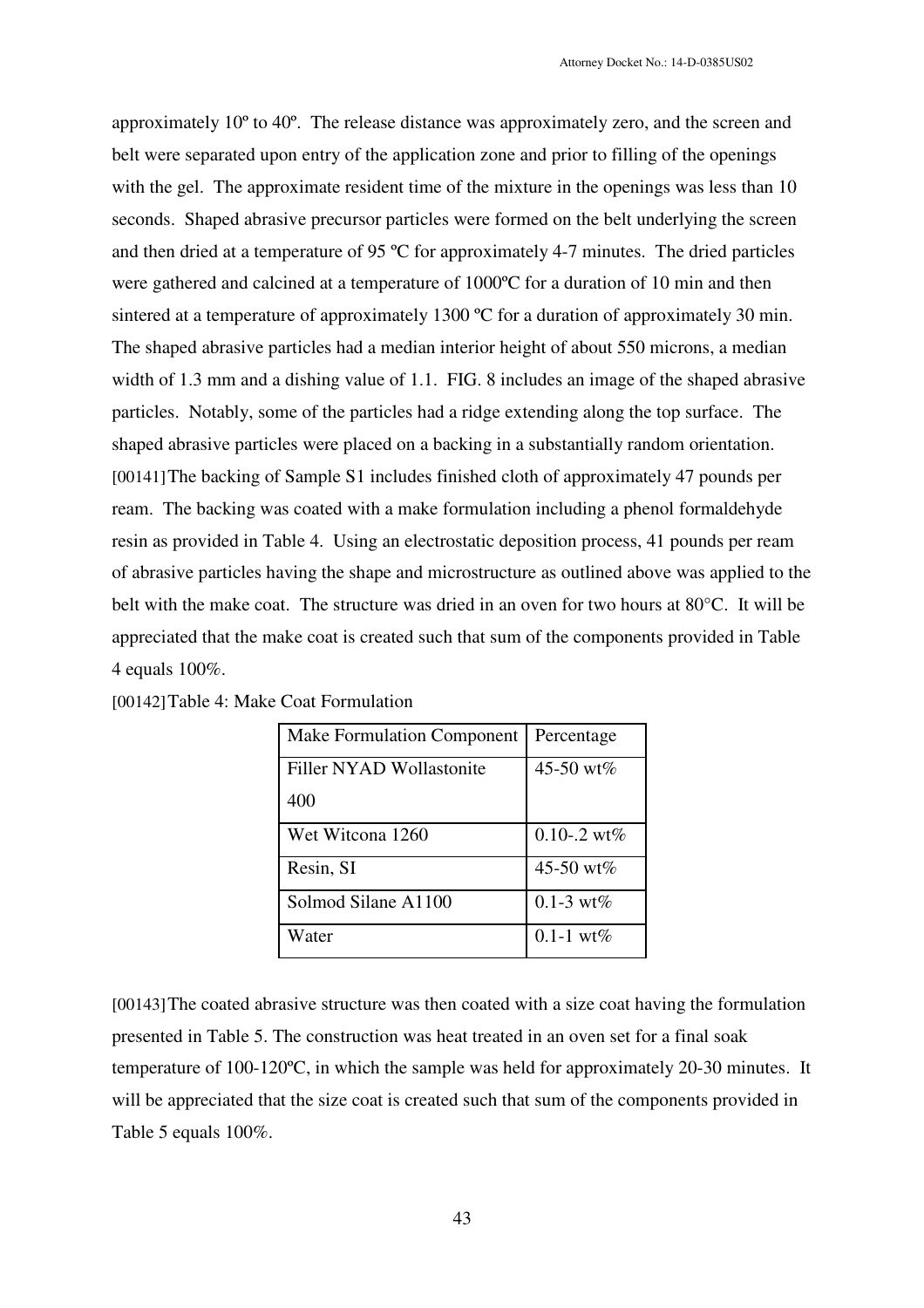approximately 10º to 40º. The release distance was approximately zero, and the screen and belt were separated upon entry of the application zone and prior to filling of the openings with the gel. The approximate resident time of the mixture in the openings was less than 10 seconds. Shaped abrasive precursor particles were formed on the belt underlying the screen and then dried at a temperature of 95 ºC for approximately 4-7 minutes. The dried particles were gathered and calcined at a temperature of 1000ºC for a duration of 10 min and then sintered at a temperature of approximately 1300 ºC for a duration of approximately 30 min. The shaped abrasive particles had a median interior height of about 550 microns, a median width of 1.3 mm and a dishing value of 1.1. FIG. 8 includes an image of the shaped abrasive particles. Notably, some of the particles had a ridge extending along the top surface. The shaped abrasive particles were placed on a backing in a substantially random orientation.

[00141] The backing of Sample S1 includes finished cloth of approximately 47 pounds per ream. The backing was coated with a make formulation including a phenol formaldehyde resin as provided in Table 4. Using an electrostatic deposition process, 41 pounds per ream of abrasive particles having the shape and microstructure as outlined above was applied to the belt with the make coat. The structure was dried in an oven for two hours at 80°C. It will be appreciated that the make coat is created such that sum of the components provided in Table 4 equals 100%.

[00142] Table 4: Make Coat Formulation

| Make Formulation Component | Percentage |
|---|---|
| Filler NYAD Wollastonite 400 | 45-50 wt% |
| Wet Witcona 1260 | 0.10-.2 wt% |
| Resin, SI | 45-50 wt% |
| Solmod Silane A1100 | 0.1-3 wt% |
| Water | 0.1-1 wt% |

[00143] The coated abrasive structure was then coated with a size coat having the formulation presented in Table 5. The construction was heat treated in an oven set for a final soak temperature of 100-120ºC, in which the sample was held for approximately 20-30 minutes. It will be appreciated that the size coat is created such that sum of the components provided in Table 5 equals 100%.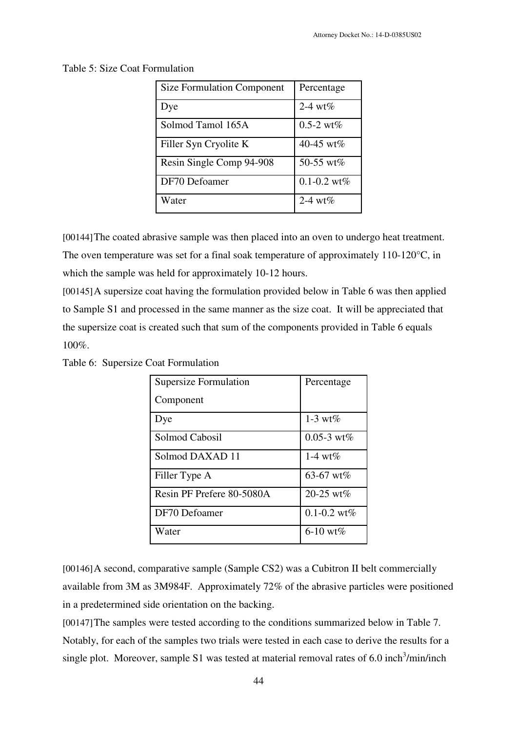Table 5: Size Coat Formulation

| Size Formulation Component | Percentage |
|---|---|
| Dye | 2-4 wt% |
| Solmod Tamol 165A | 0.5-2 wt% |
| Filler Syn Cryolite K | 40-45 wt% |
| Resin Single Comp 94-908 | 50-55 wt% |
| DF70 Defoamer | 0.1-0.2 wt% |
| Water | 2-4 wt% |

[00144] The coated abrasive sample was then placed into an oven to undergo heat treatment. The oven temperature was set for a final soak temperature of approximately 110-120°C, in which the sample was held for approximately 10-12 hours.

[00145] A supersize coat having the formulation provided below in Table 6 was then applied to Sample S1 and processed in the same manner as the size coat. It will be appreciated that the supersize coat is created such that sum of the components provided in Table 6 equals 100%.

Table 6: Supersize Coat Formulation

| Supersize Formulation Component | Percentage |
|---|---|
| Dye | 1-3 wt% |
| Solmod Cabosil | 0.05-3 wt% |
| Solmod DAXAD 11 | 1-4 wt% |
| Filler Type A | 63-67 wt% |
| Resin PF Prefere 80-5080A | 20-25 wt% |
| DF70 Defoamer | 0.1-0.2 wt% |
| Water | 6-10 wt% |

[00146] A second, comparative sample (Sample CS2) was a Cubitron II belt commercially available from 3M as 3M984F. Approximately 72% of the abrasive particles were positioned in a predetermined side orientation on the backing.

[00147] The samples were tested according to the conditions summarized below in Table 7. Notably, for each of the samples two trials were tested in each case to derive the results for a single plot. Moreover, sample S1 was tested at material removal rates of 6.0 inch$^3$/min/inch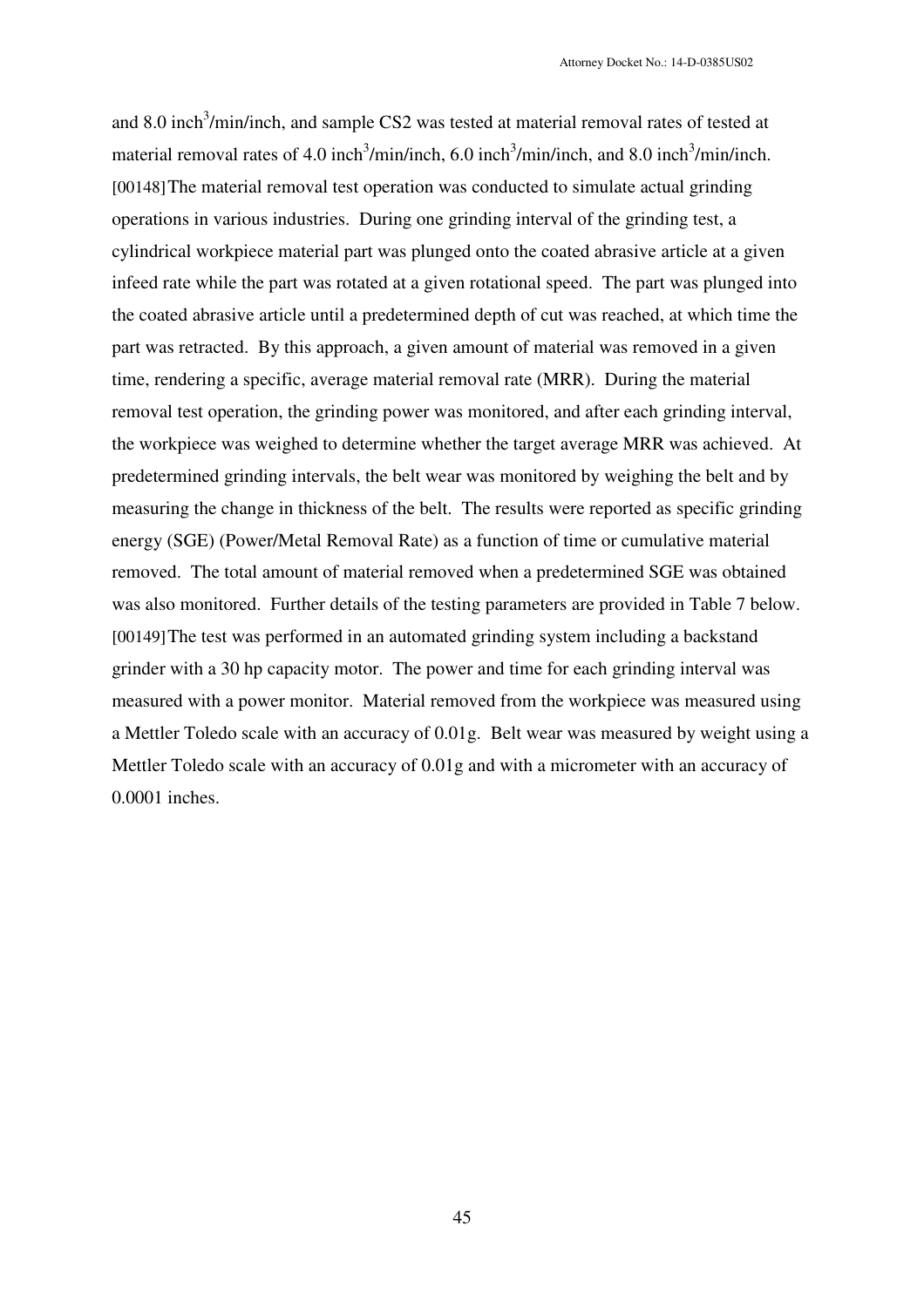and 8.0 inch$^3$/min/inch, and sample CS2 was tested at material removal rates of tested at material removal rates of 4.0 inch$^3$/min/inch, 6.0 inch$^3$/min/inch, and 8.0 inch$^3$/min/inch.

[00148] The material removal test operation was conducted to simulate actual grinding operations in various industries. During one grinding interval of the grinding test, a cylindrical workpiece material part was plunged onto the coated abrasive article at a given infeed rate while the part was rotated at a given rotational speed. The part was plunged into the coated abrasive article until a predetermined depth of cut was reached, at which time the part was retracted. By this approach, a given amount of material was removed in a given time, rendering a specific, average material removal rate (MRR). During the material removal test operation, the grinding power was monitored, and after each grinding interval, the workpiece was weighed to determine whether the target average MRR was achieved. At predetermined grinding intervals, the belt wear was monitored by weighing the belt and by measuring the change in thickness of the belt. The results were reported as specific grinding energy (SGE) (Power/Metal Removal Rate) as a function of time or cumulative material removed. The total amount of material removed when a predetermined SGE was obtained was also monitored. Further details of the testing parameters are provided in Table 7 below.

[00149] The test was performed in an automated grinding system including a backstand grinder with a 30 hp capacity motor. The power and time for each grinding interval was measured with a power monitor. Material removed from the workpiece was measured using a Mettler Toledo scale with an accuracy of 0.01g. Belt wear was measured by weight using a Mettler Toledo scale with an accuracy of 0.01g and with a micrometer with an accuracy of 0.0001 inches.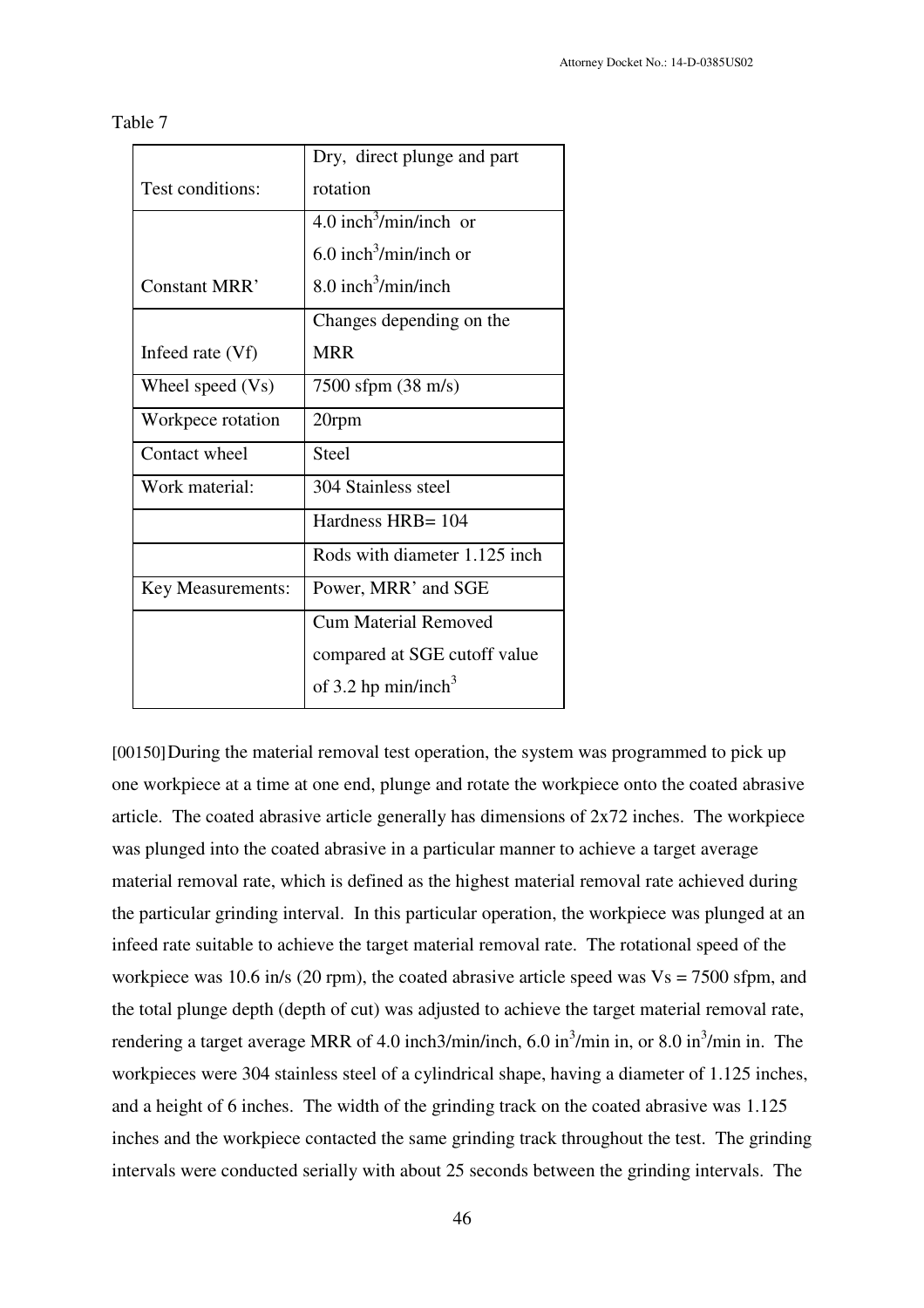Table 7

| | |
|---|---|
| Test conditions: | Dry, direct plunge and part rotation |
| Constant MRR' | 4.0 $inch^3$/min/inch or 6.0 $inch^3$/min/inch or 8.0 $inch^3$/min/inch |
| Infeed rate (Vf) | Changes depending on the MRR |
| Wheel speed (Vs) | 7500 sfpm (38 m/s) |
| Workpece rotation | 20rpm |
| Contact wheel | Steel |
| Work material: | 304 Stainless steel |
| | Hardness HRB= 104 |
| | Rods with diameter 1.125 inch |
| Key Measurements: | Power, MRR' and SGE |
| | Cum Material Removed compared at SGE cutoff value of 3.2 hp min/$inch^3$ |

[00150] During the material removal test operation, the system was programmed to pick up one workpiece at a time at one end, plunge and rotate the workpiece onto the coated abrasive article. The coated abrasive article generally has dimensions of 2x72 inches. The workpiece was plunged into the coated abrasive in a particular manner to achieve a target average material removal rate, which is defined as the highest material removal rate achieved during the particular grinding interval. In this particular operation, the workpiece was plunged at an infeed rate suitable to achieve the target material removal rate. The rotational speed of the workpiece was 10.6 in/s (20 rpm), the coated abrasive article speed was Vs = 7500 sfpm, and the total plunge depth (depth of cut) was adjusted to achieve the target material removal rate, rendering a target average MRR of 4.0 inch3/min/inch, 6.0 $in^3$/min in, or 8.0 $in^3$/min in. The workpieces were 304 stainless steel of a cylindrical shape, having a diameter of 1.125 inches, and a height of 6 inches. The width of the grinding track on the coated abrasive was 1.125 inches and the workpiece contacted the same grinding track throughout the test. The grinding intervals were conducted serially with about 25 seconds between the grinding intervals. The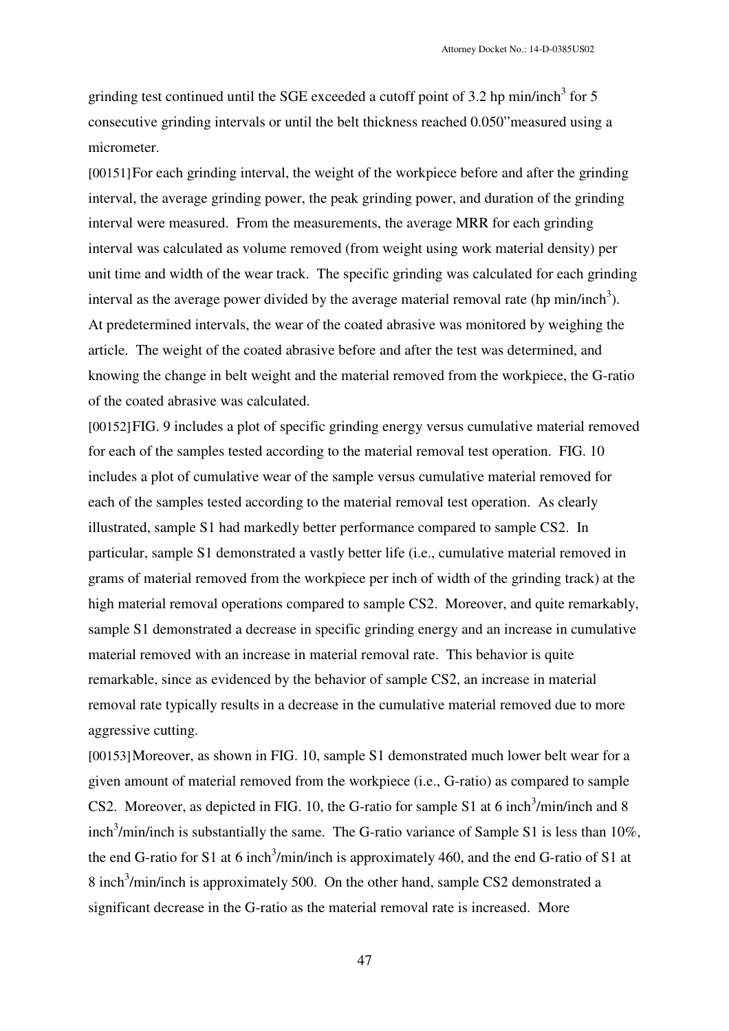grinding test continued until the SGE exceeded a cutoff point of 3.2 hp min/inch$^3$ for 5 consecutive grinding intervals or until the belt thickness reached 0.050"measured using a micrometer.

[00151] For each grinding interval, the weight of the workpiece before and after the grinding interval, the average grinding power, the peak grinding power, and duration of the grinding interval were measured. From the measurements, the average MRR for each grinding interval was calculated as volume removed (from weight using work material density) per unit time and width of the wear track. The specific grinding was calculated for each grinding interval as the average power divided by the average material removal rate (hp min/inch$^3$). At predetermined intervals, the wear of the coated abrasive was monitored by weighing the article. The weight of the coated abrasive before and after the test was determined, and knowing the change in belt weight and the material removed from the workpiece, the G-ratio of the coated abrasive was calculated.

[00152] FIG. 9 includes a plot of specific grinding energy versus cumulative material removed for each of the samples tested according to the material removal test operation. FIG. 10 includes a plot of cumulative wear of the sample versus cumulative material removed for each of the samples tested according to the material removal test operation. As clearly illustrated, sample S1 had markedly better performance compared to sample CS2. In particular, sample S1 demonstrated a vastly better life (i.e., cumulative material removed in grams of material removed from the workpiece per inch of width of the grinding track) at the high material removal operations compared to sample CS2. Moreover, and quite remarkably, sample S1 demonstrated a decrease in specific grinding energy and an increase in cumulative material removed with an increase in material removal rate. This behavior is quite remarkable, since as evidenced by the behavior of sample CS2, an increase in material removal rate typically results in a decrease in the cumulative material removed due to more aggressive cutting.

[00153] Moreover, as shown in FIG. 10, sample S1 demonstrated much lower belt wear for a given amount of material removed from the workpiece (i.e., G-ratio) as compared to sample CS2. Moreover, as depicted in FIG. 10, the G-ratio for sample S1 at 6 inch$^3$/min/inch and 8 inch$^3$/min/inch is substantially the same. The G-ratio variance of Sample S1 is less than 10%, the end G-ratio for S1 at 6 inch$^3$/min/inch is approximately 460, and the end G-ratio of S1 at 8 inch$^3$/min/inch is approximately 500. On the other hand, sample CS2 demonstrated a significant decrease in the G-ratio as the material removal rate is increased. More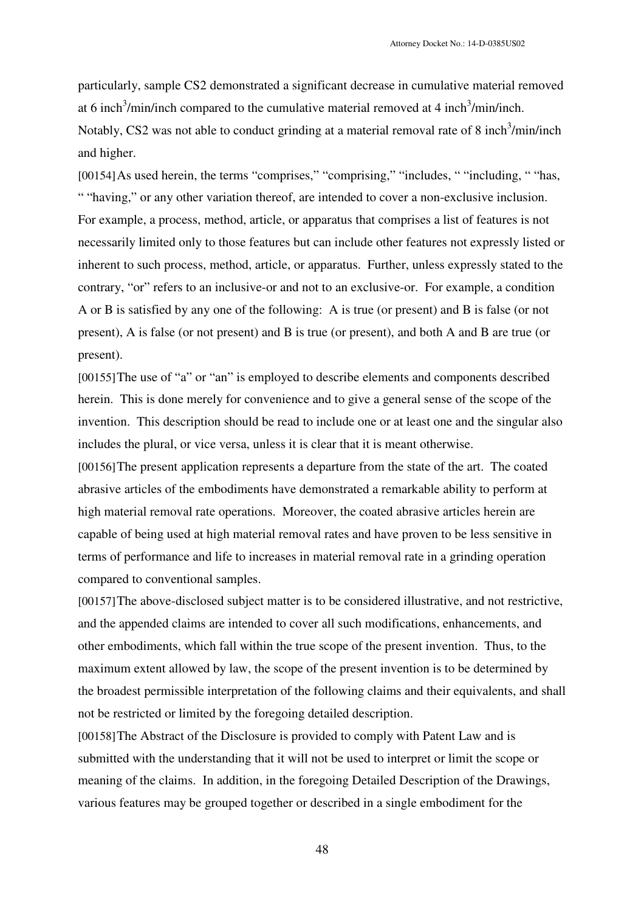particularly, sample CS2 demonstrated a significant decrease in cumulative material removed at 6 $inch^3$/min/inch compared to the cumulative material removed at 4 $inch^3$/min/inch. Notably, CS2 was not able to conduct grinding at a material removal rate of 8 $inch^3$/min/inch and higher.

[00154] As used herein, the terms “comprises,” “comprising,” “includes, “ “including, “ “has, “ “having,” or any other variation thereof, are intended to cover a non-exclusive inclusion. For example, a process, method, article, or apparatus that comprises a list of features is not necessarily limited only to those features but can include other features not expressly listed or inherent to such process, method, article, or apparatus. Further, unless expressly stated to the contrary, “or” refers to an inclusive-or and not to an exclusive-or. For example, a condition A or B is satisfied by any one of the following: A is true (or present) and B is false (or not present), A is false (or not present) and B is true (or present), and both A and B are true (or present).

[00155] The use of “a” or “an” is employed to describe elements and components described herein. This is done merely for convenience and to give a general sense of the scope of the invention. This description should be read to include one or at least one and the singular also includes the plural, or vice versa, unless it is clear that it is meant otherwise.

[00156] The present application represents a departure from the state of the art. The coated abrasive articles of the embodiments have demonstrated a remarkable ability to perform at high material removal rate operations. Moreover, the coated abrasive articles herein are capable of being used at high material removal rates and have proven to be less sensitive in terms of performance and life to increases in material removal rate in a grinding operation compared to conventional samples.

[00157] The above-disclosed subject matter is to be considered illustrative, and not restrictive, and the appended claims are intended to cover all such modifications, enhancements, and other embodiments, which fall within the true scope of the present invention. Thus, to the maximum extent allowed by law, the scope of the present invention is to be determined by the broadest permissible interpretation of the following claims and their equivalents, and shall not be restricted or limited by the foregoing detailed description.

[00158] The Abstract of the Disclosure is provided to comply with Patent Law and is submitted with the understanding that it will not be used to interpret or limit the scope or meaning of the claims. In addition, in the foregoing Detailed Description of the Drawings, various features may be grouped together or described in a single embodiment for the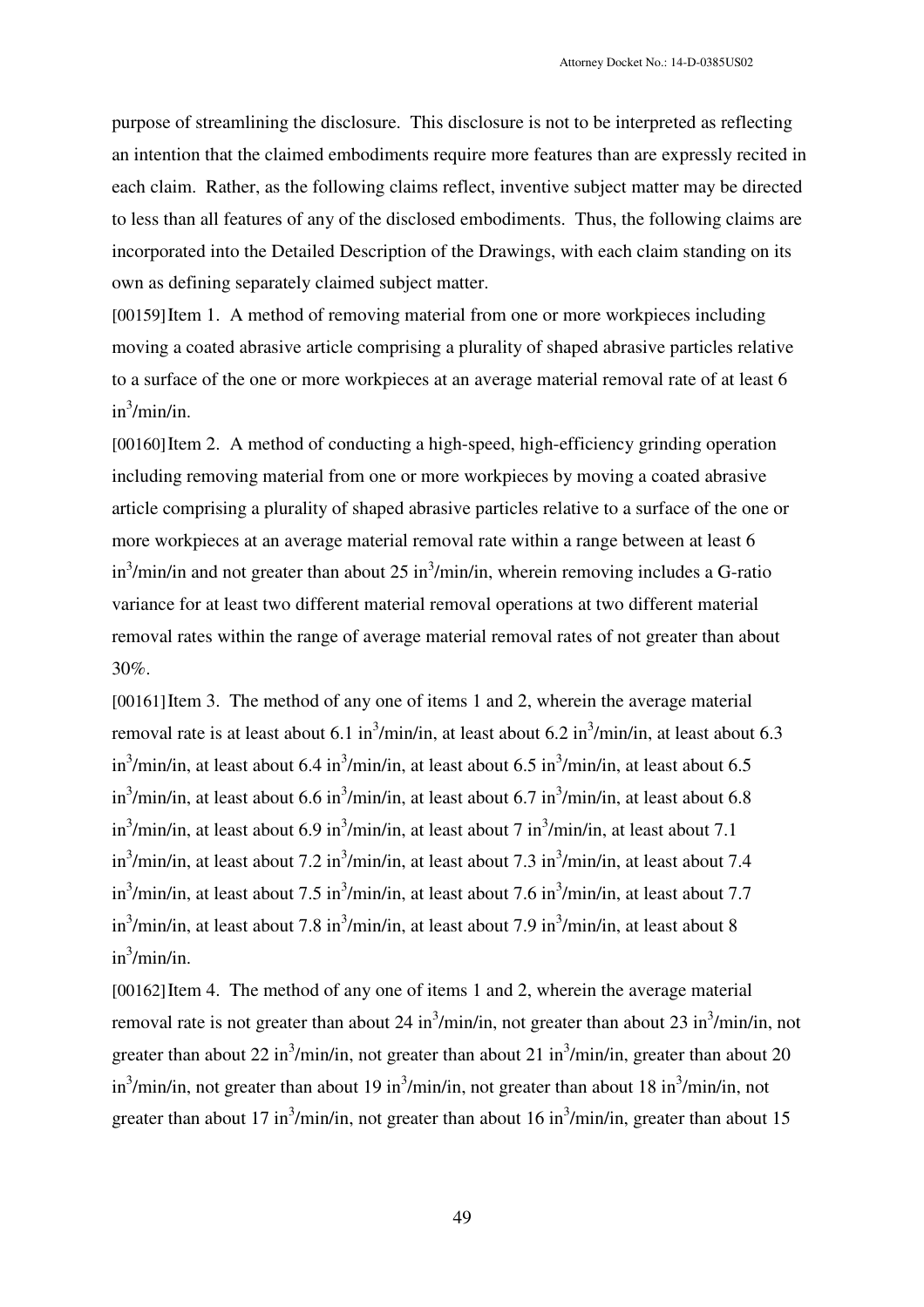purpose of streamlining the disclosure. This disclosure is not to be interpreted as reflecting an intention that the claimed embodiments require more features than are expressly recited in each claim. Rather, as the following claims reflect, inventive subject matter may be directed to less than all features of any of the disclosed embodiments. Thus, the following claims are incorporated into the Detailed Description of the Drawings, with each claim standing on its own as defining separately claimed subject matter.

[00159] Item 1. A method of removing material from one or more workpieces including moving a coated abrasive article comprising a plurality of shaped abrasive particles relative to a surface of the one or more workpieces at an average material removal rate of at least 6 $in^3$/min/in.

[00160] Item 2. A method of conducting a high-speed, high-efficiency grinding operation including removing material from one or more workpieces by moving a coated abrasive article comprising a plurality of shaped abrasive particles relative to a surface of the one or more workpieces at an average material removal rate within a range between at least 6 $in^3$/min/in and not greater than about 25 $in^3$/min/in, wherein removing includes a G-ratio variance for at least two different material removal operations at two different material removal rates within the range of average material removal rates of not greater than about 30%.

[00161] Item 3. The method of any one of items 1 and 2, wherein the average material removal rate is at least about 6.1 $in^3$/min/in, at least about 6.2 $in^3$/min/in, at least about 6.3 $in^3$/min/in, at least about 6.4 $in^3$/min/in, at least about 6.5 $in^3$/min/in, at least about 6.5 $in^3$/min/in, at least about 6.6 $in^3$/min/in, at least about 6.7 $in^3$/min/in, at least about 6.8 $in^3$/min/in, at least about 6.9 $in^3$/min/in, at least about 7 $in^3$/min/in, at least about 7.1 $in^3$/min/in, at least about 7.2 $in^3$/min/in, at least about 7.3 $in^3$/min/in, at least about 7.4 $in^3$/min/in, at least about 7.5 $in^3$/min/in, at least about 7.6 $in^3$/min/in, at least about 7.7 $in^3$/min/in, at least about 7.8 $in^3$/min/in, at least about 7.9 $in^3$/min/in, at least about 8 $in^3$/min/in.

[00162] Item 4. The method of any one of items 1 and 2, wherein the average material removal rate is not greater than about 24 $in^3$/min/in, not greater than about 23 $in^3$/min/in, not greater than about 22 $in^3$/min/in, not greater than about 21 $in^3$/min/in, greater than about 20 $in^3$/min/in, not greater than about 19 $in^3$/min/in, not greater than about 18 $in^3$/min/in, not greater than about 17 $in^3$/min/in, not greater than about 16 $in^3$/min/in, greater than about 15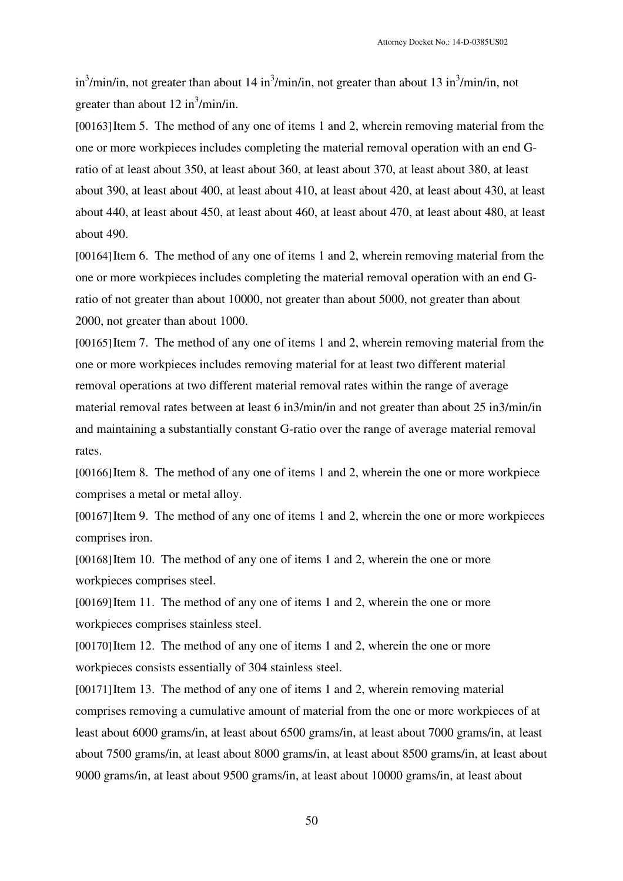$in^3$/min/in, not greater than about 14 $in^3$/min/in, not greater than about 13 $in^3$/min/in, not greater than about 12 $in^3$/min/in.

[00163] Item 5. The method of any one of items 1 and 2, wherein removing material from the one or more workpieces includes completing the material removal operation with an end G-ratio of at least about 350, at least about 360, at least about 370, at least about 380, at least about 390, at least about 400, at least about 410, at least about 420, at least about 430, at least about 440, at least about 450, at least about 460, at least about 470, at least about 480, at least about 490.

[00164] Item 6. The method of any one of items 1 and 2, wherein removing material from the one or more workpieces includes completing the material removal operation with an end G-ratio of not greater than about 10000, not greater than about 5000, not greater than about 2000, not greater than about 1000.

[00165] Item 7. The method of any one of items 1 and 2, wherein removing material from the one or more workpieces includes removing material for at least two different material removal operations at two different material removal rates within the range of average material removal rates between at least 6 in3/min/in and not greater than about 25 in3/min/in and maintaining a substantially constant G-ratio over the range of average material removal rates.

[00166] Item 8. The method of any one of items 1 and 2, wherein the one or more workpiece comprises a metal or metal alloy.

[00167] Item 9. The method of any one of items 1 and 2, wherein the one or more workpieces comprises iron.

[00168] Item 10. The method of any one of items 1 and 2, wherein the one or more workpieces comprises steel.

[00169] Item 11. The method of any one of items 1 and 2, wherein the one or more workpieces comprises stainless steel.

[00170] Item 12. The method of any one of items 1 and 2, wherein the one or more workpieces consists essentially of 304 stainless steel.

[00171] Item 13. The method of any one of items 1 and 2, wherein removing material comprises removing a cumulative amount of material from the one or more workpieces of at least about 6000 grams/in, at least about 6500 grams/in, at least about 7000 grams/in, at least about 7500 grams/in, at least about 8000 grams/in, at least about 8500 grams/in, at least about 9000 grams/in, at least about 9500 grams/in, at least about 10000 grams/in, at least about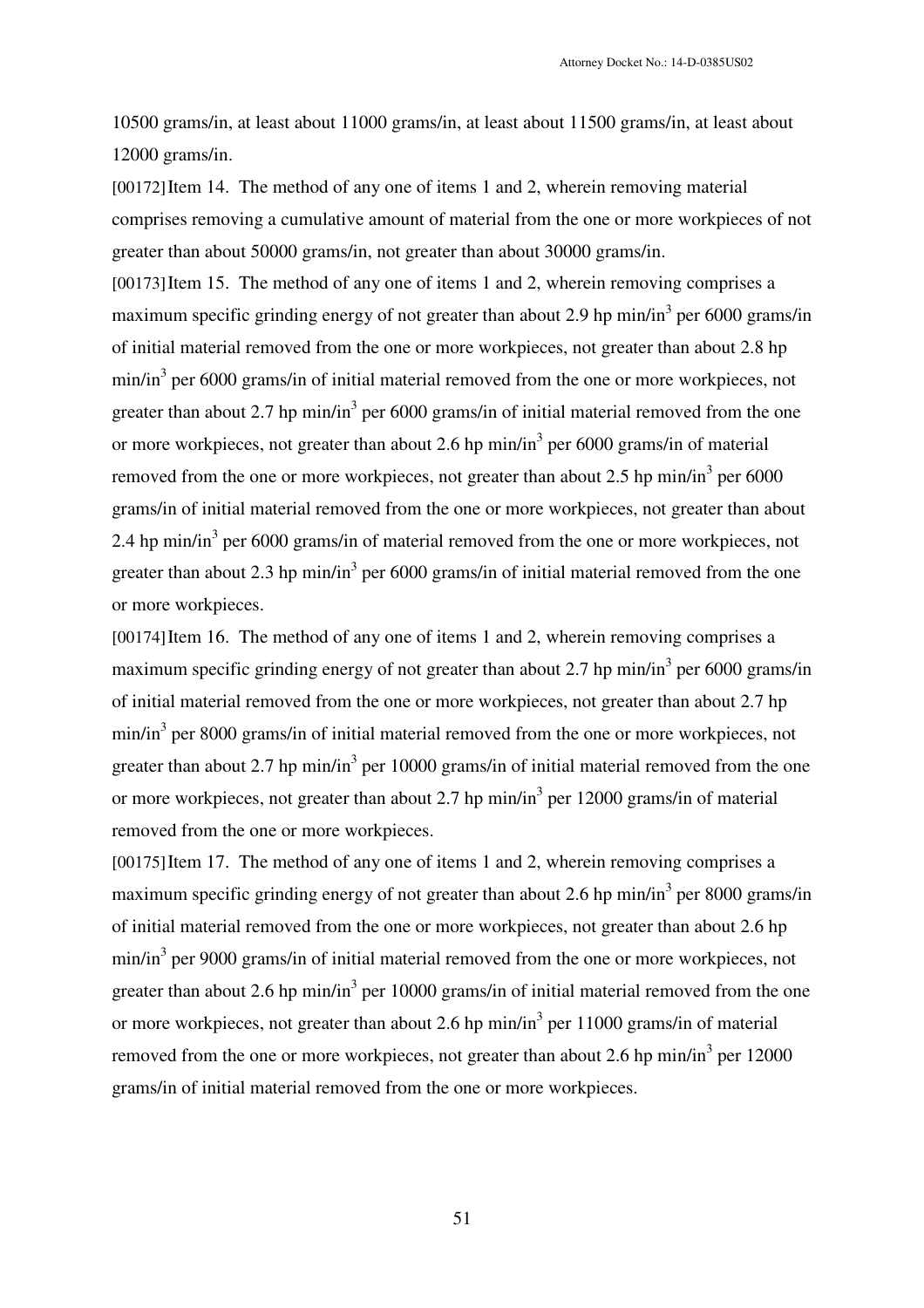10500 grams/in, at least about 11000 grams/in, at least about 11500 grams/in, at least about 12000 grams/in.

[00172] Item 14. The method of any one of items 1 and 2, wherein removing material comprises removing a cumulative amount of material from the one or more workpieces of not greater than about 50000 grams/in, not greater than about 30000 grams/in.

[00173] Item 15. The method of any one of items 1 and 2, wherein removing comprises a maximum specific grinding energy of not greater than about 2.9 hp min/in$^3$ per 6000 grams/in of initial material removed from the one or more workpieces, not greater than about 2.8 hp min/in$^3$ per 6000 grams/in of initial material removed from the one or more workpieces, not greater than about 2.7 hp min/in$^3$ per 6000 grams/in of initial material removed from the one or more workpieces, not greater than about 2.6 hp min/in$^3$ per 6000 grams/in of material removed from the one or more workpieces, not greater than about 2.5 hp min/in$^3$ per 6000 grams/in of initial material removed from the one or more workpieces, not greater than about 2.4 hp min/in$^3$ per 6000 grams/in of material removed from the one or more workpieces, not greater than about 2.3 hp min/in$^3$ per 6000 grams/in of initial material removed from the one or more workpieces.

[00174] Item 16. The method of any one of items 1 and 2, wherein removing comprises a maximum specific grinding energy of not greater than about 2.7 hp min/in$^3$ per 6000 grams/in of initial material removed from the one or more workpieces, not greater than about 2.7 hp min/in$^3$ per 8000 grams/in of initial material removed from the one or more workpieces, not greater than about 2.7 hp min/in$^3$ per 10000 grams/in of initial material removed from the one or more workpieces, not greater than about 2.7 hp min/in$^3$ per 12000 grams/in of material removed from the one or more workpieces.

[00175] Item 17. The method of any one of items 1 and 2, wherein removing comprises a maximum specific grinding energy of not greater than about 2.6 hp min/in$^3$ per 8000 grams/in of initial material removed from the one or more workpieces, not greater than about 2.6 hp min/in$^3$ per 9000 grams/in of initial material removed from the one or more workpieces, not greater than about 2.6 hp min/in$^3$ per 10000 grams/in of initial material removed from the one or more workpieces, not greater than about 2.6 hp min/in$^3$ per 11000 grams/in of material removed from the one or more workpieces, not greater than about 2.6 hp min/in$^3$ per 12000 grams/in of initial material removed from the one or more workpieces.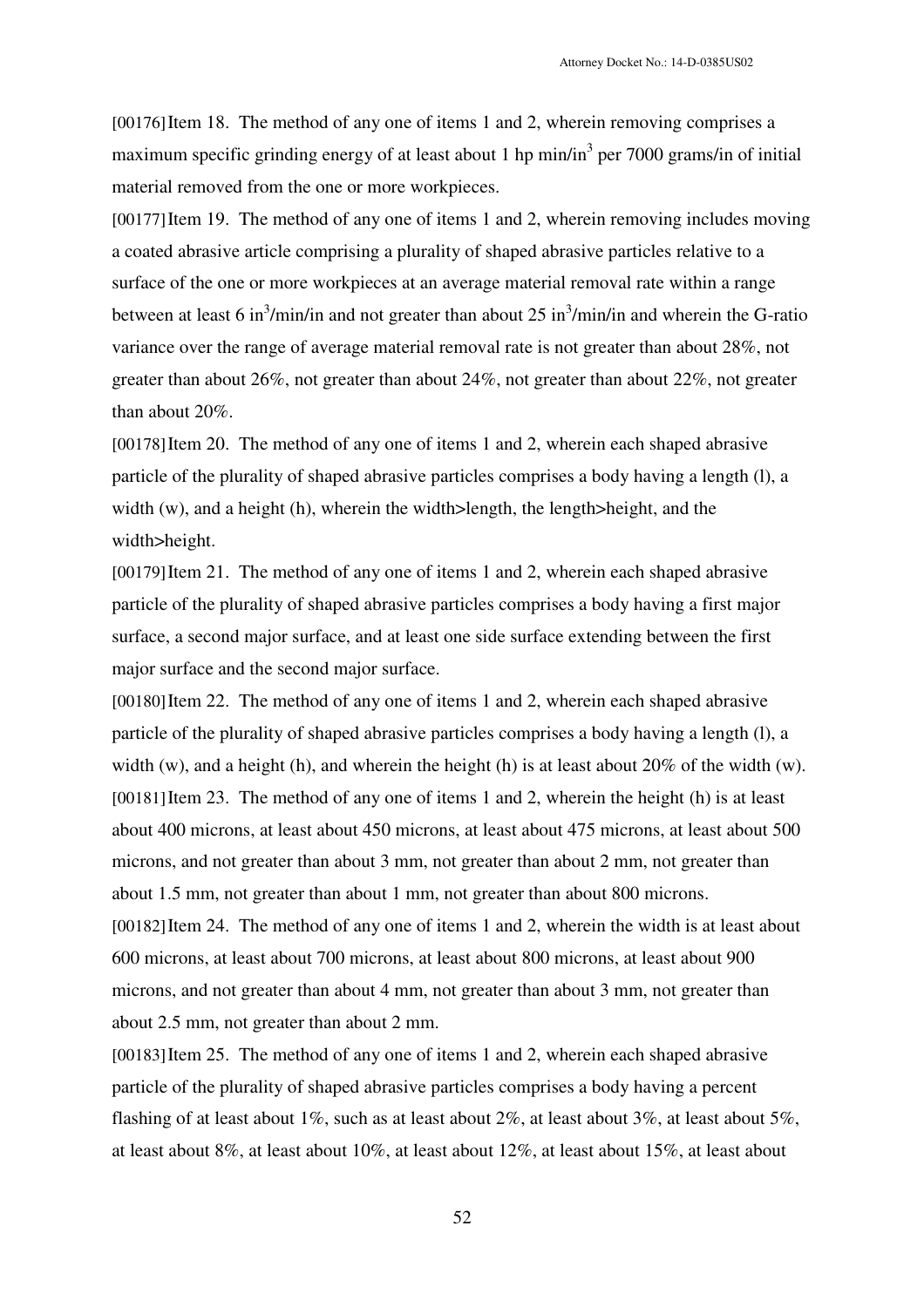[00176] Item 18. The method of any one of items 1 and 2, wherein removing comprises a maximum specific grinding energy of at least about 1 hp min/in$^3$ per 7000 grams/in of initial material removed from the one or more workpieces.

[00177] Item 19. The method of any one of items 1 and 2, wherein removing includes moving a coated abrasive article comprising a plurality of shaped abrasive particles relative to a surface of the one or more workpieces at an average material removal rate within a range between at least 6 in$^3$/min/in and not greater than about 25 in$^3$/min/in and wherein the G-ratio variance over the range of average material removal rate is not greater than about 28%, not greater than about 26%, not greater than about 24%, not greater than about 22%, not greater than about 20%.

[00178] Item 20. The method of any one of items 1 and 2, wherein each shaped abrasive particle of the plurality of shaped abrasive particles comprises a body having a length (l), a width (w), and a height (h), wherein the width>length, the length>height, and the width>height.

[00179] Item 21. The method of any one of items 1 and 2, wherein each shaped abrasive particle of the plurality of shaped abrasive particles comprises a body having a first major surface, a second major surface, and at least one side surface extending between the first major surface and the second major surface.

[00180] Item 22. The method of any one of items 1 and 2, wherein each shaped abrasive particle of the plurality of shaped abrasive particles comprises a body having a length (l), a width (w), and a height (h), and wherein the height (h) is at least about 20% of the width (w).

[00181] Item 23. The method of any one of items 1 and 2, wherein the height (h) is at least about 400 microns, at least about 450 microns, at least about 475 microns, at least about 500 microns, and not greater than about 3 mm, not greater than about 2 mm, not greater than about 1.5 mm, not greater than about 1 mm, not greater than about 800 microns.

[00182] Item 24. The method of any one of items 1 and 2, wherein the width is at least about 600 microns, at least about 700 microns, at least about 800 microns, at least about 900 microns, and not greater than about 4 mm, not greater than about 3 mm, not greater than about 2.5 mm, not greater than about 2 mm.

[00183] Item 25. The method of any one of items 1 and 2, wherein each shaped abrasive particle of the plurality of shaped abrasive particles comprises a body having a percent flashing of at least about 1%, such as at least about 2%, at least about 3%, at least about 5%, at least about 8%, at least about 10%, at least about 12%, at least about 15%, at least about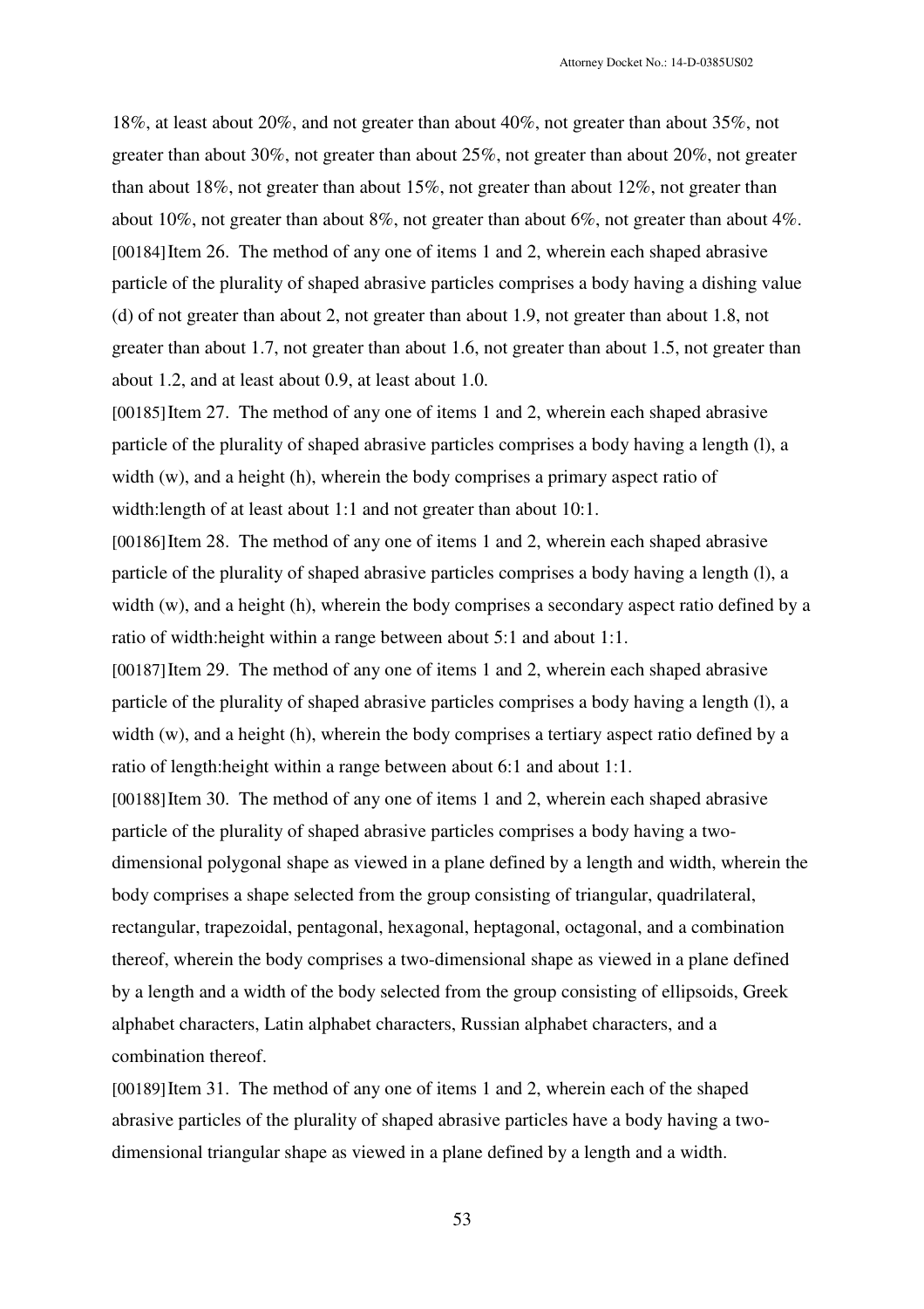18%, at least about 20%, and not greater than about 40%, not greater than about 35%, not greater than about 30%, not greater than about 25%, not greater than about 20%, not greater than about 18%, not greater than about 15%, not greater than about 12%, not greater than about 10%, not greater than about 8%, not greater than about 6%, not greater than about 4%.

[00184] Item 26. The method of any one of items 1 and 2, wherein each shaped abrasive particle of the plurality of shaped abrasive particles comprises a body having a dishing value (d) of not greater than about 2, not greater than about 1.9, not greater than about 1.8, not greater than about 1.7, not greater than about 1.6, not greater than about 1.5, not greater than about 1.2, and at least about 0.9, at least about 1.0.

[00185] Item 27. The method of any one of items 1 and 2, wherein each shaped abrasive particle of the plurality of shaped abrasive particles comprises a body having a length (l), a width (w), and a height (h), wherein the body comprises a primary aspect ratio of width:length of at least about 1:1 and not greater than about 10:1.

[00186] Item 28. The method of any one of items 1 and 2, wherein each shaped abrasive particle of the plurality of shaped abrasive particles comprises a body having a length (l), a width (w), and a height (h), wherein the body comprises a secondary aspect ratio defined by a ratio of width:height within a range between about 5:1 and about 1:1.

[00187] Item 29. The method of any one of items 1 and 2, wherein each shaped abrasive particle of the plurality of shaped abrasive particles comprises a body having a length (l), a width (w), and a height (h), wherein the body comprises a tertiary aspect ratio defined by a ratio of length:height within a range between about 6:1 and about 1:1.

[00188] Item 30. The method of any one of items 1 and 2, wherein each shaped abrasive particle of the plurality of shaped abrasive particles comprises a body having a two-dimensional polygonal shape as viewed in a plane defined by a length and width, wherein the body comprises a shape selected from the group consisting of triangular, quadrilateral, rectangular, trapezoidal, pentagonal, hexagonal, heptagonal, octagonal, and a combination thereof, wherein the body comprises a two-dimensional shape as viewed in a plane defined by a length and a width of the body selected from the group consisting of ellipsoids, Greek alphabet characters, Latin alphabet characters, Russian alphabet characters, and a combination thereof.

[00189] Item 31. The method of any one of items 1 and 2, wherein each of the shaped abrasive particles of the plurality of shaped abrasive particles have a body having a two-dimensional triangular shape as viewed in a plane defined by a length and a width.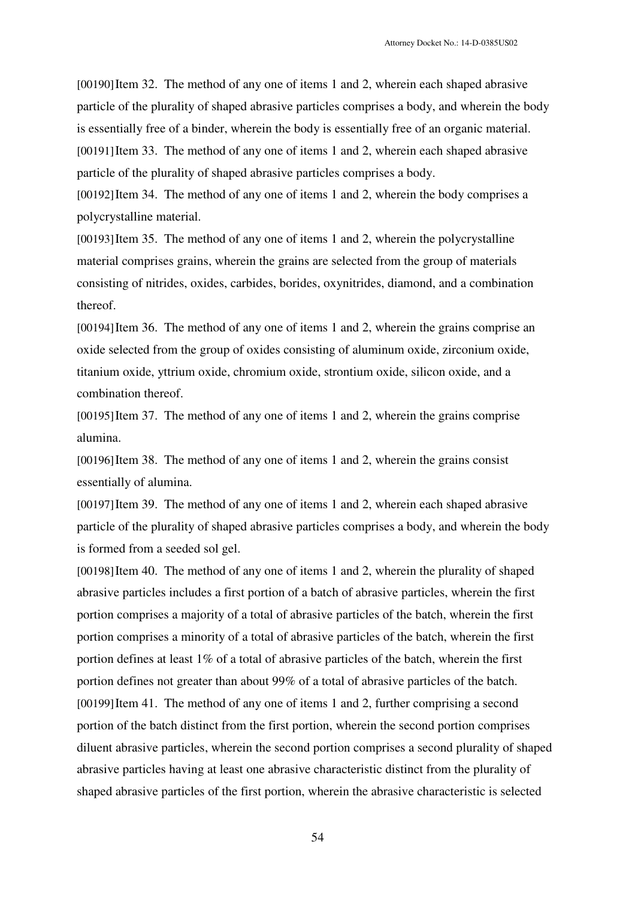[00190] Item 32. The method of any one of items 1 and 2, wherein each shaped abrasive particle of the plurality of shaped abrasive particles comprises a body, and wherein the body is essentially free of a binder, wherein the body is essentially free of an organic material.

[00191] Item 33. The method of any one of items 1 and 2, wherein each shaped abrasive particle of the plurality of shaped abrasive particles comprises a body.

[00192] Item 34. The method of any one of items 1 and 2, wherein the body comprises a polycrystalline material.

[00193] Item 35. The method of any one of items 1 and 2, wherein the polycrystalline material comprises grains, wherein the grains are selected from the group of materials consisting of nitrides, oxides, carbides, borides, oxynitrides, diamond, and a combination thereof.

[00194] Item 36. The method of any one of items 1 and 2, wherein the grains comprise an oxide selected from the group of oxides consisting of aluminum oxide, zirconium oxide, titanium oxide, yttrium oxide, chromium oxide, strontium oxide, silicon oxide, and a combination thereof.

[00195] Item 37. The method of any one of items 1 and 2, wherein the grains comprise alumina.

[00196] Item 38. The method of any one of items 1 and 2, wherein the grains consist essentially of alumina.

[00197] Item 39. The method of any one of items 1 and 2, wherein each shaped abrasive particle of the plurality of shaped abrasive particles comprises a body, and wherein the body is formed from a seeded sol gel.

[00198] Item 40. The method of any one of items 1 and 2, wherein the plurality of shaped abrasive particles includes a first portion of a batch of abrasive particles, wherein the first portion comprises a majority of a total of abrasive particles of the batch, wherein the first portion comprises a minority of a total of abrasive particles of the batch, wherein the first portion defines at least 1% of a total of abrasive particles of the batch, wherein the first portion defines not greater than about 99% of a total of abrasive particles of the batch.

[00199] Item 41. The method of any one of items 1 and 2, further comprising a second portion of the batch distinct from the first portion, wherein the second portion comprises diluent abrasive particles, wherein the second portion comprises a second plurality of shaped abrasive particles having at least one abrasive characteristic distinct from the plurality of shaped abrasive particles of the first portion, wherein the abrasive characteristic is selected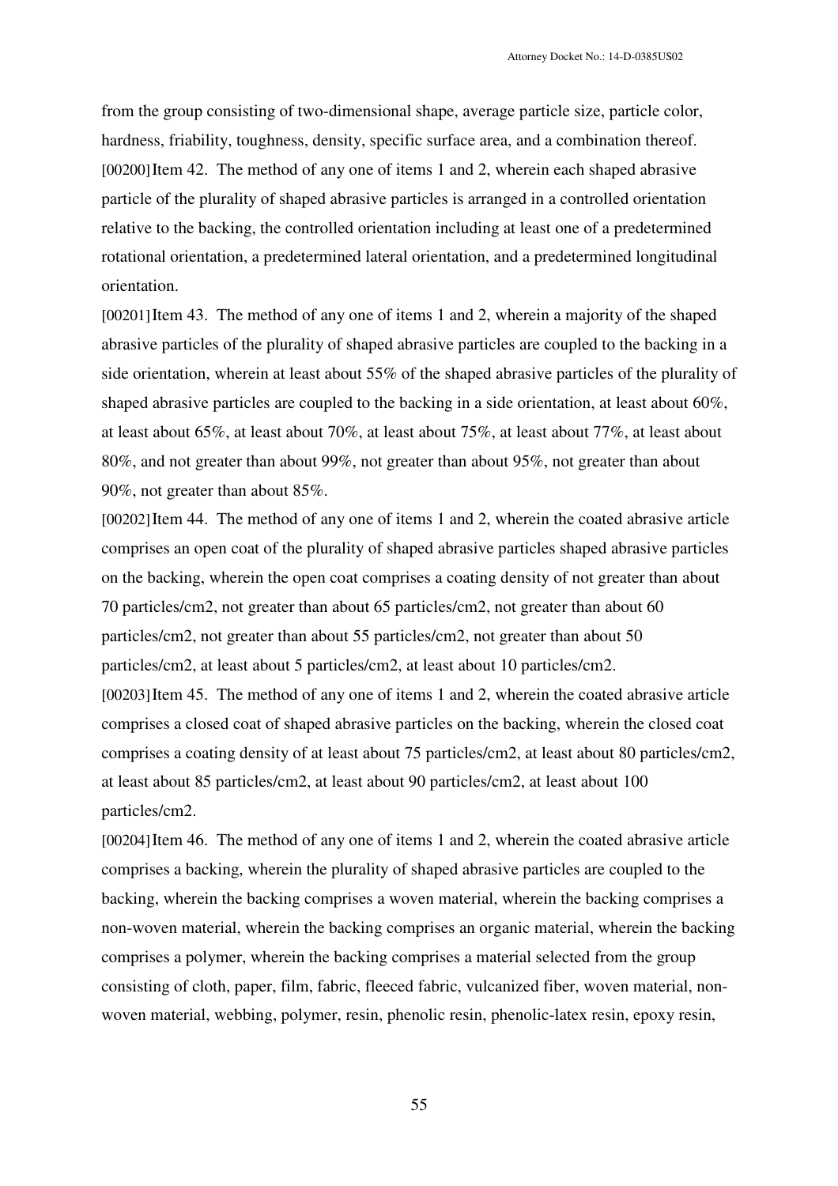from the group consisting of two-dimensional shape, average particle size, particle color, hardness, friability, toughness, density, specific surface area, and a combination thereof.

[00200] Item 42. The method of any one of items 1 and 2, wherein each shaped abrasive particle of the plurality of shaped abrasive particles is arranged in a controlled orientation relative to the backing, the controlled orientation including at least one of a predetermined rotational orientation, a predetermined lateral orientation, and a predetermined longitudinal orientation.

[00201] Item 43. The method of any one of items 1 and 2, wherein a majority of the shaped abrasive particles of the plurality of shaped abrasive particles are coupled to the backing in a side orientation, wherein at least about 55% of the shaped abrasive particles of the plurality of shaped abrasive particles are coupled to the backing in a side orientation, at least about 60%, at least about 65%, at least about 70%, at least about 75%, at least about 77%, at least about 80%, and not greater than about 99%, not greater than about 95%, not greater than about 90%, not greater than about 85%.

[00202] Item 44. The method of any one of items 1 and 2, wherein the coated abrasive article comprises an open coat of the plurality of shaped abrasive particles shaped abrasive particles on the backing, wherein the open coat comprises a coating density of not greater than about 70 particles/cm2, not greater than about 65 particles/cm2, not greater than about 60 particles/cm2, not greater than about 55 particles/cm2, not greater than about 50 particles/cm2, at least about 5 particles/cm2, at least about 10 particles/cm2.

[00203] Item 45. The method of any one of items 1 and 2, wherein the coated abrasive article comprises a closed coat of shaped abrasive particles on the backing, wherein the closed coat comprises a coating density of at least about 75 particles/cm2, at least about 80 particles/cm2, at least about 85 particles/cm2, at least about 90 particles/cm2, at least about 100 particles/cm2.

[00204] Item 46. The method of any one of items 1 and 2, wherein the coated abrasive article comprises a backing, wherein the plurality of shaped abrasive particles are coupled to the backing, wherein the backing comprises a woven material, wherein the backing comprises a non-woven material, wherein the backing comprises an organic material, wherein the backing comprises a polymer, wherein the backing comprises a material selected from the group consisting of cloth, paper, film, fabric, fleeced fabric, vulcanized fiber, woven material, non-woven material, webbing, polymer, resin, phenolic resin, phenolic-latex resin, epoxy resin,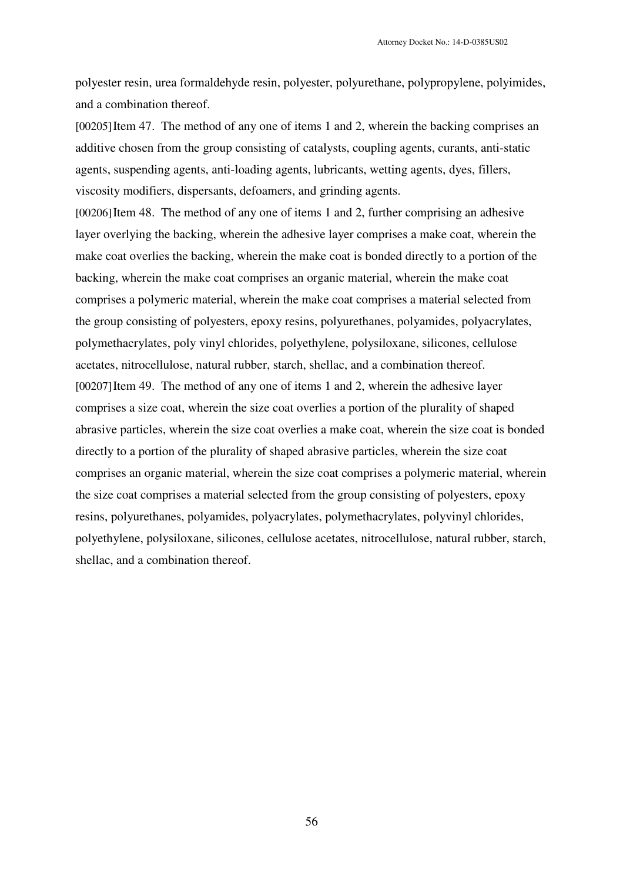polyester resin, urea formaldehyde resin, polyester, polyurethane, polypropylene, polyimides, and a combination thereof.

[00205] Item 47. The method of any one of items 1 and 2, wherein the backing comprises an additive chosen from the group consisting of catalysts, coupling agents, curants, anti-static agents, suspending agents, anti-loading agents, lubricants, wetting agents, dyes, fillers, viscosity modifiers, dispersants, defoamers, and grinding agents.

[00206] Item 48. The method of any one of items 1 and 2, further comprising an adhesive layer overlying the backing, wherein the adhesive layer comprises a make coat, wherein the make coat overlies the backing, wherein the make coat is bonded directly to a portion of the backing, wherein the make coat comprises an organic material, wherein the make coat comprises a polymeric material, wherein the make coat comprises a material selected from the group consisting of polyesters, epoxy resins, polyurethanes, polyamides, polyacrylates, polymethacrylates, poly vinyl chlorides, polyethylene, polysiloxane, silicones, cellulose acetates, nitrocellulose, natural rubber, starch, shellac, and a combination thereof.

[00207] Item 49. The method of any one of items 1 and 2, wherein the adhesive layer comprises a size coat, wherein the size coat overlies a portion of the plurality of shaped abrasive particles, wherein the size coat overlies a make coat, wherein the size coat is bonded directly to a portion of the plurality of shaped abrasive particles, wherein the size coat comprises an organic material, wherein the size coat comprises a polymeric material, wherein the size coat comprises a material selected from the group consisting of polyesters, epoxy resins, polyurethanes, polyamides, polyacrylates, polymethacrylates, polyvinyl chlorides, polyethylene, polysiloxane, silicones, cellulose acetates, nitrocellulose, natural rubber, starch, shellac, and a combination thereof.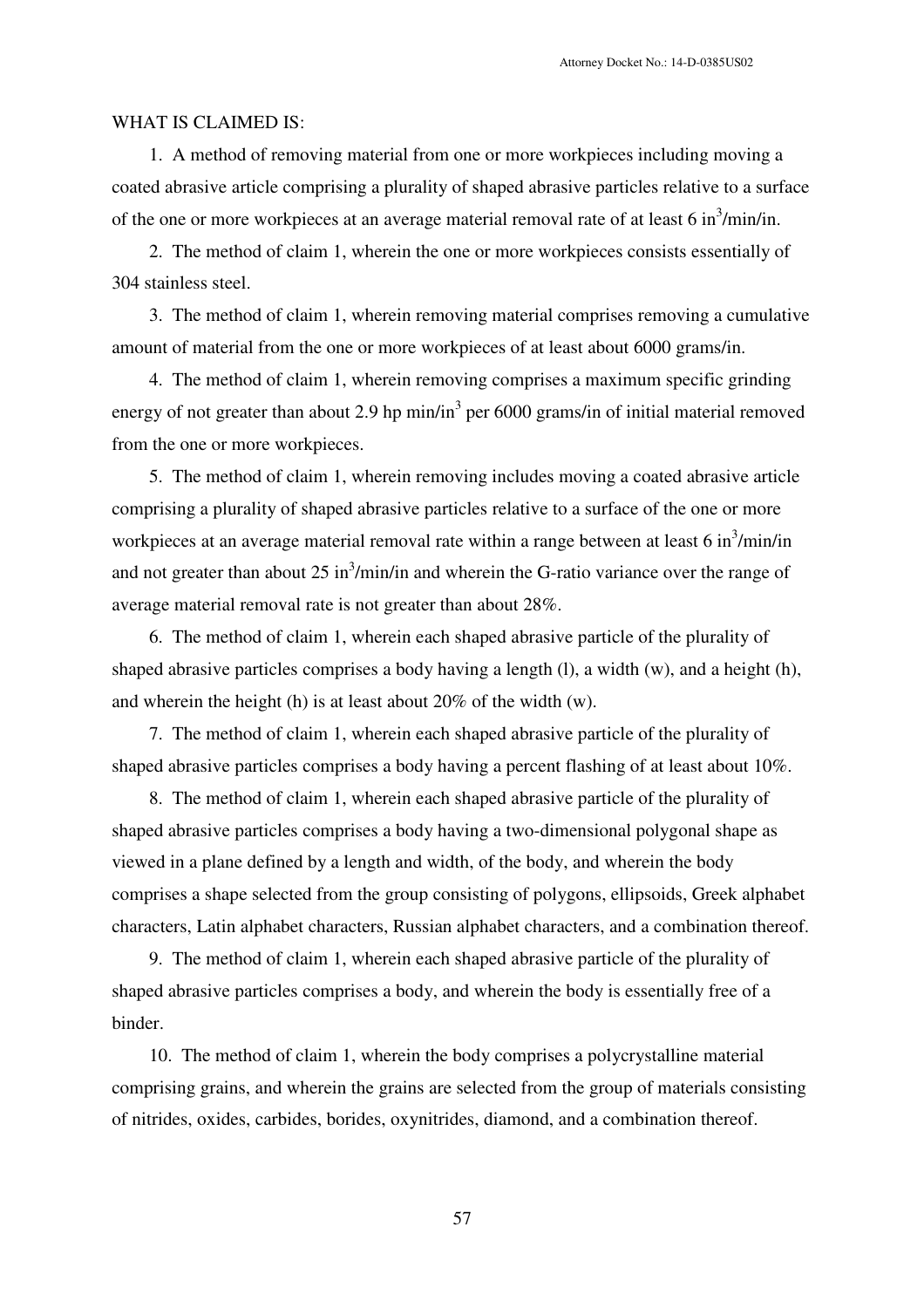WHAT IS CLAIMED IS:

1. A method of removing material from one or more workpieces including moving a coated abrasive article comprising a plurality of shaped abrasive particles relative to a surface of the one or more workpieces at an average material removal rate of at least 6 $in^3$/min/in.

2. The method of claim 1, wherein the one or more workpieces consists essentially of 304 stainless steel.

3. The method of claim 1, wherein removing material comprises removing a cumulative amount of material from the one or more workpieces of at least about 6000 grams/in.

4. The method of claim 1, wherein removing comprises a maximum specific grinding energy of not greater than about 2.9 hp min/$in^3$ per 6000 grams/in of initial material removed from the one or more workpieces.

5. The method of claim 1, wherein removing includes moving a coated abrasive article comprising a plurality of shaped abrasive particles relative to a surface of the one or more workpieces at an average material removal rate within a range between at least 6 $in^3$/min/in and not greater than about 25 $in^3$/min/in and wherein the G-ratio variance over the range of average material removal rate is not greater than about 28%.

6. The method of claim 1, wherein each shaped abrasive particle of the plurality of shaped abrasive particles comprises a body having a length (l), a width (w), and a height (h), and wherein the height (h) is at least about 20% of the width (w).

7. The method of claim 1, wherein each shaped abrasive particle of the plurality of shaped abrasive particles comprises a body having a percent flashing of at least about 10%.

8. The method of claim 1, wherein each shaped abrasive particle of the plurality of shaped abrasive particles comprises a body having a two-dimensional polygonal shape as viewed in a plane defined by a length and width, of the body, and wherein the body comprises a shape selected from the group consisting of polygons, ellipsoids, Greek alphabet characters, Latin alphabet characters, Russian alphabet characters, and a combination thereof.

9. The method of claim 1, wherein each shaped abrasive particle of the plurality of shaped abrasive particles comprises a body, and wherein the body is essentially free of a binder.

10. The method of claim 1, wherein the body comprises a polycrystalline material comprising grains, and wherein the grains are selected from the group of materials consisting of nitrides, oxides, carbides, borides, oxynitrides, diamond, and a combination thereof.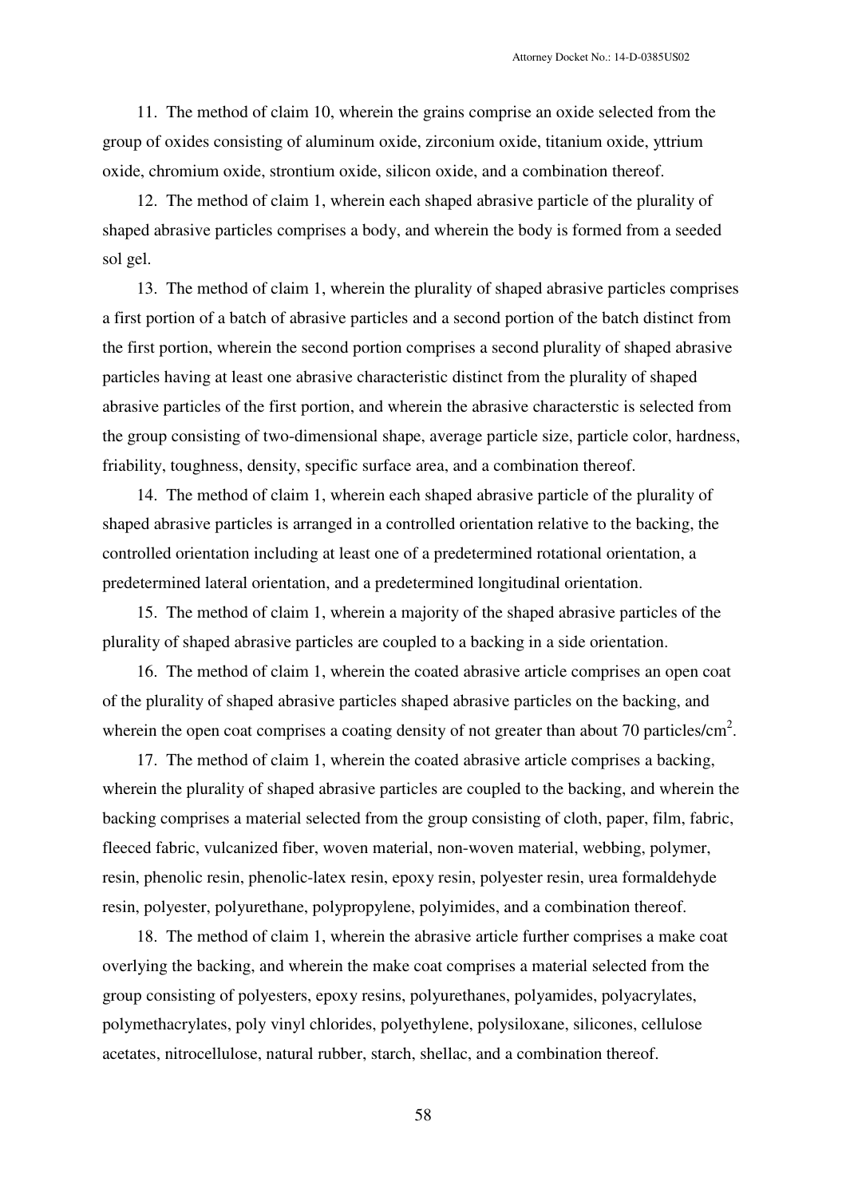11. The method of claim 10, wherein the grains comprise an oxide selected from the group of oxides consisting of aluminum oxide, zirconium oxide, titanium oxide, yttrium oxide, chromium oxide, strontium oxide, silicon oxide, and a combination thereof.

12. The method of claim 1, wherein each shaped abrasive particle of the plurality of shaped abrasive particles comprises a body, and wherein the body is formed from a seeded sol gel.

13. The method of claim 1, wherein the plurality of shaped abrasive particles comprises a first portion of a batch of abrasive particles and a second portion of the batch distinct from the first portion, wherein the second portion comprises a second plurality of shaped abrasive particles having at least one abrasive characteristic distinct from the plurality of shaped abrasive particles of the first portion, and wherein the abrasive characterstic is selected from the group consisting of two-dimensional shape, average particle size, particle color, hardness, friability, toughness, density, specific surface area, and a combination thereof.

14. The method of claim 1, wherein each shaped abrasive particle of the plurality of shaped abrasive particles is arranged in a controlled orientation relative to the backing, the controlled orientation including at least one of a predetermined rotational orientation, a predetermined lateral orientation, and a predetermined longitudinal orientation.

15. The method of claim 1, wherein a majority of the shaped abrasive particles of the plurality of shaped abrasive particles are coupled to a backing in a side orientation.

16. The method of claim 1, wherein the coated abrasive article comprises an open coat of the plurality of shaped abrasive particles shaped abrasive particles on the backing, and wherein the open coat comprises a coating density of not greater than about 70 particles/$cm^2$.

17. The method of claim 1, wherein the coated abrasive article comprises a backing, wherein the plurality of shaped abrasive particles are coupled to the backing, and wherein the backing comprises a material selected from the group consisting of cloth, paper, film, fabric, fleeced fabric, vulcanized fiber, woven material, non-woven material, webbing, polymer, resin, phenolic resin, phenolic-latex resin, epoxy resin, polyester resin, urea formaldehyde resin, polyester, polyurethane, polypropylene, polyimides, and a combination thereof.

18. The method of claim 1, wherein the abrasive article further comprises a make coat overlying the backing, and wherein the make coat comprises a material selected from the group consisting of polyesters, epoxy resins, polyurethanes, polyamides, polyacrylates, polymethacrylates, poly vinyl chlorides, polyethylene, polysiloxane, silicones, cellulose acetates, nitrocellulose, natural rubber, starch, shellac, and a combination thereof.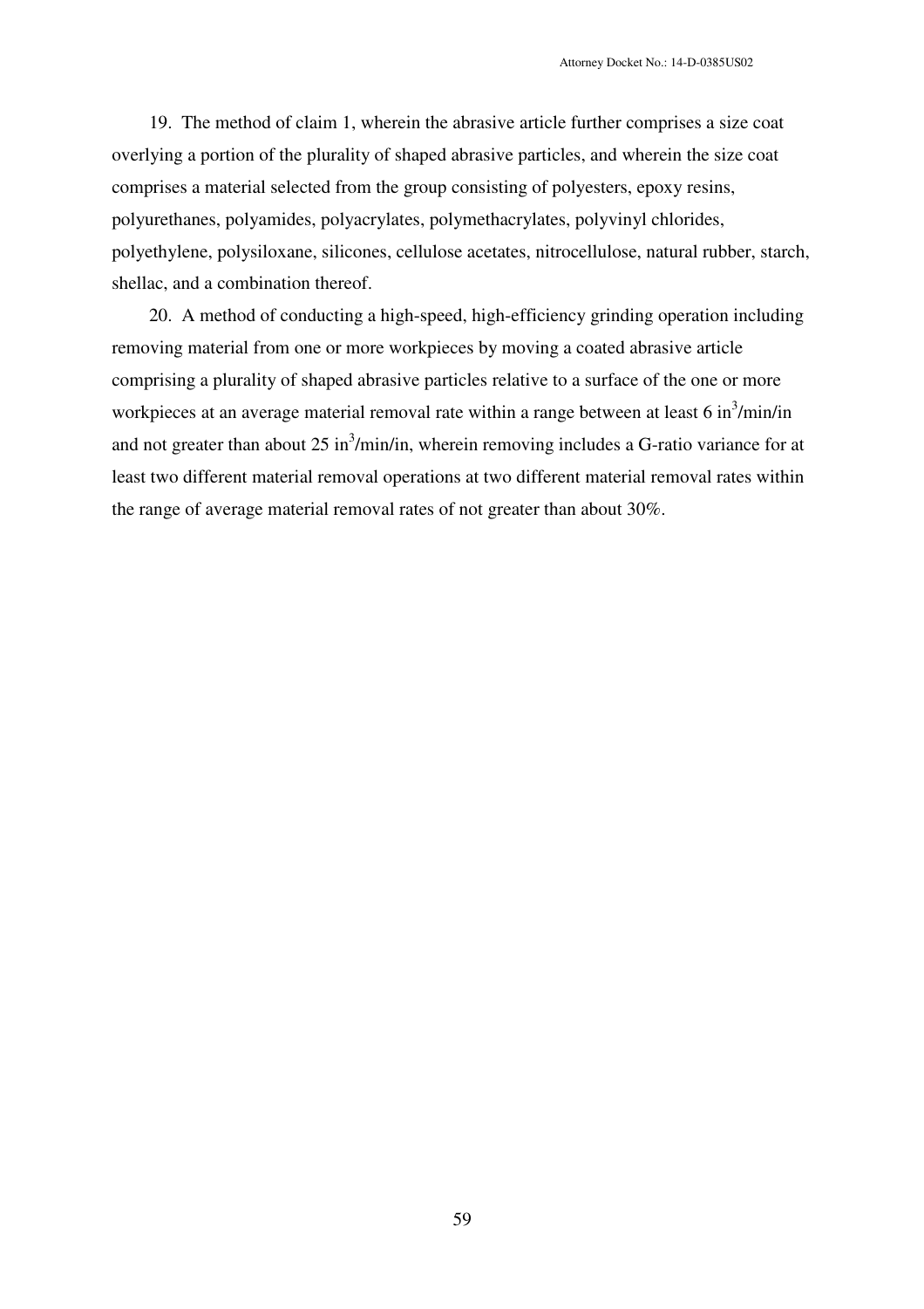19. The method of claim 1, wherein the abrasive article further comprises a size coat overlying a portion of the plurality of shaped abrasive particles, and wherein the size coat comprises a material selected from the group consisting of polyesters, epoxy resins, polyurethanes, polyamides, polyacrylates, polymethacrylates, polyvinyl chlorides, polyethylene, polysiloxane, silicones, cellulose acetates, nitrocellulose, natural rubber, starch, shellac, and a combination thereof.

20. A method of conducting a high-speed, high-efficiency grinding operation including removing material from one or more workpieces by moving a coated abrasive article comprising a plurality of shaped abrasive particles relative to a surface of the one or more workpieces at an average material removal rate within a range between at least 6 $in^3$/min/in and not greater than about 25 $in^3$/min/in, wherein removing includes a G-ratio variance for at least two different material removal operations at two different material removal rates within the range of average material removal rates of not greater than about 30%.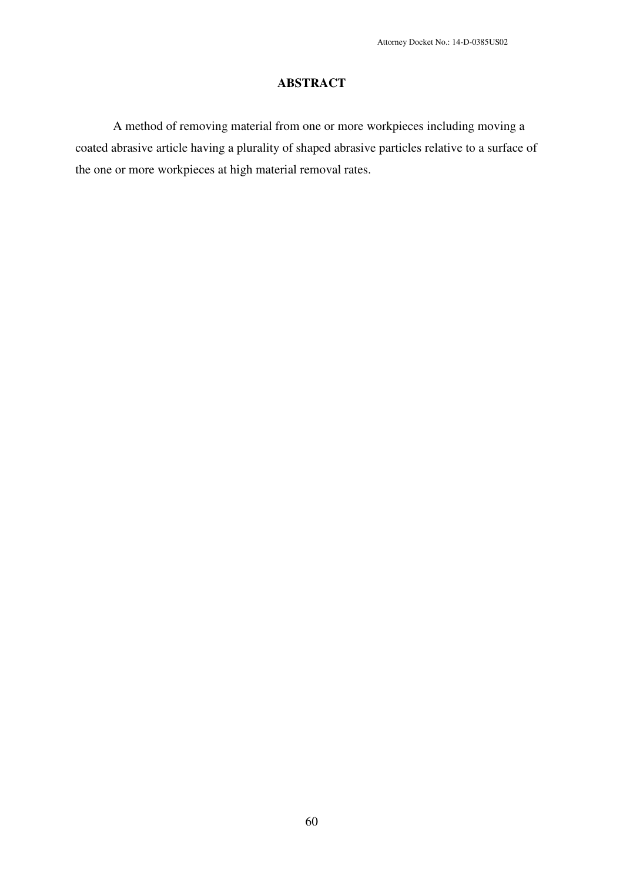# ABSTRACT

A method of removing material from one or more workpieces including moving a coated abrasive article having a plurality of shaped abrasive particles relative to a surface of the one or more workpieces at high material removal rates.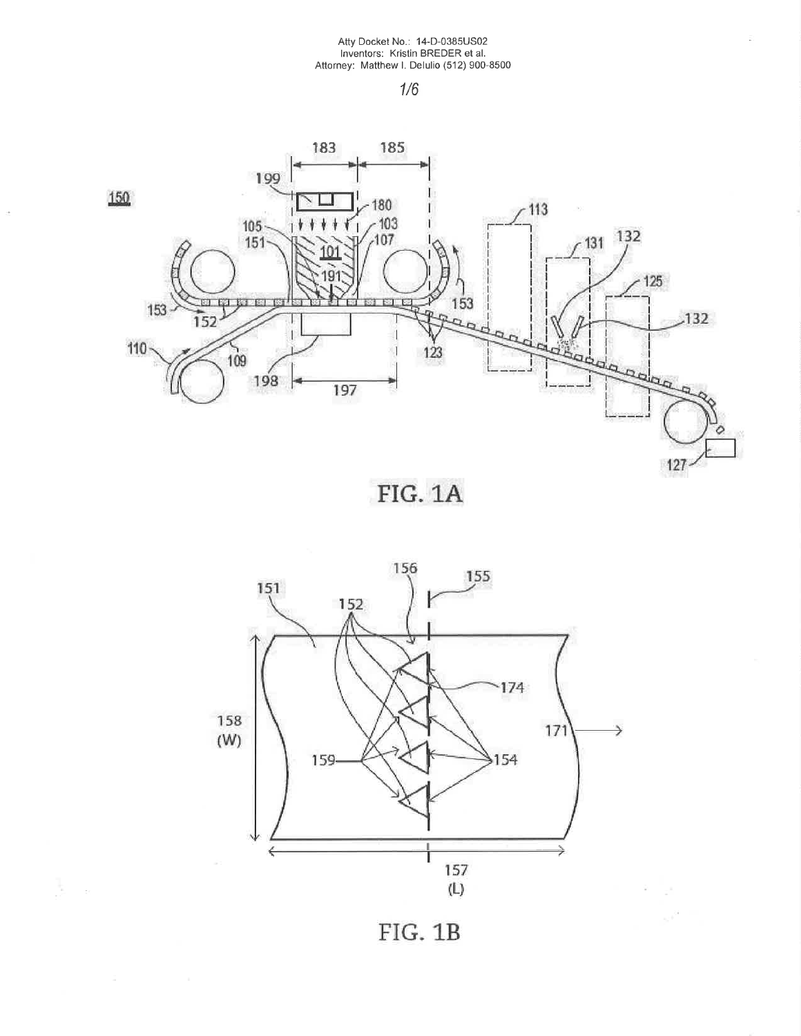FIG. 1A

FIG. 1B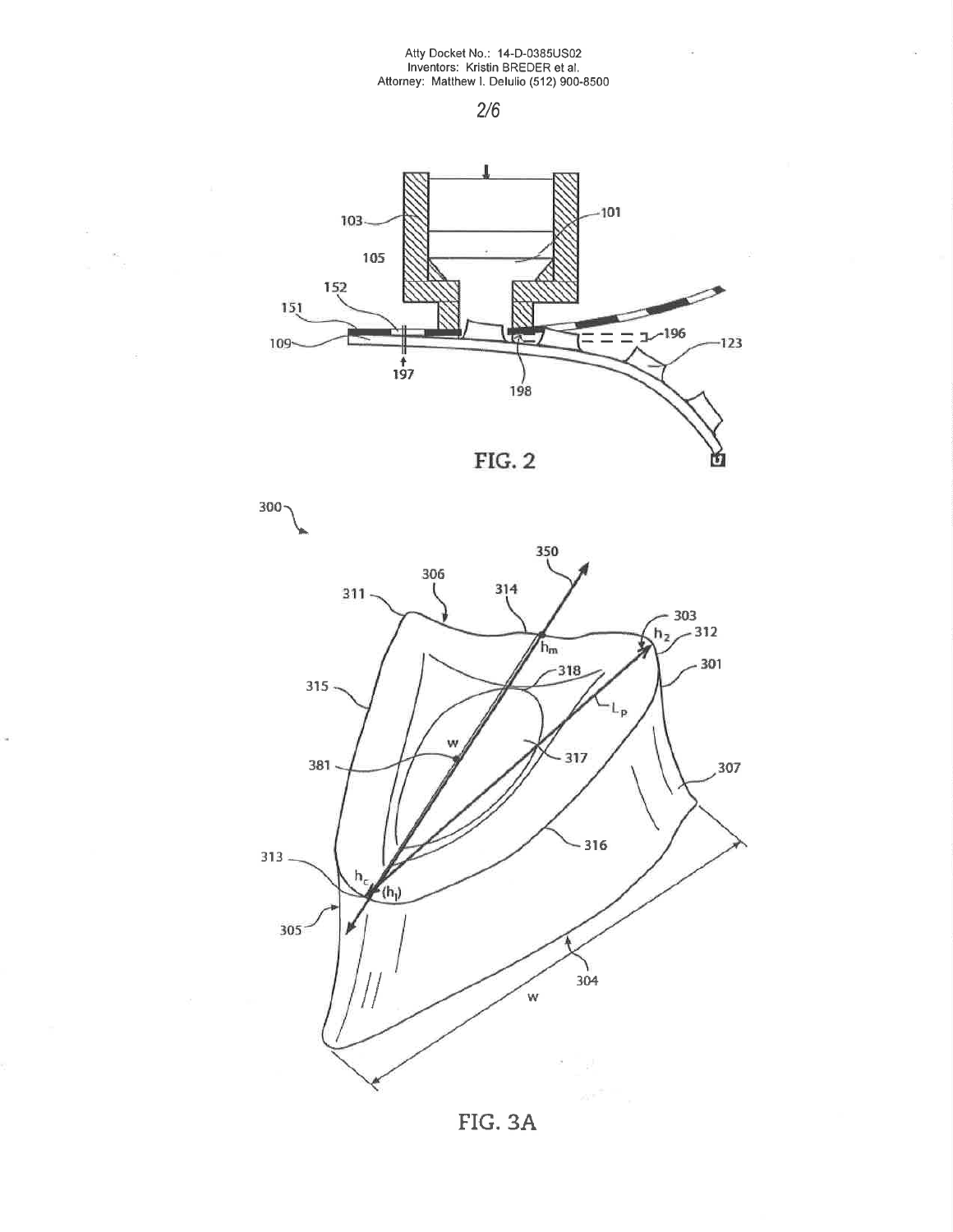FIG. 2

FIG. 3A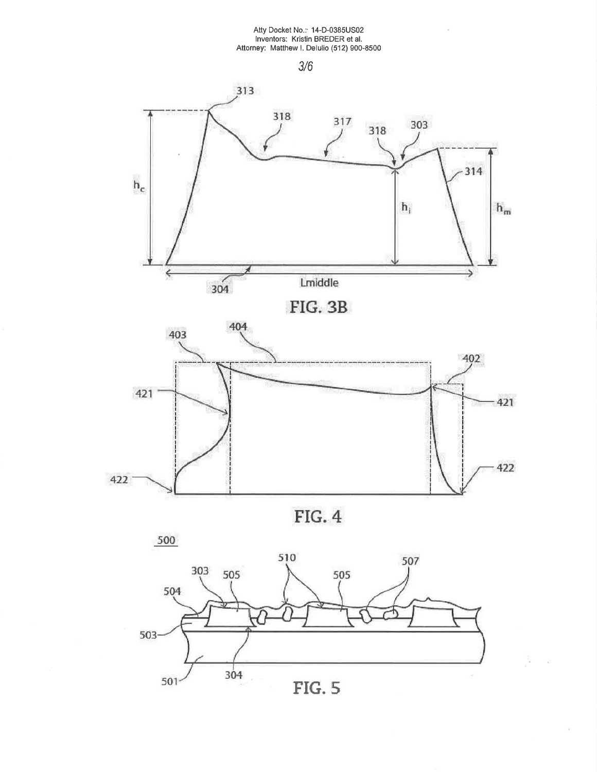FIG. 3B

FIG. 4

FIG. 5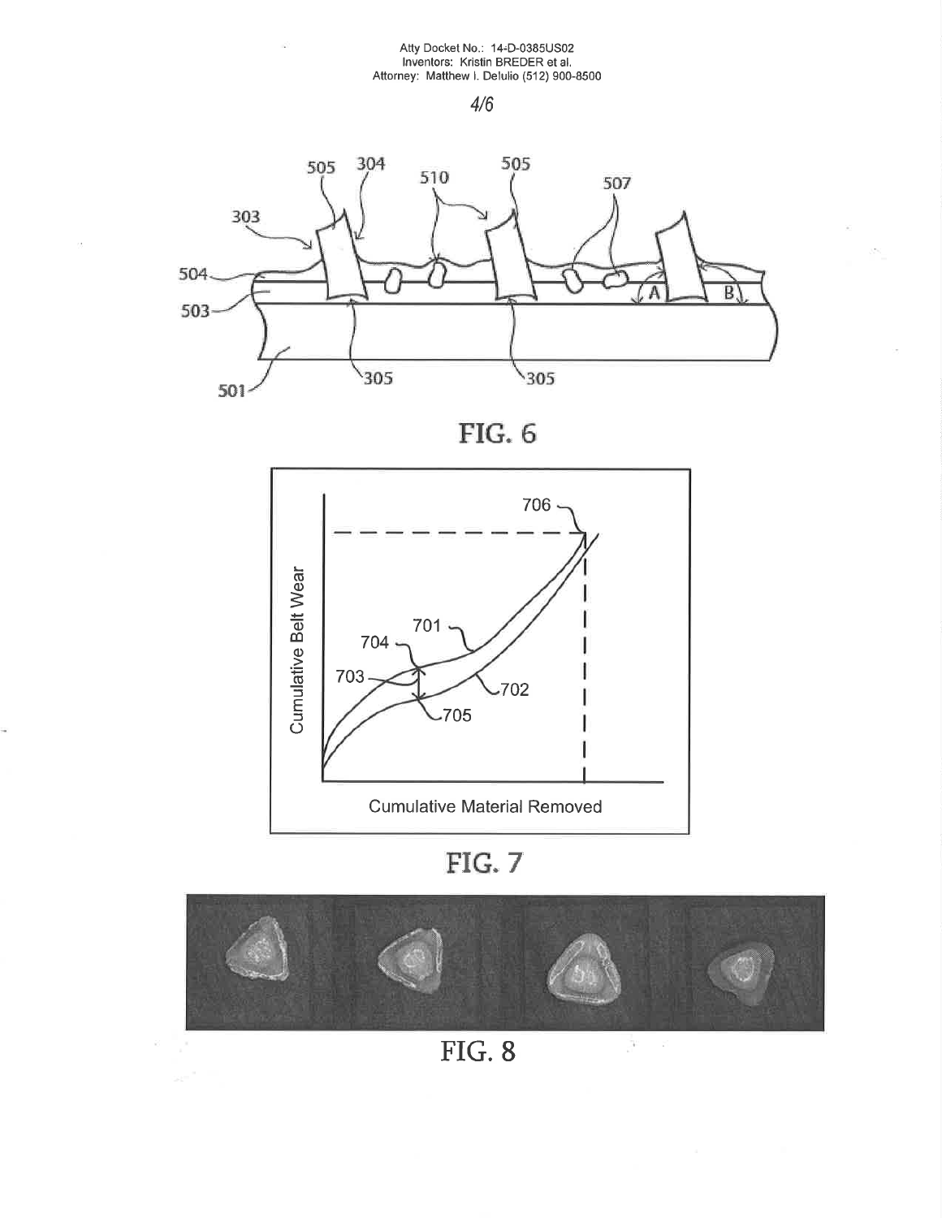FIG. 6

FIG. 7

FIG. 8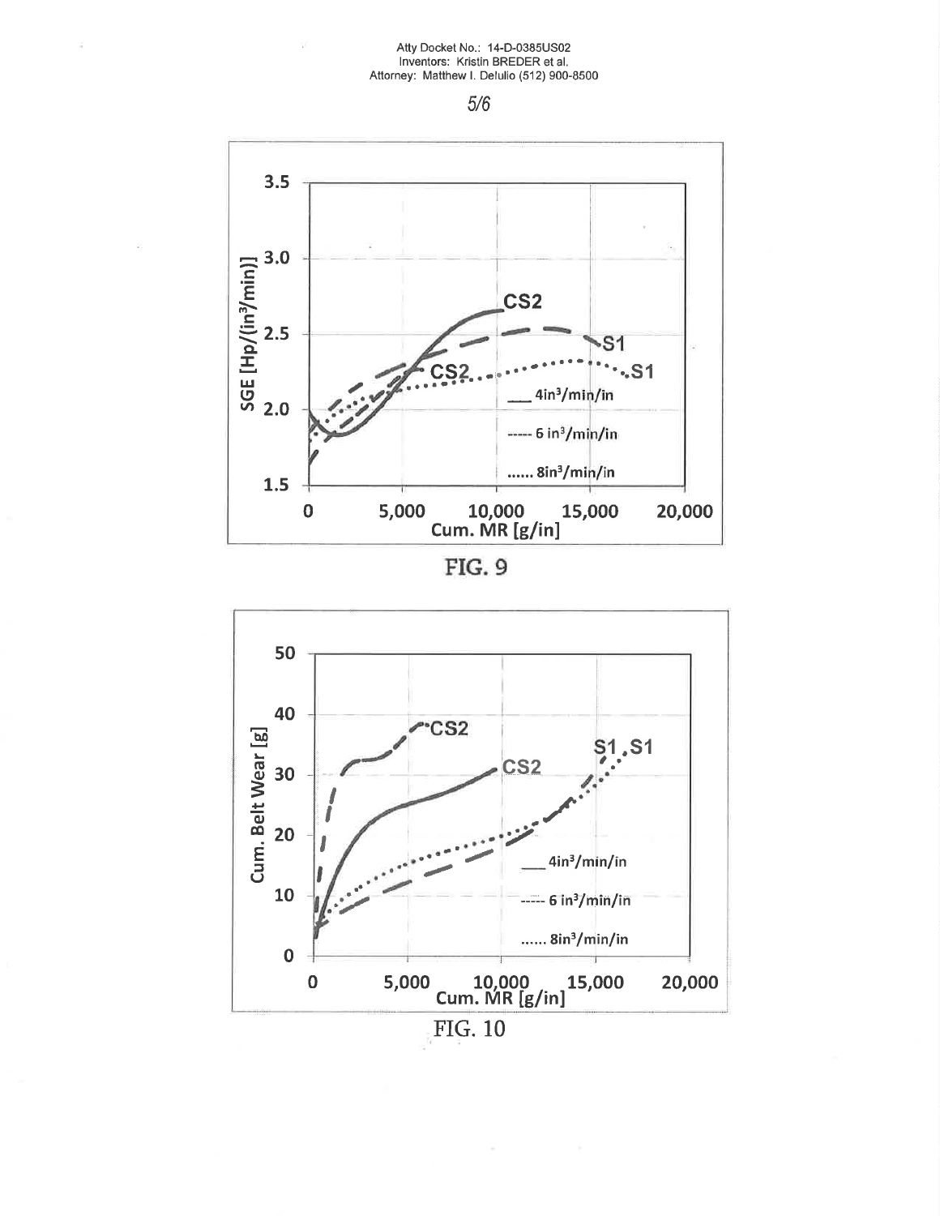FIG. 9

FIG. 10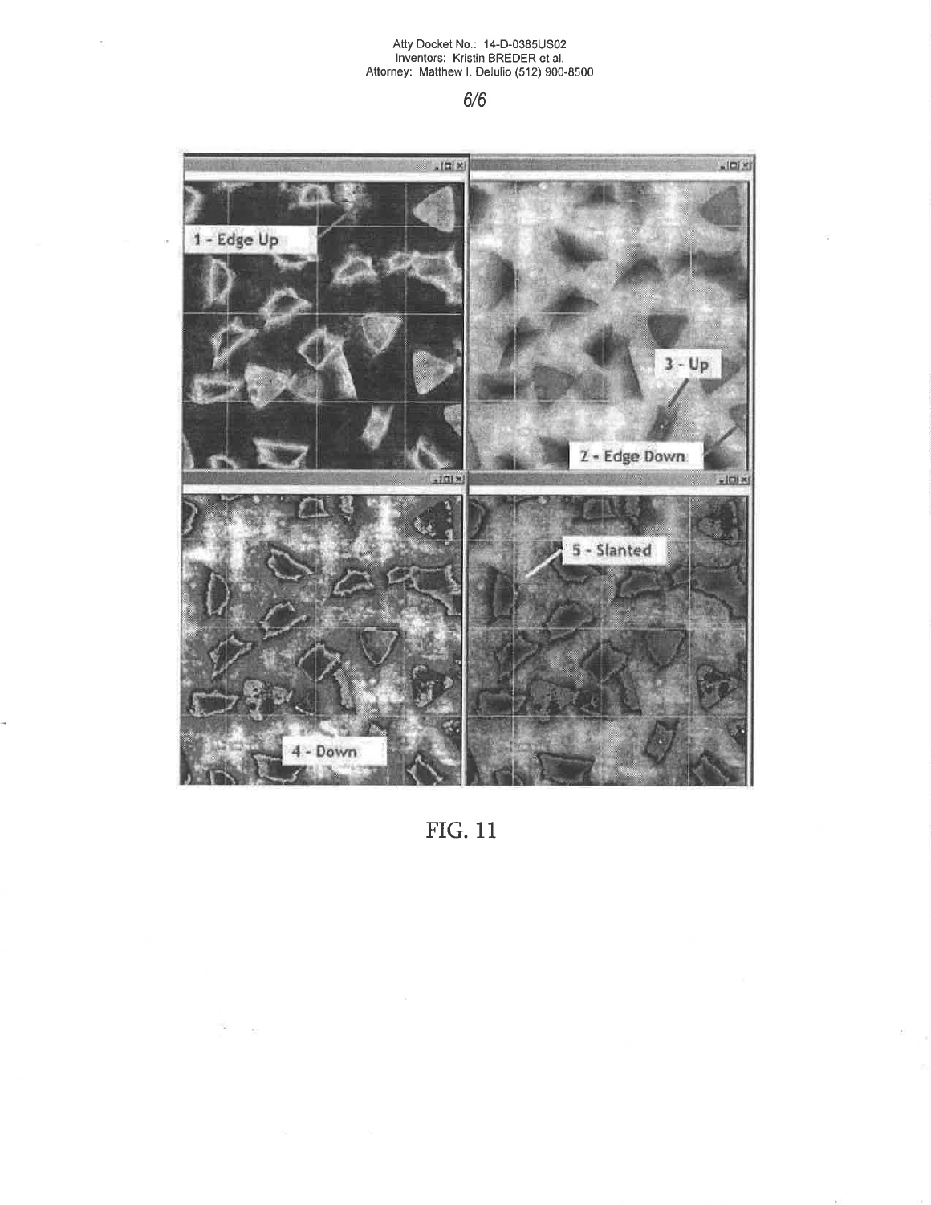1 - Edge Up

3 - Up

2 - Edge Down

5 - Slanted

4 - Down

FIG. 11